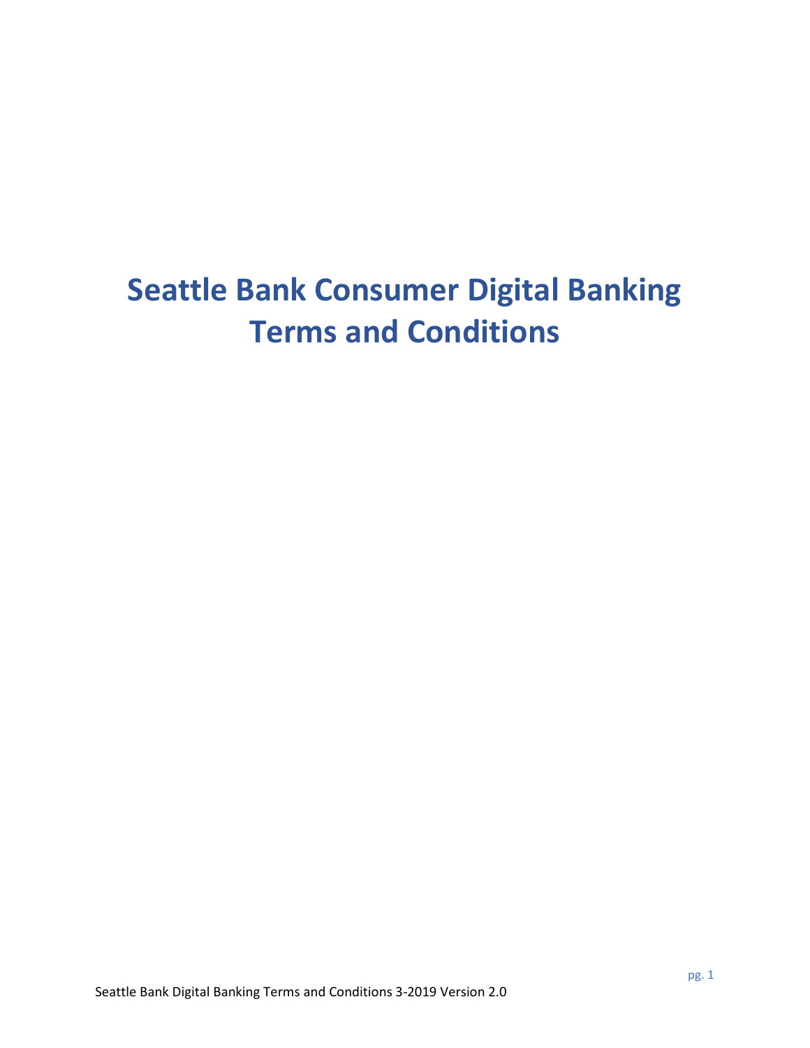# Seattle Bank Consumer Digital Banking Terms and Conditions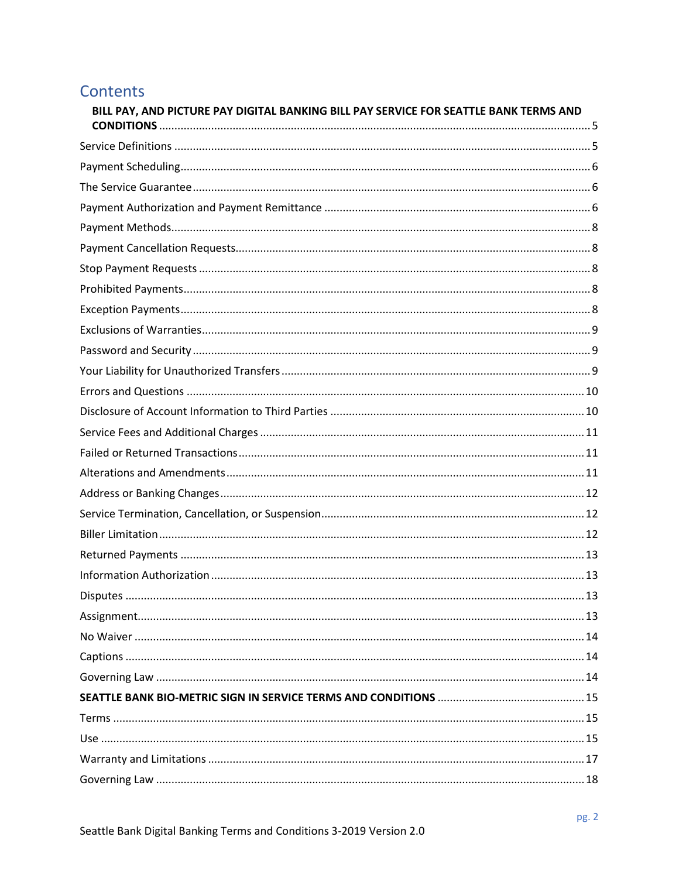# Contents

**BILL PAY, AND PICTURE PAY DIGITAL BANKING BILL PAY SERVICE FOR SEATTLE BANK TERMS AND CONDITIONS** .......... 5

Service Definitions .......... 5

Payment Scheduling .......... 6

The Service Guarantee .......... 6

Payment Authorization and Payment Remittance .......... 6

Payment Methods .......... 8

Payment Cancellation Requests .......... 8

Stop Payment Requests .......... 8

Prohibited Payments .......... 8

Exception Payments .......... 8

Exclusions of Warranties .......... 9

Password and Security .......... 9

Your Liability for Unauthorized Transfers .......... 9

Errors and Questions .......... 10

Disclosure of Account Information to Third Parties .......... 10

Service Fees and Additional Charges .......... 11

Failed or Returned Transactions .......... 11

Alterations and Amendments .......... 11

Address or Banking Changes .......... 12

Service Termination, Cancellation, or Suspension .......... 12

Biller Limitation .......... 12

Returned Payments .......... 13

Information Authorization .......... 13

Disputes .......... 13

Assignment .......... 13

No Waiver .......... 14

Captions .......... 14

Governing Law .......... 14

**SEATTLE BANK BIO-METRIC SIGN IN SERVICE TERMS AND CONDITIONS** .......... 15

Terms .......... 15

Use .......... 15

Warranty and Limitations .......... 17

Governing Law .......... 18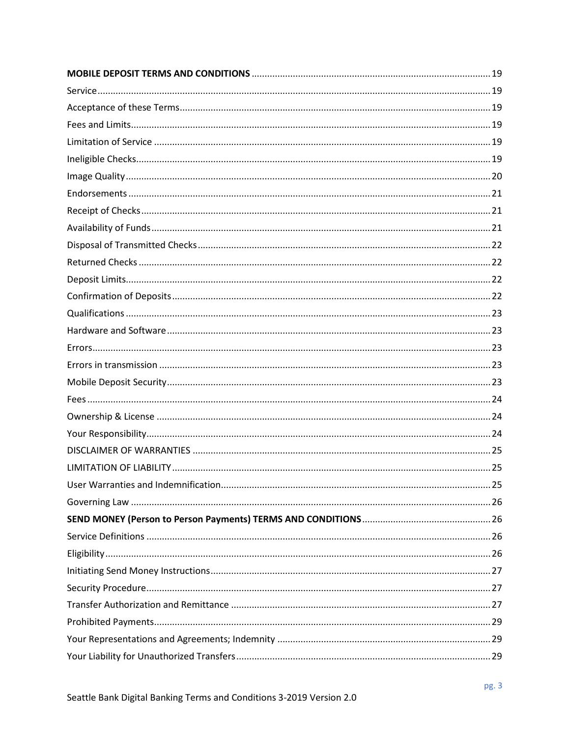**MOBILE DEPOSIT TERMS AND CONDITIONS** .......... 19
Service .......... 19
Acceptance of these Terms .......... 19
Fees and Limits .......... 19
Limitation of Service .......... 19
Ineligible Checks .......... 19
Image Quality .......... 20
Endorsements .......... 21
Receipt of Checks .......... 21
Availability of Funds .......... 21
Disposal of Transmitted Checks .......... 22
Returned Checks .......... 22
Deposit Limits .......... 22
Confirmation of Deposits .......... 22
Qualifications .......... 23
Hardware and Software .......... 23
Errors .......... 23
Errors in transmission .......... 23
Mobile Deposit Security .......... 23
Fees .......... 24
Ownership & License .......... 24
Your Responsibility .......... 24
DISCLAIMER OF WARRANTIES .......... 25
LIMITATION OF LIABILITY .......... 25
User Warranties and Indemnification .......... 25
Governing Law .......... 26
**SEND MONEY (Person to Person Payments) TERMS AND CONDITIONS** .......... 26
Service Definitions .......... 26
Eligibility .......... 26
Initiating Send Money Instructions .......... 27
Security Procedure .......... 27
Transfer Authorization and Remittance .......... 27
Prohibited Payments .......... 29
Your Representations and Agreements; Indemnity .......... 29
Your Liability for Unauthorized Transfers .......... 29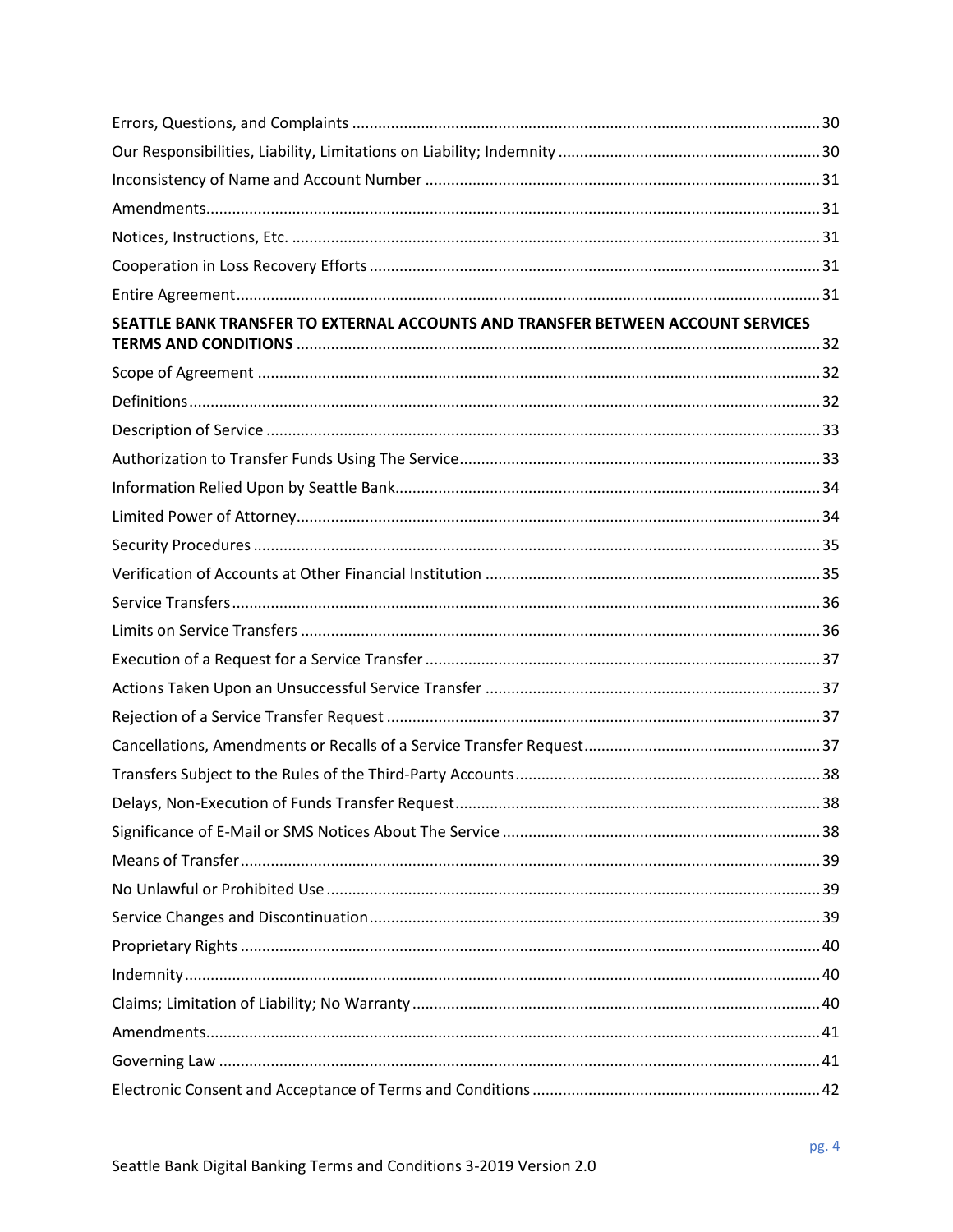Errors, Questions, and Complaints ............................................................................................................ 30

Our Responsibilities, Liability, Limitations on Liability; Indemnity ............................................................ 30

Inconsistency of Name and Account Number ........................................................................................... 31

Amendments............................................................................................................................................. 31

Notices, Instructions, Etc. .......................................................................................................................... 31

Cooperation in Loss Recovery Efforts ........................................................................................................ 31

Entire Agreement....................................................................................................................................... 31

**SEATTLE BANK TRANSFER TO EXTERNAL ACCOUNTS AND TRANSFER BETWEEN ACCOUNT SERVICES TERMS AND CONDITIONS** ......................................................................................................................... 32

Scope of Agreement .................................................................................................................................. 32

Definitions.................................................................................................................................................. 32

Description of Service ................................................................................................................................ 33

Authorization to Transfer Funds Using The Service................................................................................... 33

Information Relied Upon by Seattle Bank.................................................................................................. 34

Limited Power of Attorney......................................................................................................................... 34

Security Procedures ................................................................................................................................... 35

Verification of Accounts at Other Financial Institution ............................................................................. 35

Service Transfers........................................................................................................................................ 36

Limits on Service Transfers ........................................................................................................................ 36

Execution of a Request for a Service Transfer ........................................................................................... 37

Actions Taken Upon an Unsuccessful Service Transfer ............................................................................. 37

Rejection of a Service Transfer Request .................................................................................................... 37

Cancellations, Amendments or Recalls of a Service Transfer Request...................................................... 37

Transfers Subject to the Rules of the Third-Party Accounts....................................................................... 38

Delays, Non-Execution of Funds Transfer Request.................................................................................... 38

Significance of E-Mail or SMS Notices About The Service .......................................................................... 38

Means of Transfer...................................................................................................................................... 39

No Unlawful or Prohibited Use .................................................................................................................. 39

Service Changes and Discontinuation........................................................................................................ 39

Proprietary Rights ...................................................................................................................................... 40

Indemnity................................................................................................................................................... 40

Claims; Limitation of Liability; No Warranty .............................................................................................. 40

Amendments............................................................................................................................................. 41

Governing Law ........................................................................................................................................... 41

Electronic Consent and Acceptance of Terms and Conditions .................................................................. 42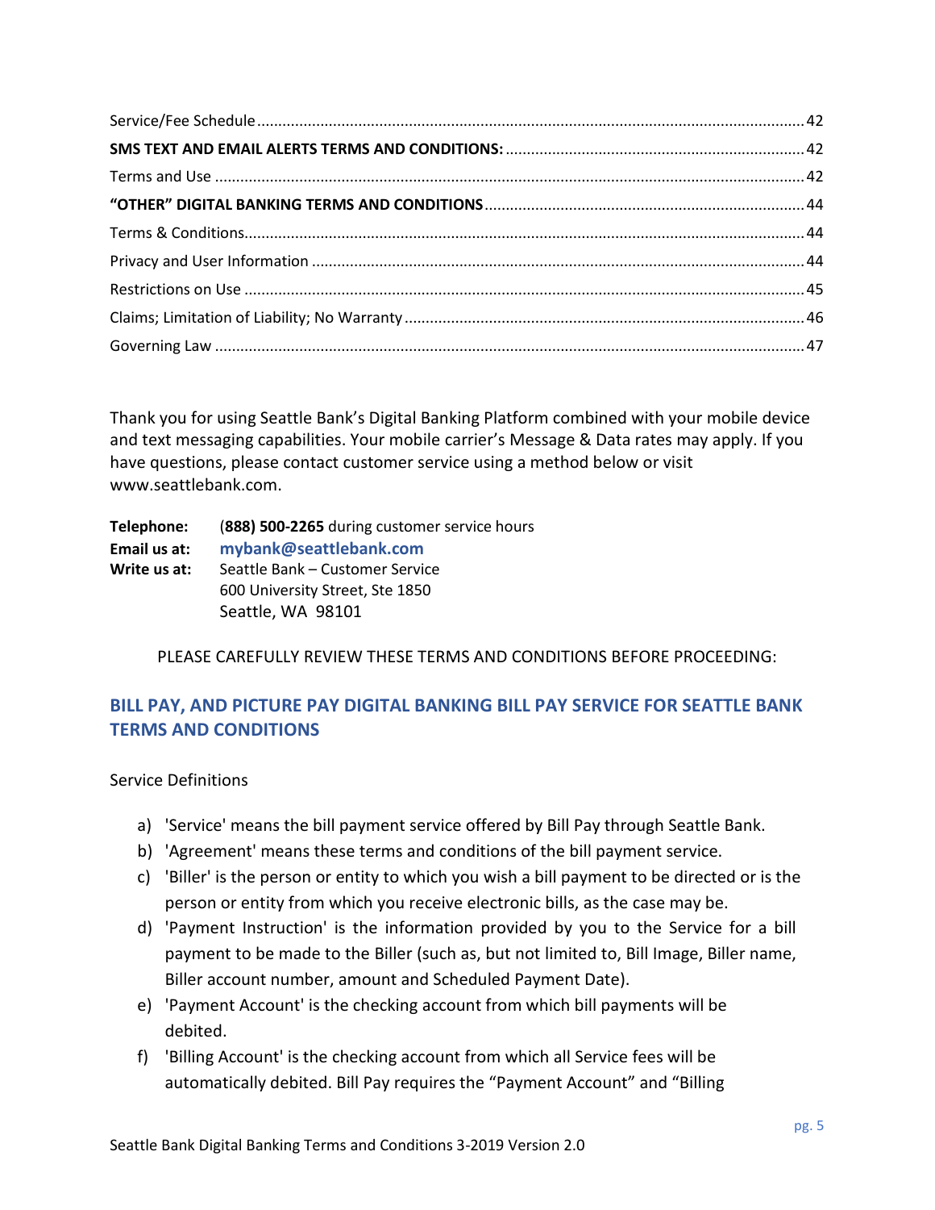| | |
|---|---|
| Service/Fee Schedule | 42 |
| **SMS TEXT AND EMAIL ALERTS TERMS AND CONDITIONS:** | 42 |
| Terms and Use | 42 |
| **"OTHER" DIGITAL BANKING TERMS AND CONDITIONS** | 44 |
| Terms & Conditions | 44 |
| Privacy and User Information | 44 |
| Restrictions on Use | 45 |
| Claims; Limitation of Liability; No Warranty | 46 |
| Governing Law | 47 |

Thank you for using Seattle Bank's Digital Banking Platform combined with your mobile device and text messaging capabilities. Your mobile carrier's Message & Data rates may apply. If you have questions, please contact customer service using a method below or visit www.seattlebank.com.

**Telephone:** (**888) 500-2265** during customer service hours
**Email us at:** **mybank@seattlebank.com**
**Write us at:** Seattle Bank – Customer Service
600 University Street, Ste 1850
Seattle, WA 98101

PLEASE CAREFULLY REVIEW THESE TERMS AND CONDITIONS BEFORE PROCEEDING:

## BILL PAY, AND PICTURE PAY DIGITAL BANKING BILL PAY SERVICE FOR SEATTLE BANK TERMS AND CONDITIONS

Service Definitions

a) 'Service' means the bill payment service offered by Bill Pay through Seattle Bank.
b) 'Agreement' means these terms and conditions of the bill payment service.
c) 'Biller' is the person or entity to which you wish a bill payment to be directed or is the person or entity from which you receive electronic bills, as the case may be.
d) 'Payment Instruction' is the information provided by you to the Service for a bill payment to be made to the Biller (such as, but not limited to, Bill Image, Biller name, Biller account number, amount and Scheduled Payment Date).
e) 'Payment Account' is the checking account from which bill payments will be debited.
f) 'Billing Account' is the checking account from which all Service fees will be automatically debited. Bill Pay requires the "Payment Account" and "Billing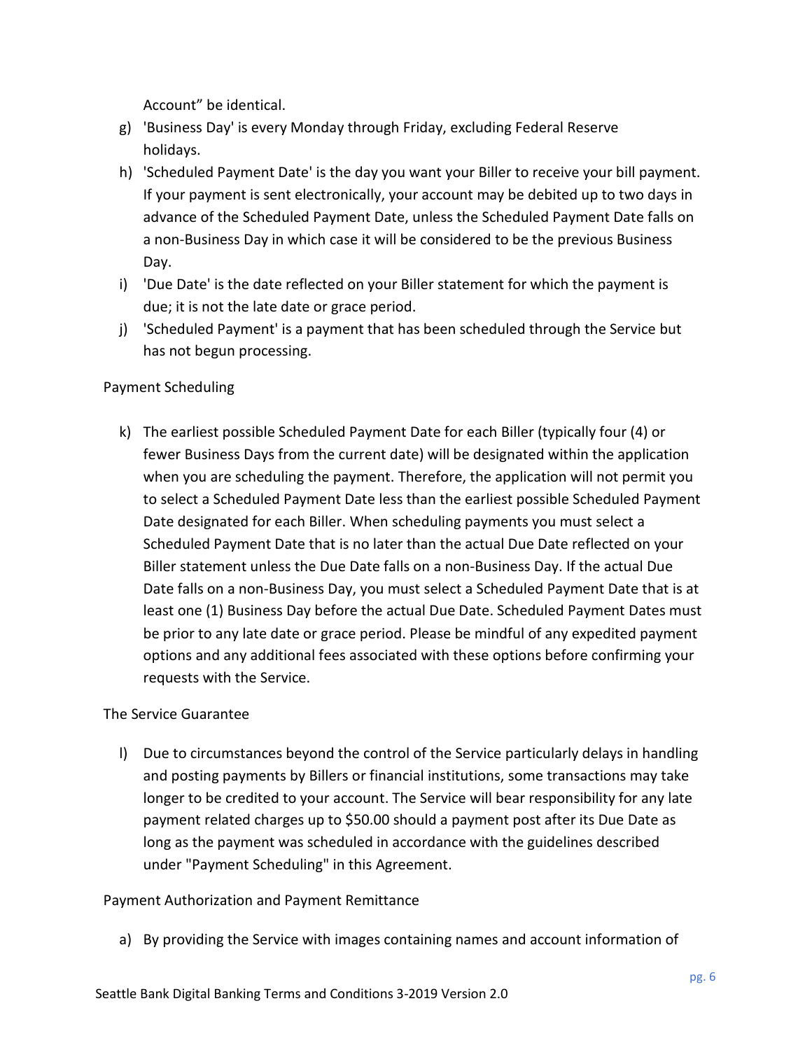Account" be identical.

g) 'Business Day' is every Monday through Friday, excluding Federal Reserve holidays.
h) 'Scheduled Payment Date' is the day you want your Biller to receive your bill payment. If your payment is sent electronically, your account may be debited up to two days in advance of the Scheduled Payment Date, unless the Scheduled Payment Date falls on a non-Business Day in which case it will be considered to be the previous Business Day.
i) 'Due Date' is the date reflected on your Biller statement for which the payment is due; it is not the late date or grace period.
j) 'Scheduled Payment' is a payment that has been scheduled through the Service but has not begun processing.

Payment Scheduling

k) The earliest possible Scheduled Payment Date for each Biller (typically four (4) or fewer Business Days from the current date) will be designated within the application when you are scheduling the payment. Therefore, the application will not permit you to select a Scheduled Payment Date less than the earliest possible Scheduled Payment Date designated for each Biller. When scheduling payments you must select a Scheduled Payment Date that is no later than the actual Due Date reflected on your Biller statement unless the Due Date falls on a non-Business Day. If the actual Due Date falls on a non-Business Day, you must select a Scheduled Payment Date that is at least one (1) Business Day before the actual Due Date. Scheduled Payment Dates must be prior to any late date or grace period. Please be mindful of any expedited payment options and any additional fees associated with these options before confirming your requests with the Service.

The Service Guarantee

l) Due to circumstances beyond the control of the Service particularly delays in handling and posting payments by Billers or financial institutions, some transactions may take longer to be credited to your account. The Service will bear responsibility for any late payment related charges up to $50.00 should a payment post after its Due Date as long as the payment was scheduled in accordance with the guidelines described under "Payment Scheduling" in this Agreement.

Payment Authorization and Payment Remittance

a) By providing the Service with images containing names and account information of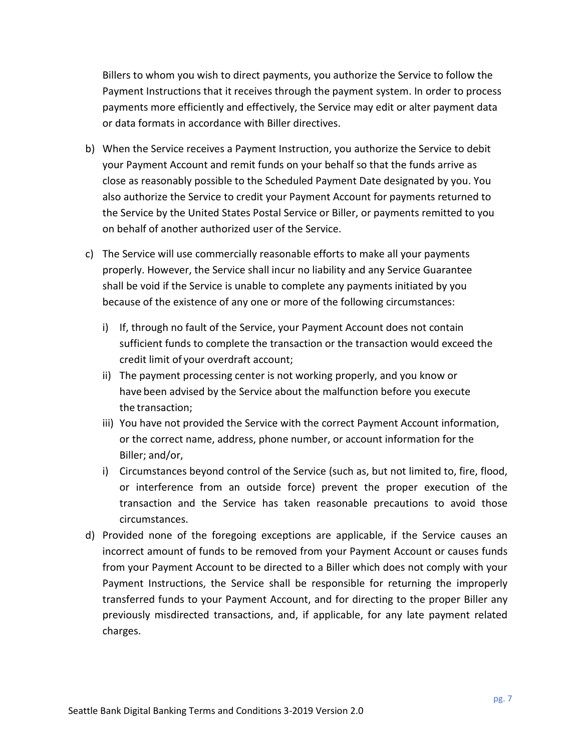Billers to whom you wish to direct payments, you authorize the Service to follow the Payment Instructions that it receives through the payment system. In order to process payments more efficiently and effectively, the Service may edit or alter payment data or data formats in accordance with Biller directives.

b) When the Service receives a Payment Instruction, you authorize the Service to debit your Payment Account and remit funds on your behalf so that the funds arrive as close as reasonably possible to the Scheduled Payment Date designated by you. You also authorize the Service to credit your Payment Account for payments returned to the Service by the United States Postal Service or Biller, or payments remitted to you on behalf of another authorized user of the Service.

c) The Service will use commercially reasonable efforts to make all your payments properly. However, the Service shall incur no liability and any Service Guarantee shall be void if the Service is unable to complete any payments initiated by you because of the existence of any one or more of the following circumstances:

   i) If, through no fault of the Service, your Payment Account does not contain sufficient funds to complete the transaction or the transaction would exceed the credit limit of your overdraft account;

   ii) The payment processing center is not working properly, and you know or have been advised by the Service about the malfunction before you execute the transaction;

   iii) You have not provided the Service with the correct Payment Account information, or the correct name, address, phone number, or account information for the Biller; and/or,

   i) Circumstances beyond control of the Service (such as, but not limited to, fire, flood, or interference from an outside force) prevent the proper execution of the transaction and the Service has taken reasonable precautions to avoid those circumstances.

d) Provided none of the foregoing exceptions are applicable, if the Service causes an incorrect amount of funds to be removed from your Payment Account or causes funds from your Payment Account to be directed to a Biller which does not comply with your Payment Instructions, the Service shall be responsible for returning the improperly transferred funds to your Payment Account, and for directing to the proper Biller any previously misdirected transactions, and, if applicable, for any late payment related charges.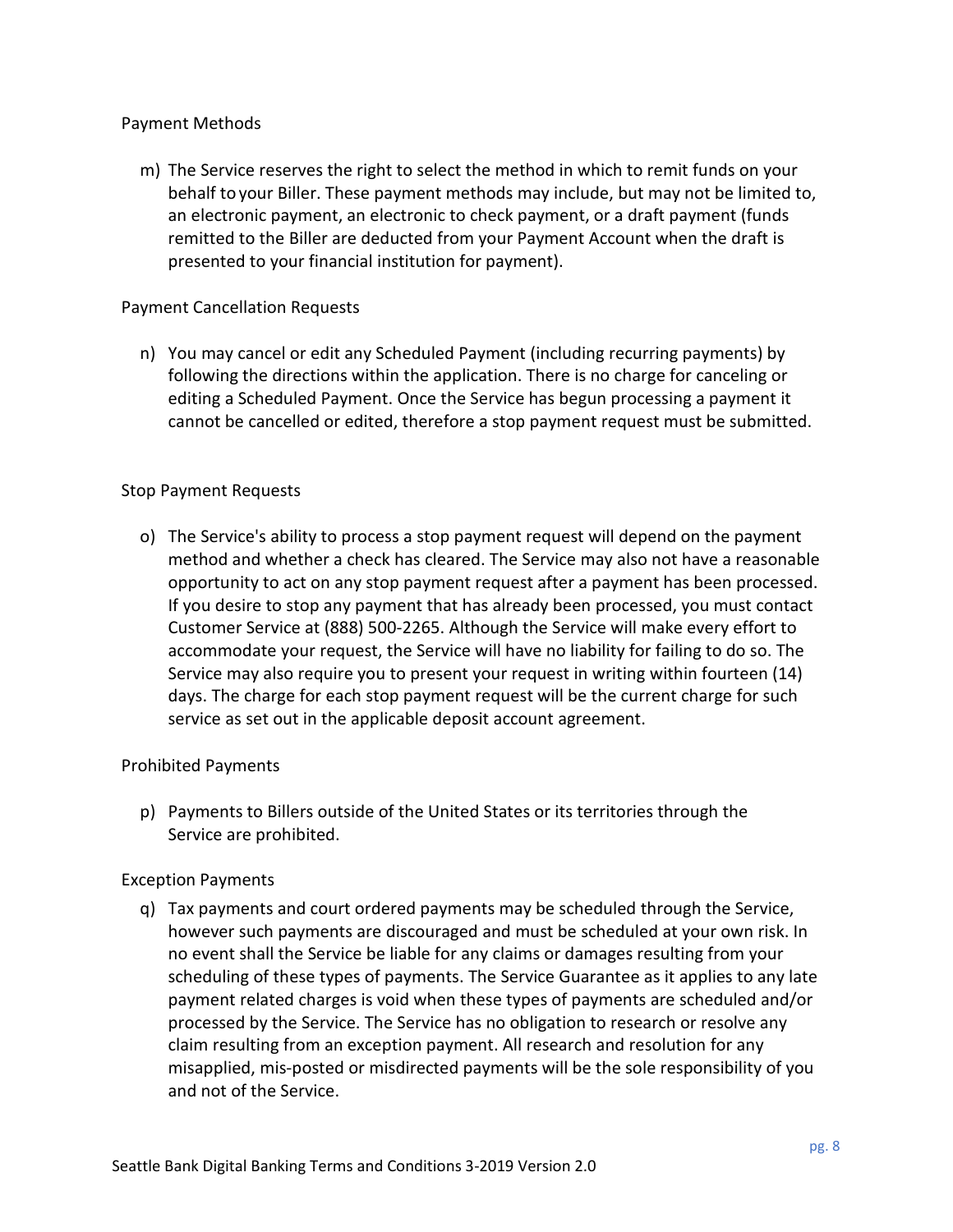Payment Methods

m) The Service reserves the right to select the method in which to remit funds on your behalf to your Biller. These payment methods may include, but may not be limited to, an electronic payment, an electronic to check payment, or a draft payment (funds remitted to the Biller are deducted from your Payment Account when the draft is presented to your financial institution for payment).

Payment Cancellation Requests

n) You may cancel or edit any Scheduled Payment (including recurring payments) by following the directions within the application. There is no charge for canceling or editing a Scheduled Payment. Once the Service has begun processing a payment it cannot be cancelled or edited, therefore a stop payment request must be submitted.

Stop Payment Requests

o) The Service's ability to process a stop payment request will depend on the payment method and whether a check has cleared. The Service may also not have a reasonable opportunity to act on any stop payment request after a payment has been processed. If you desire to stop any payment that has already been processed, you must contact Customer Service at (888) 500-2265. Although the Service will make every effort to accommodate your request, the Service will have no liability for failing to do so. The Service may also require you to present your request in writing within fourteen (14) days. The charge for each stop payment request will be the current charge for such service as set out in the applicable deposit account agreement.

Prohibited Payments

p) Payments to Billers outside of the United States or its territories through the Service are prohibited.

Exception Payments

q) Tax payments and court ordered payments may be scheduled through the Service, however such payments are discouraged and must be scheduled at your own risk. In no event shall the Service be liable for any claims or damages resulting from your scheduling of these types of payments. The Service Guarantee as it applies to any late payment related charges is void when these types of payments are scheduled and/or processed by the Service. The Service has no obligation to research or resolve any claim resulting from an exception payment. All research and resolution for any misapplied, mis-posted or misdirected payments will be the sole responsibility of you and not of the Service.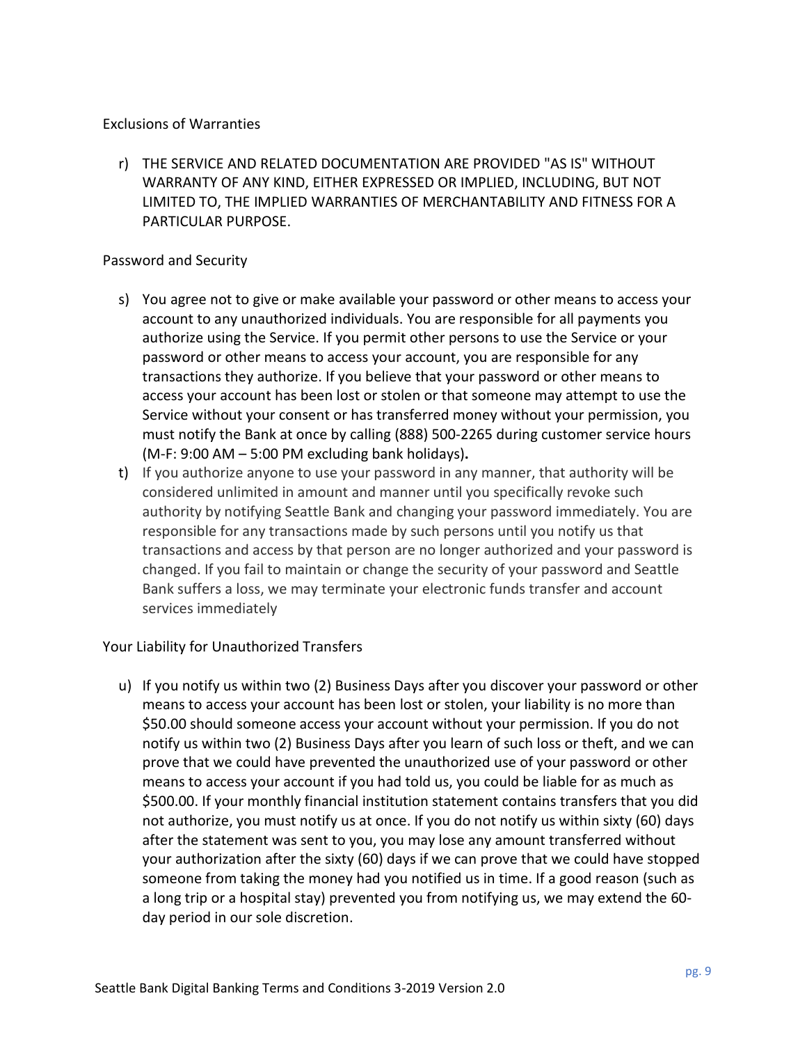## Exclusions of Warranties

r) THE SERVICE AND RELATED DOCUMENTATION ARE PROVIDED "AS IS" WITHOUT WARRANTY OF ANY KIND, EITHER EXPRESSED OR IMPLIED, INCLUDING, BUT NOT LIMITED TO, THE IMPLIED WARRANTIES OF MERCHANTABILITY AND FITNESS FOR A PARTICULAR PURPOSE.

## Password and Security

s) You agree not to give or make available your password or other means to access your account to any unauthorized individuals. You are responsible for all payments you authorize using the Service. If you permit other persons to use the Service or your password or other means to access your account, you are responsible for any transactions they authorize. If you believe that your password or other means to access your account has been lost or stolen or that someone may attempt to use the Service without your consent or has transferred money without your permission, you must notify the Bank at once by calling (888) 500-2265 during customer service hours (M-F: 9:00 AM – 5:00 PM excluding bank holidays)**.**

t) If you authorize anyone to use your password in any manner, that authority will be considered unlimited in amount and manner until you specifically revoke such authority by notifying Seattle Bank and changing your password immediately. You are responsible for any transactions made by such persons until you notify us that transactions and access by that person are no longer authorized and your password is changed. If you fail to maintain or change the security of your password and Seattle Bank suffers a loss, we may terminate your electronic funds transfer and account services immediately

## Your Liability for Unauthorized Transfers

u) If you notify us within two (2) Business Days after you discover your password or other means to access your account has been lost or stolen, your liability is no more than $50.00 should someone access your account without your permission. If you do not notify us within two (2) Business Days after you learn of such loss or theft, and we can prove that we could have prevented the unauthorized use of your password or other means to access your account if you had told us, you could be liable for as much as $500.00. If your monthly financial institution statement contains transfers that you did not authorize, you must notify us at once. If you do not notify us within sixty (60) days after the statement was sent to you, you may lose any amount transferred without your authorization after the sixty (60) days if we can prove that we could have stopped someone from taking the money had you notified us in time. If a good reason (such as a long trip or a hospital stay) prevented you from notifying us, we may extend the 60-day period in our sole discretion.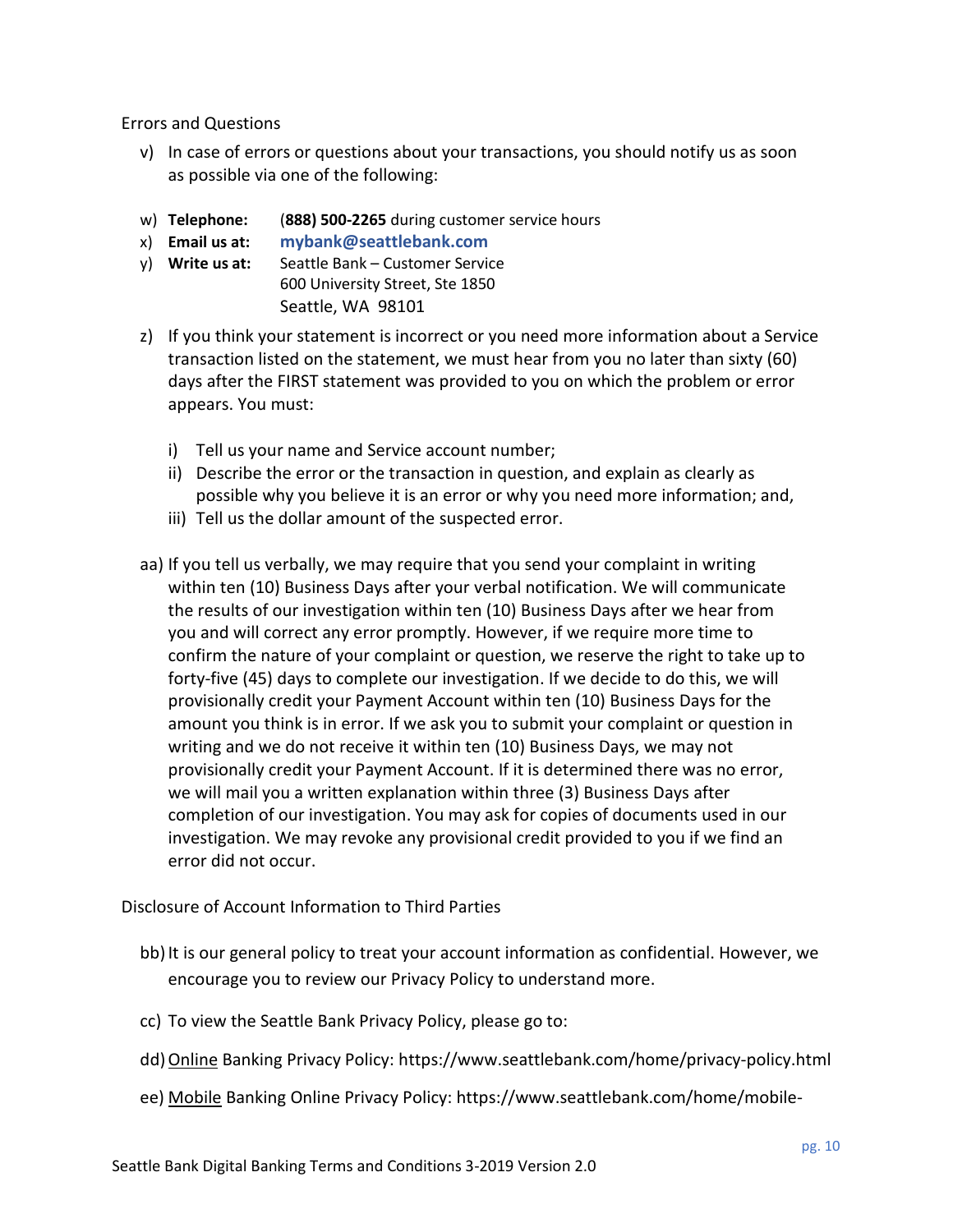Errors and Questions

v) In case of errors or questions about your transactions, you should notify us as soon as possible via one of the following:

w) **Telephone:** (**888) 500-2265** during customer service hours
x) **Email us at:** **mybank@seattlebank.com**
y) **Write us at:** Seattle Bank – Customer Service
600 University Street, Ste 1850
Seattle, WA 98101

z) If you think your statement is incorrect or you need more information about a Service transaction listed on the statement, we must hear from you no later than sixty (60) days after the FIRST statement was provided to you on which the problem or error appears. You must:

   i) Tell us your name and Service account number;
   ii) Describe the error or the transaction in question, and explain as clearly as possible why you believe it is an error or why you need more information; and,
   iii) Tell us the dollar amount of the suspected error.

aa) If you tell us verbally, we may require that you send your complaint in writing within ten (10) Business Days after your verbal notification. We will communicate the results of our investigation within ten (10) Business Days after we hear from you and will correct any error promptly. However, if we require more time to confirm the nature of your complaint or question, we reserve the right to take up to forty-five (45) days to complete our investigation. If we decide to do this, we will provisionally credit your Payment Account within ten (10) Business Days for the amount you think is in error. If we ask you to submit your complaint or question in writing and we do not receive it within ten (10) Business Days, we may not provisionally credit your Payment Account. If it is determined there was no error, we will mail you a written explanation within three (3) Business Days after completion of our investigation. You may ask for copies of documents used in our investigation. We may revoke any provisional credit provided to you if we find an error did not occur.

Disclosure of Account Information to Third Parties

bb) It is our general policy to treat your account information as confidential. However, we encourage you to review our Privacy Policy to understand more.

cc) To view the Seattle Bank Privacy Policy, please go to:

dd) Online Banking Privacy Policy: https://www.seattlebank.com/home/privacy-policy.html

ee) Mobile Banking Online Privacy Policy: https://www.seattlebank.com/home/mobile-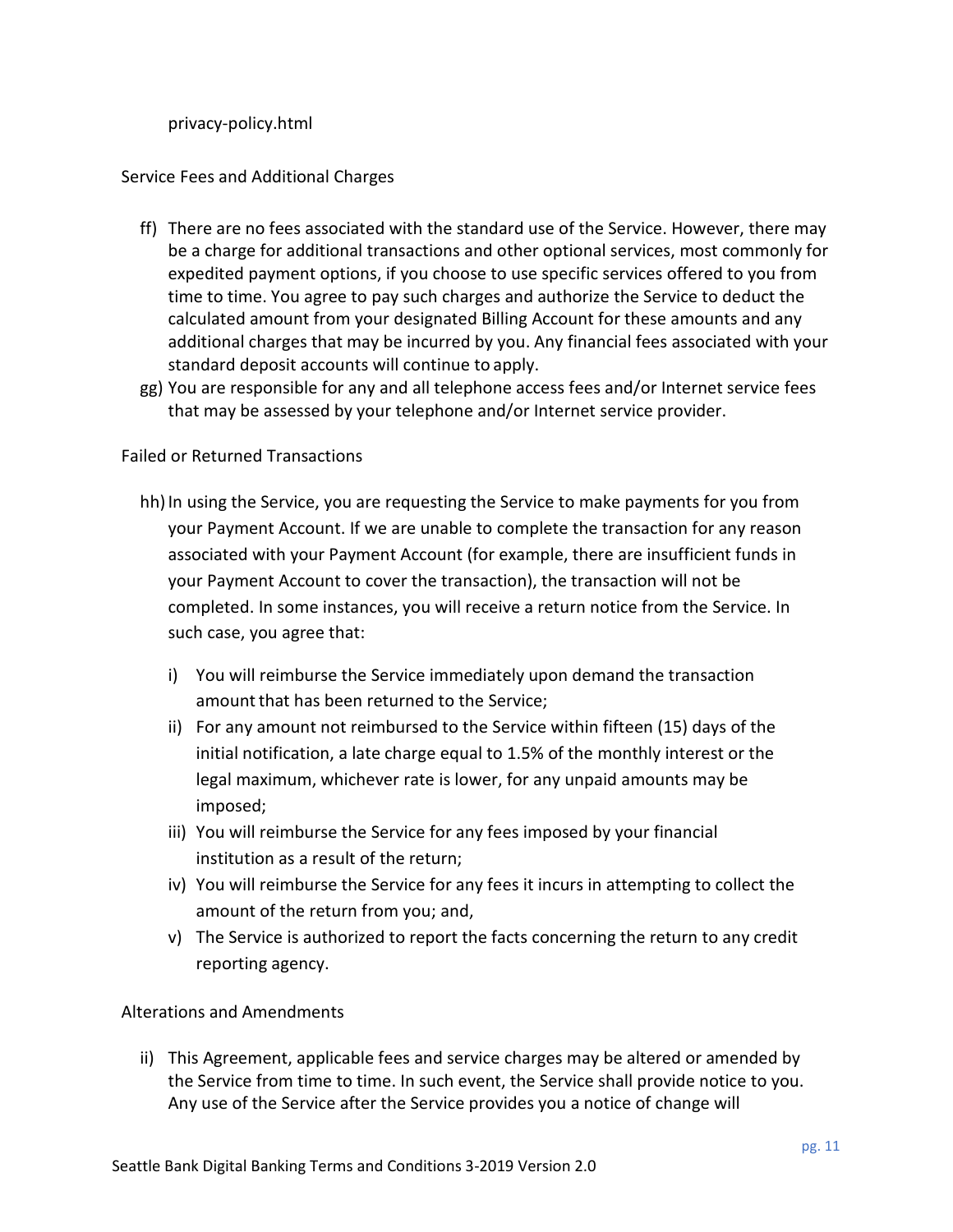privacy-policy.html

Service Fees and Additional Charges

ff) There are no fees associated with the standard use of the Service. However, there may be a charge for additional transactions and other optional services, most commonly for expedited payment options, if you choose to use specific services offered to you from time to time. You agree to pay such charges and authorize the Service to deduct the calculated amount from your designated Billing Account for these amounts and any additional charges that may be incurred by you. Any financial fees associated with your standard deposit accounts will continue to apply.

gg) You are responsible for any and all telephone access fees and/or Internet service fees that may be assessed by your telephone and/or Internet service provider.

Failed or Returned Transactions

hh) In using the Service, you are requesting the Service to make payments for you from your Payment Account. If we are unable to complete the transaction for any reason associated with your Payment Account (for example, there are insufficient funds in your Payment Account to cover the transaction), the transaction will not be completed. In some instances, you will receive a return notice from the Service. In such case, you agree that:

   i) You will reimburse the Service immediately upon demand the transaction amount that has been returned to the Service;
   ii) For any amount not reimbursed to the Service within fifteen (15) days of the initial notification, a late charge equal to 1.5% of the monthly interest or the legal maximum, whichever rate is lower, for any unpaid amounts may be imposed;
   iii) You will reimburse the Service for any fees imposed by your financial institution as a result of the return;
   iv) You will reimburse the Service for any fees it incurs in attempting to collect the amount of the return from you; and,
   v) The Service is authorized to report the facts concerning the return to any credit reporting agency.

Alterations and Amendments

ii) This Agreement, applicable fees and service charges may be altered or amended by the Service from time to time. In such event, the Service shall provide notice to you. Any use of the Service after the Service provides you a notice of change will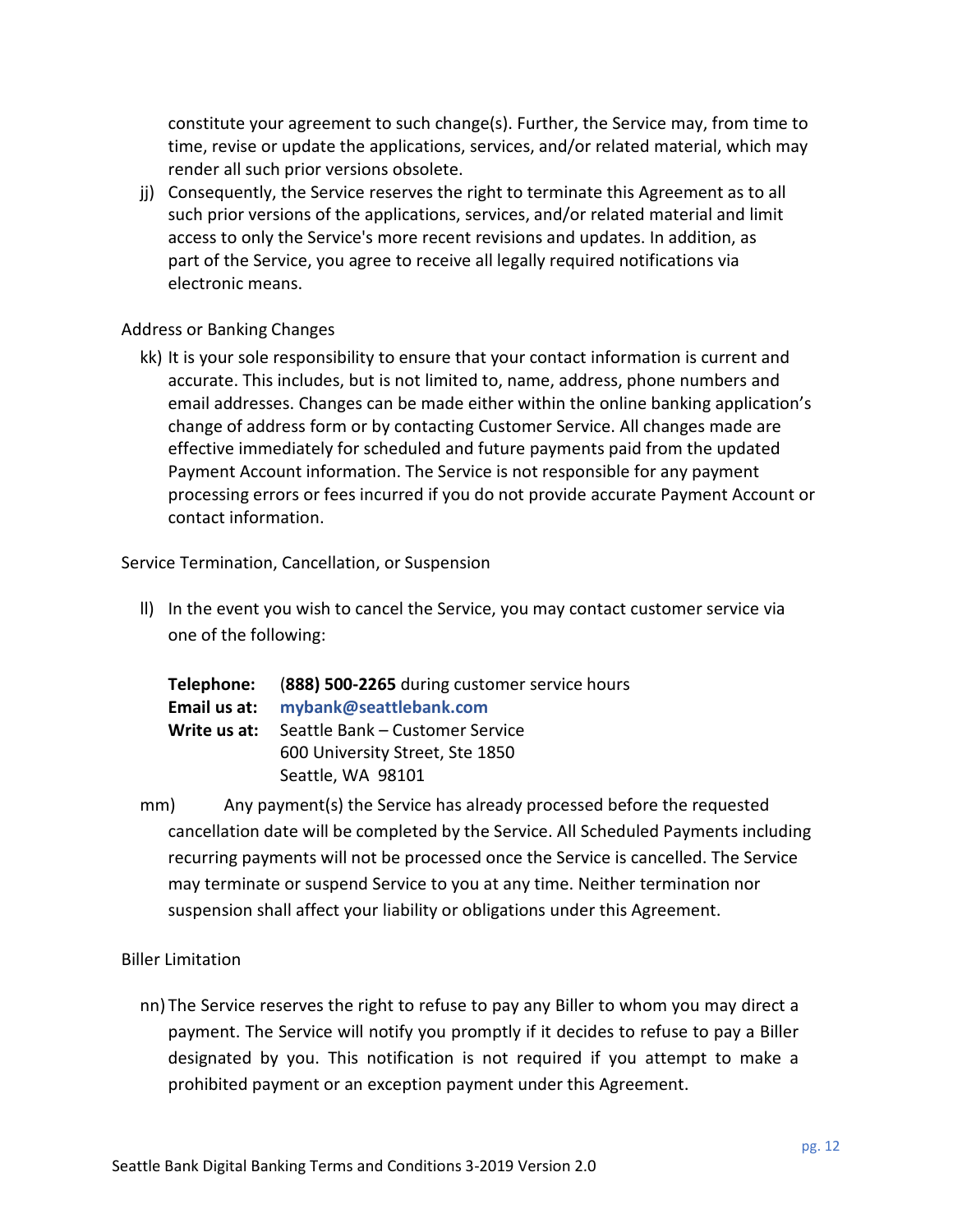constitute your agreement to such change(s). Further, the Service may, from time to time, revise or update the applications, services, and/or related material, which may render all such prior versions obsolete.

jj) Consequently, the Service reserves the right to terminate this Agreement as to all such prior versions of the applications, services, and/or related material and limit access to only the Service's more recent revisions and updates. In addition, as part of the Service, you agree to receive all legally required notifications via electronic means.

Address or Banking Changes

kk) It is your sole responsibility to ensure that your contact information is current and accurate. This includes, but is not limited to, name, address, phone numbers and email addresses. Changes can be made either within the online banking application's change of address form or by contacting Customer Service. All changes made are effective immediately for scheduled and future payments paid from the updated Payment Account information. The Service is not responsible for any payment processing errors or fees incurred if you do not provide accurate Payment Account or contact information.

Service Termination, Cancellation, or Suspension

ll) In the event you wish to cancel the Service, you may contact customer service via one of the following:

**Telephone:** (**888) 500-2265** during customer service hours
**Email us at:** **mybank@seattlebank.com**
**Write us at:** Seattle Bank – Customer Service
600 University Street, Ste 1850
Seattle, WA 98101

mm) Any payment(s) the Service has already processed before the requested cancellation date will be completed by the Service. All Scheduled Payments including recurring payments will not be processed once the Service is cancelled. The Service may terminate or suspend Service to you at any time. Neither termination nor suspension shall affect your liability or obligations under this Agreement.

Biller Limitation

nn) The Service reserves the right to refuse to pay any Biller to whom you may direct a payment. The Service will notify you promptly if it decides to refuse to pay a Biller designated by you. This notification is not required if you attempt to make a prohibited payment or an exception payment under this Agreement.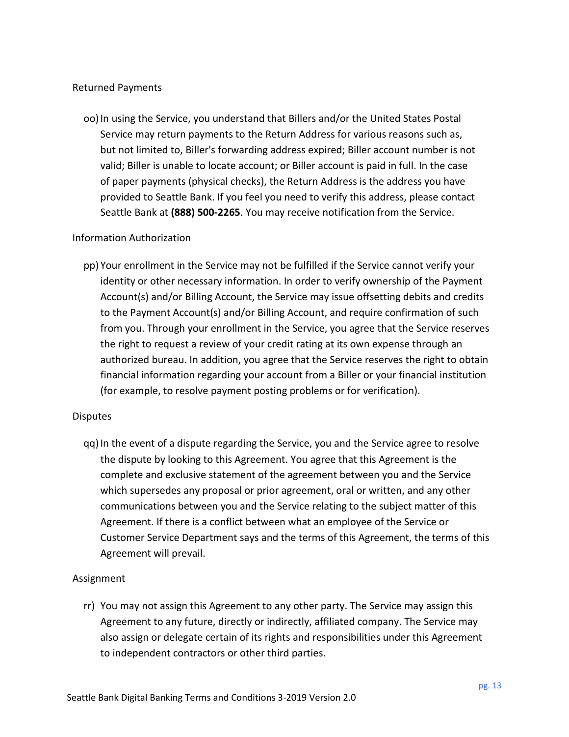Returned Payments

oo) In using the Service, you understand that Billers and/or the United States Postal Service may return payments to the Return Address for various reasons such as, but not limited to, Biller's forwarding address expired; Biller account number is not valid; Biller is unable to locate account; or Biller account is paid in full. In the case of paper payments (physical checks), the Return Address is the address you have provided to Seattle Bank. If you feel you need to verify this address, please contact Seattle Bank at **(888) 500-2265**. You may receive notification from the Service.

Information Authorization

pp) Your enrollment in the Service may not be fulfilled if the Service cannot verify your identity or other necessary information. In order to verify ownership of the Payment Account(s) and/or Billing Account, the Service may issue offsetting debits and credits to the Payment Account(s) and/or Billing Account, and require confirmation of such from you. Through your enrollment in the Service, you agree that the Service reserves the right to request a review of your credit rating at its own expense through an authorized bureau. In addition, you agree that the Service reserves the right to obtain financial information regarding your account from a Biller or your financial institution (for example, to resolve payment posting problems or for verification).

Disputes

qq) In the event of a dispute regarding the Service, you and the Service agree to resolve the dispute by looking to this Agreement. You agree that this Agreement is the complete and exclusive statement of the agreement between you and the Service which supersedes any proposal or prior agreement, oral or written, and any other communications between you and the Service relating to the subject matter of this Agreement. If there is a conflict between what an employee of the Service or Customer Service Department says and the terms of this Agreement, the terms of this Agreement will prevail.

Assignment

rr) You may not assign this Agreement to any other party. The Service may assign this Agreement to any future, directly or indirectly, affiliated company. The Service may also assign or delegate certain of its rights and responsibilities under this Agreement to independent contractors or other third parties.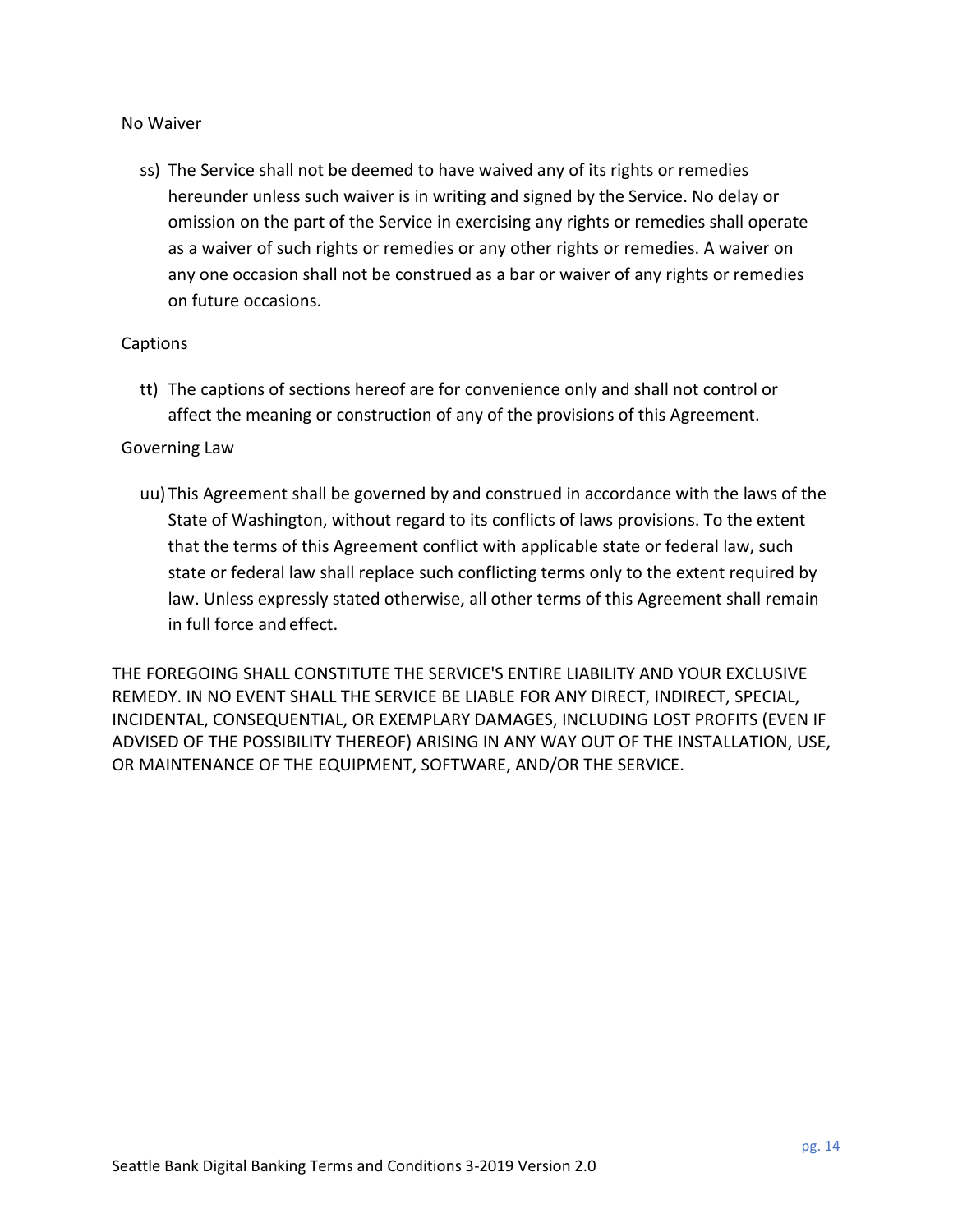No Waiver

ss) The Service shall not be deemed to have waived any of its rights or remedies hereunder unless such waiver is in writing and signed by the Service. No delay or omission on the part of the Service in exercising any rights or remedies shall operate as a waiver of such rights or remedies or any other rights or remedies. A waiver on any one occasion shall not be construed as a bar or waiver of any rights or remedies on future occasions.

Captions

tt) The captions of sections hereof are for convenience only and shall not control or affect the meaning or construction of any of the provisions of this Agreement.

Governing Law

uu) This Agreement shall be governed by and construed in accordance with the laws of the State of Washington, without regard to its conflicts of laws provisions. To the extent that the terms of this Agreement conflict with applicable state or federal law, such state or federal law shall replace such conflicting terms only to the extent required by law. Unless expressly stated otherwise, all other terms of this Agreement shall remain in full force and effect.

THE FOREGOING SHALL CONSTITUTE THE SERVICE'S ENTIRE LIABILITY AND YOUR EXCLUSIVE REMEDY. IN NO EVENT SHALL THE SERVICE BE LIABLE FOR ANY DIRECT, INDIRECT, SPECIAL, INCIDENTAL, CONSEQUENTIAL, OR EXEMPLARY DAMAGES, INCLUDING LOST PROFITS (EVEN IF ADVISED OF THE POSSIBILITY THEREOF) ARISING IN ANY WAY OUT OF THE INSTALLATION, USE, OR MAINTENANCE OF THE EQUIPMENT, SOFTWARE, AND/OR THE SERVICE.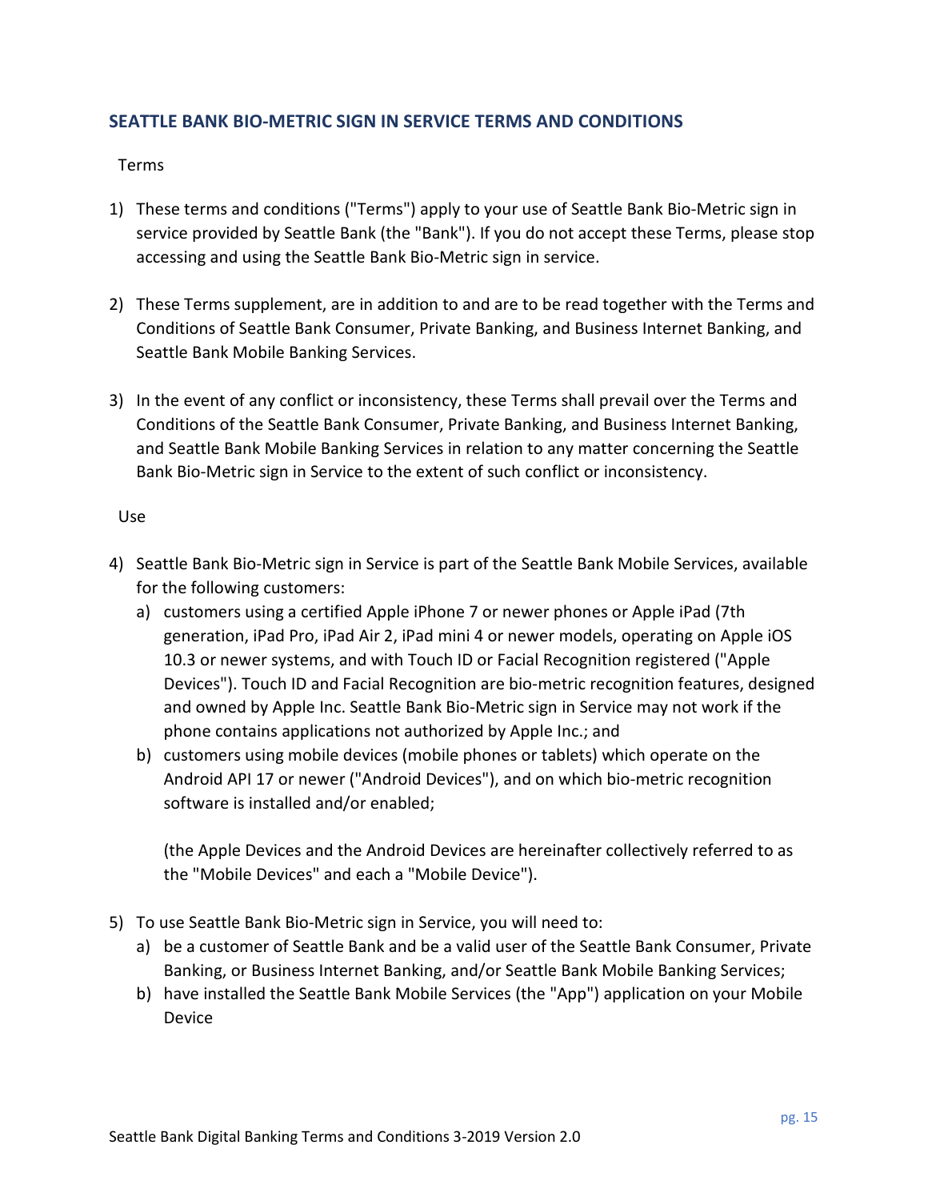## SEATTLE BANK BIO-METRIC SIGN IN SERVICE TERMS AND CONDITIONS

Terms

1) These terms and conditions ("Terms") apply to your use of Seattle Bank Bio-Metric sign in service provided by Seattle Bank (the "Bank"). If you do not accept these Terms, please stop accessing and using the Seattle Bank Bio-Metric sign in service.

2) These Terms supplement, are in addition to and are to be read together with the Terms and Conditions of Seattle Bank Consumer, Private Banking, and Business Internet Banking, and Seattle Bank Mobile Banking Services.

3) In the event of any conflict or inconsistency, these Terms shall prevail over the Terms and Conditions of the Seattle Bank Consumer, Private Banking, and Business Internet Banking, and Seattle Bank Mobile Banking Services in relation to any matter concerning the Seattle Bank Bio-Metric sign in Service to the extent of such conflict or inconsistency.

Use

4) Seattle Bank Bio-Metric sign in Service is part of the Seattle Bank Mobile Services, available for the following customers:
   a) customers using a certified Apple iPhone 7 or newer phones or Apple iPad (7th generation, iPad Pro, iPad Air 2, iPad mini 4 or newer models, operating on Apple iOS 10.3 or newer systems, and with Touch ID or Facial Recognition registered ("Apple Devices"). Touch ID and Facial Recognition are bio-metric recognition features, designed and owned by Apple Inc. Seattle Bank Bio-Metric sign in Service may not work if the phone contains applications not authorized by Apple Inc.; and
   b) customers using mobile devices (mobile phones or tablets) which operate on the Android API 17 or newer ("Android Devices"), and on which bio-metric recognition software is installed and/or enabled;

   (the Apple Devices and the Android Devices are hereinafter collectively referred to as the "Mobile Devices" and each a "Mobile Device").

5) To use Seattle Bank Bio-Metric sign in Service, you will need to:
   a) be a customer of Seattle Bank and be a valid user of the Seattle Bank Consumer, Private Banking, or Business Internet Banking, and/or Seattle Bank Mobile Banking Services;
   b) have installed the Seattle Bank Mobile Services (the "App") application on your Mobile Device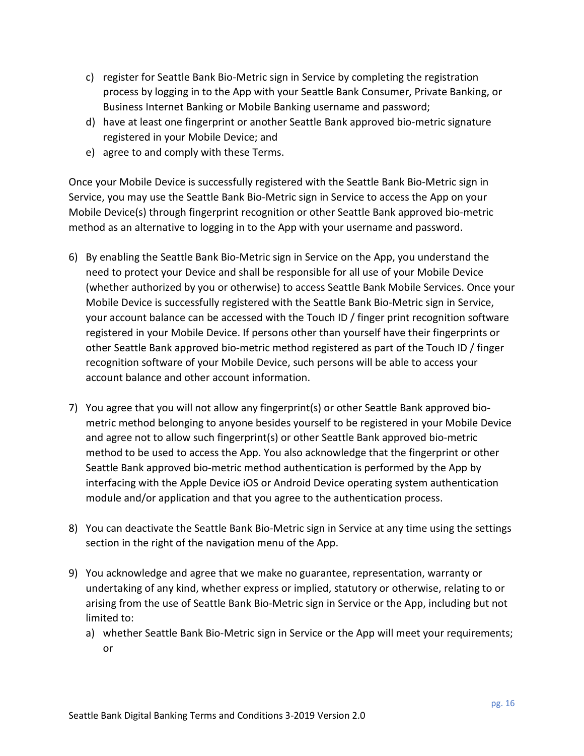c) register for Seattle Bank Bio-Metric sign in Service by completing the registration process by logging in to the App with your Seattle Bank Consumer, Private Banking, or Business Internet Banking or Mobile Banking username and password;
d) have at least one fingerprint or another Seattle Bank approved bio-metric signature registered in your Mobile Device; and
e) agree to and comply with these Terms.

Once your Mobile Device is successfully registered with the Seattle Bank Bio-Metric sign in Service, you may use the Seattle Bank Bio-Metric sign in Service to access the App on your Mobile Device(s) through fingerprint recognition or other Seattle Bank approved bio-metric method as an alternative to logging in to the App with your username and password.

6) By enabling the Seattle Bank Bio-Metric sign in Service on the App, you understand the need to protect your Device and shall be responsible for all use of your Mobile Device (whether authorized by you or otherwise) to access Seattle Bank Mobile Services. Once your Mobile Device is successfully registered with the Seattle Bank Bio-Metric sign in Service, your account balance can be accessed with the Touch ID / finger print recognition software registered in your Mobile Device. If persons other than yourself have their fingerprints or other Seattle Bank approved bio-metric method registered as part of the Touch ID / finger recognition software of your Mobile Device, such persons will be able to access your account balance and other account information.

7) You agree that you will not allow any fingerprint(s) or other Seattle Bank approved bio-metric method belonging to anyone besides yourself to be registered in your Mobile Device and agree not to allow such fingerprint(s) or other Seattle Bank approved bio-metric method to be used to access the App. You also acknowledge that the fingerprint or other Seattle Bank approved bio-metric method authentication is performed by the App by interfacing with the Apple Device iOS or Android Device operating system authentication module and/or application and that you agree to the authentication process.

8) You can deactivate the Seattle Bank Bio-Metric sign in Service at any time using the settings section in the right of the navigation menu of the App.

9) You acknowledge and agree that we make no guarantee, representation, warranty or undertaking of any kind, whether express or implied, statutory or otherwise, relating to or arising from the use of Seattle Bank Bio-Metric sign in Service or the App, including but not limited to:
   a) whether Seattle Bank Bio-Metric sign in Service or the App will meet your requirements; or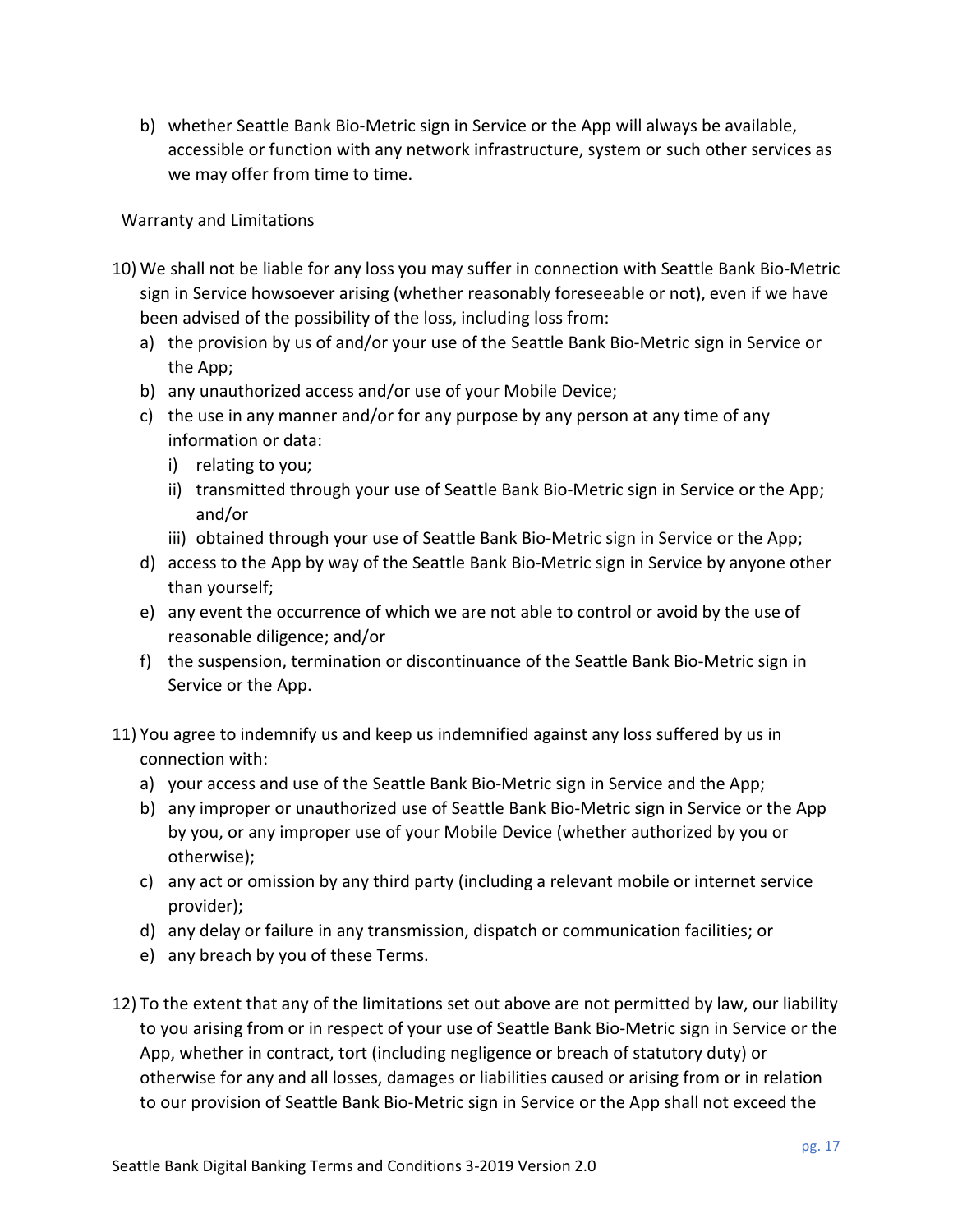b) whether Seattle Bank Bio-Metric sign in Service or the App will always be available, accessible or function with any network infrastructure, system or such other services as we may offer from time to time.

Warranty and Limitations

10) We shall not be liable for any loss you may suffer in connection with Seattle Bank Bio-Metric sign in Service howsoever arising (whether reasonably foreseeable or not), even if we have been advised of the possibility of the loss, including loss from:
    a) the provision by us of and/or your use of the Seattle Bank Bio-Metric sign in Service or the App;
    b) any unauthorized access and/or use of your Mobile Device;
    c) the use in any manner and/or for any purpose by any person at any time of any information or data:
        i) relating to you;
        ii) transmitted through your use of Seattle Bank Bio-Metric sign in Service or the App; and/or
        iii) obtained through your use of Seattle Bank Bio-Metric sign in Service or the App;
    d) access to the App by way of the Seattle Bank Bio-Metric sign in Service by anyone other than yourself;
    e) any event the occurrence of which we are not able to control or avoid by the use of reasonable diligence; and/or
    f) the suspension, termination or discontinuance of the Seattle Bank Bio-Metric sign in Service or the App.

11) You agree to indemnify us and keep us indemnified against any loss suffered by us in connection with:
    a) your access and use of the Seattle Bank Bio-Metric sign in Service and the App;
    b) any improper or unauthorized use of Seattle Bank Bio-Metric sign in Service or the App by you, or any improper use of your Mobile Device (whether authorized by you or otherwise);
    c) any act or omission by any third party (including a relevant mobile or internet service provider);
    d) any delay or failure in any transmission, dispatch or communication facilities; or
    e) any breach by you of these Terms.

12) To the extent that any of the limitations set out above are not permitted by law, our liability to you arising from or in respect of your use of Seattle Bank Bio-Metric sign in Service or the App, whether in contract, tort (including negligence or breach of statutory duty) or otherwise for any and all losses, damages or liabilities caused or arising from or in relation to our provision of Seattle Bank Bio-Metric sign in Service or the App shall not exceed the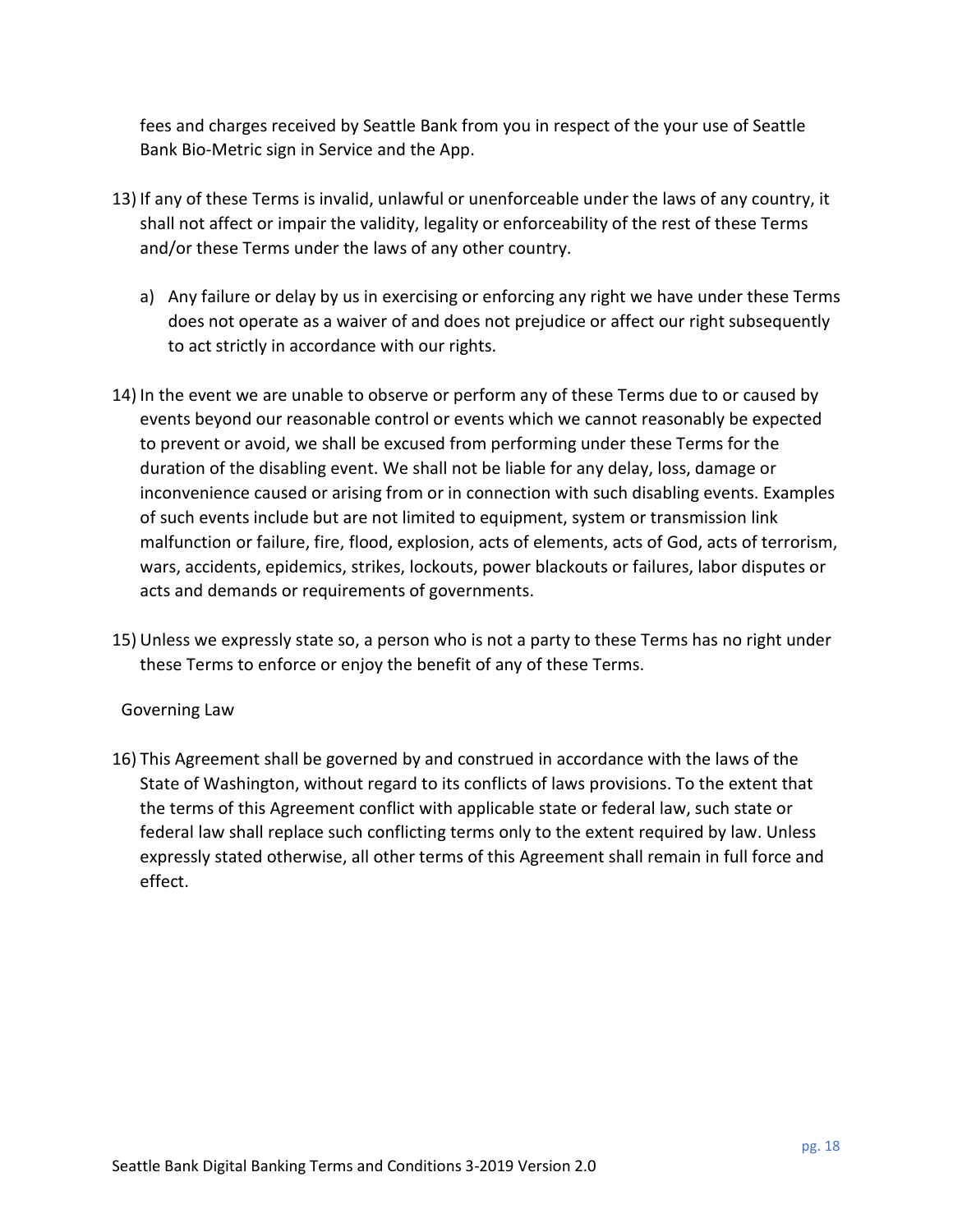fees and charges received by Seattle Bank from you in respect of the your use of Seattle Bank Bio-Metric sign in Service and the App.

13) If any of these Terms is invalid, unlawful or unenforceable under the laws of any country, it shall not affect or impair the validity, legality or enforceability of the rest of these Terms and/or these Terms under the laws of any other country.

    a) Any failure or delay by us in exercising or enforcing any right we have under these Terms does not operate as a waiver of and does not prejudice or affect our right subsequently to act strictly in accordance with our rights.

14) In the event we are unable to observe or perform any of these Terms due to or caused by events beyond our reasonable control or events which we cannot reasonably be expected to prevent or avoid, we shall be excused from performing under these Terms for the duration of the disabling event. We shall not be liable for any delay, loss, damage or inconvenience caused or arising from or in connection with such disabling events. Examples of such events include but are not limited to equipment, system or transmission link malfunction or failure, fire, flood, explosion, acts of elements, acts of God, acts of terrorism, wars, accidents, epidemics, strikes, lockouts, power blackouts or failures, labor disputes or acts and demands or requirements of governments.

15) Unless we expressly state so, a person who is not a party to these Terms has no right under these Terms to enforce or enjoy the benefit of any of these Terms.

Governing Law

16) This Agreement shall be governed by and construed in accordance with the laws of the State of Washington, without regard to its conflicts of laws provisions. To the extent that the terms of this Agreement conflict with applicable state or federal law, such state or federal law shall replace such conflicting terms only to the extent required by law. Unless expressly stated otherwise, all other terms of this Agreement shall remain in full force and effect.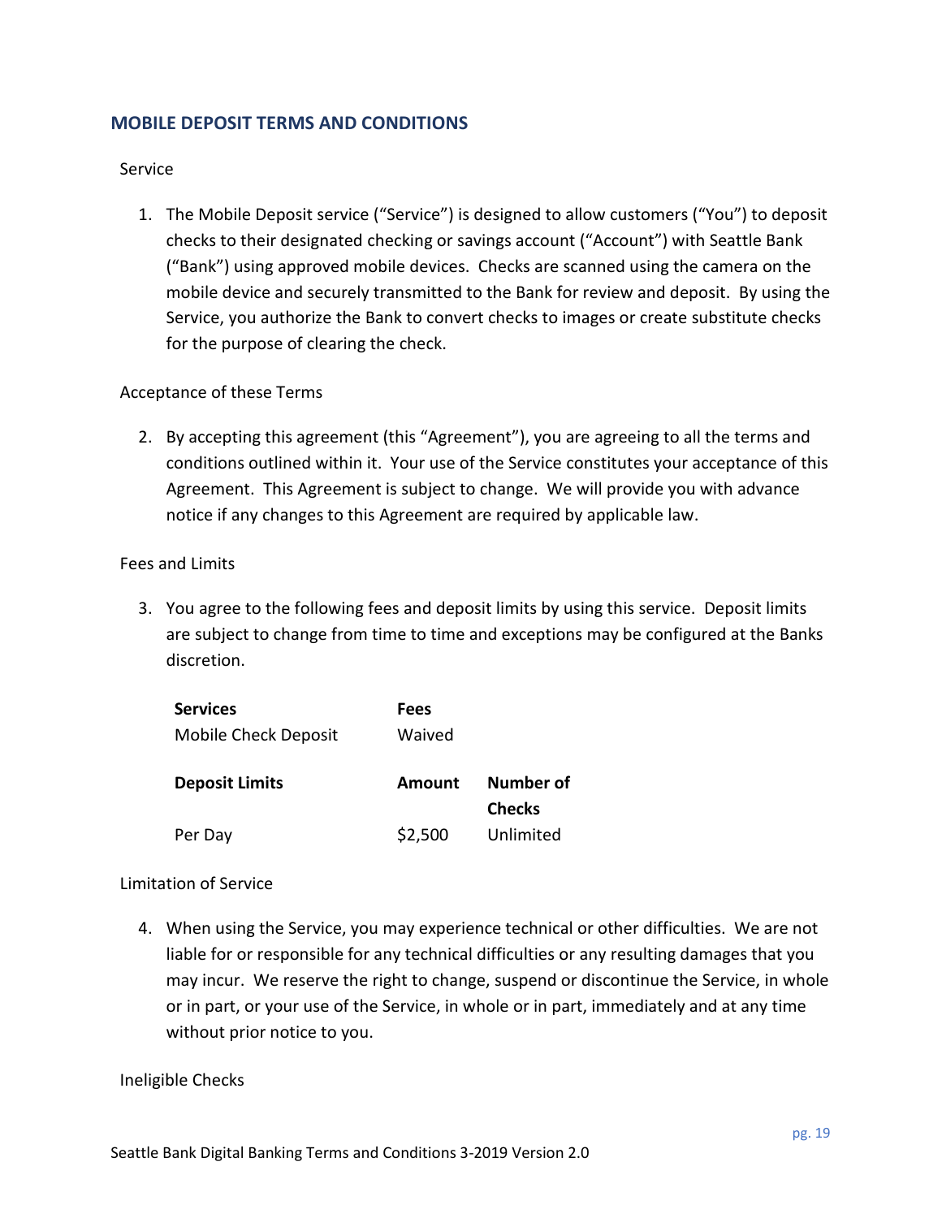## MOBILE DEPOSIT TERMS AND CONDITIONS

Service

1. The Mobile Deposit service (“Service”) is designed to allow customers (“You”) to deposit checks to their designated checking or savings account (“Account”) with Seattle Bank (“Bank”) using approved mobile devices. Checks are scanned using the camera on the mobile device and securely transmitted to the Bank for review and deposit. By using the Service, you authorize the Bank to convert checks to images or create substitute checks for the purpose of clearing the check.

Acceptance of these Terms

2. By accepting this agreement (this “Agreement”), you are agreeing to all the terms and conditions outlined within it. Your use of the Service constitutes your acceptance of this Agreement. This Agreement is subject to change. We will provide you with advance notice if any changes to this Agreement are required by applicable law.

Fees and Limits

3. You agree to the following fees and deposit limits by using this service. Deposit limits are subject to change from time to time and exceptions may be configured at the Banks discretion.

| Services | Fees |
|---|---|
| Mobile Check Deposit | Waived |

| Deposit Limits | Amount | Number of Checks |
|---|---|---|
| Per Day | $2,500 | Unlimited |

Limitation of Service

4. When using the Service, you may experience technical or other difficulties. We are not liable for or responsible for any technical difficulties or any resulting damages that you may incur. We reserve the right to change, suspend or discontinue the Service, in whole or in part, or your use of the Service, in whole or in part, immediately and at any time without prior notice to you.

Ineligible Checks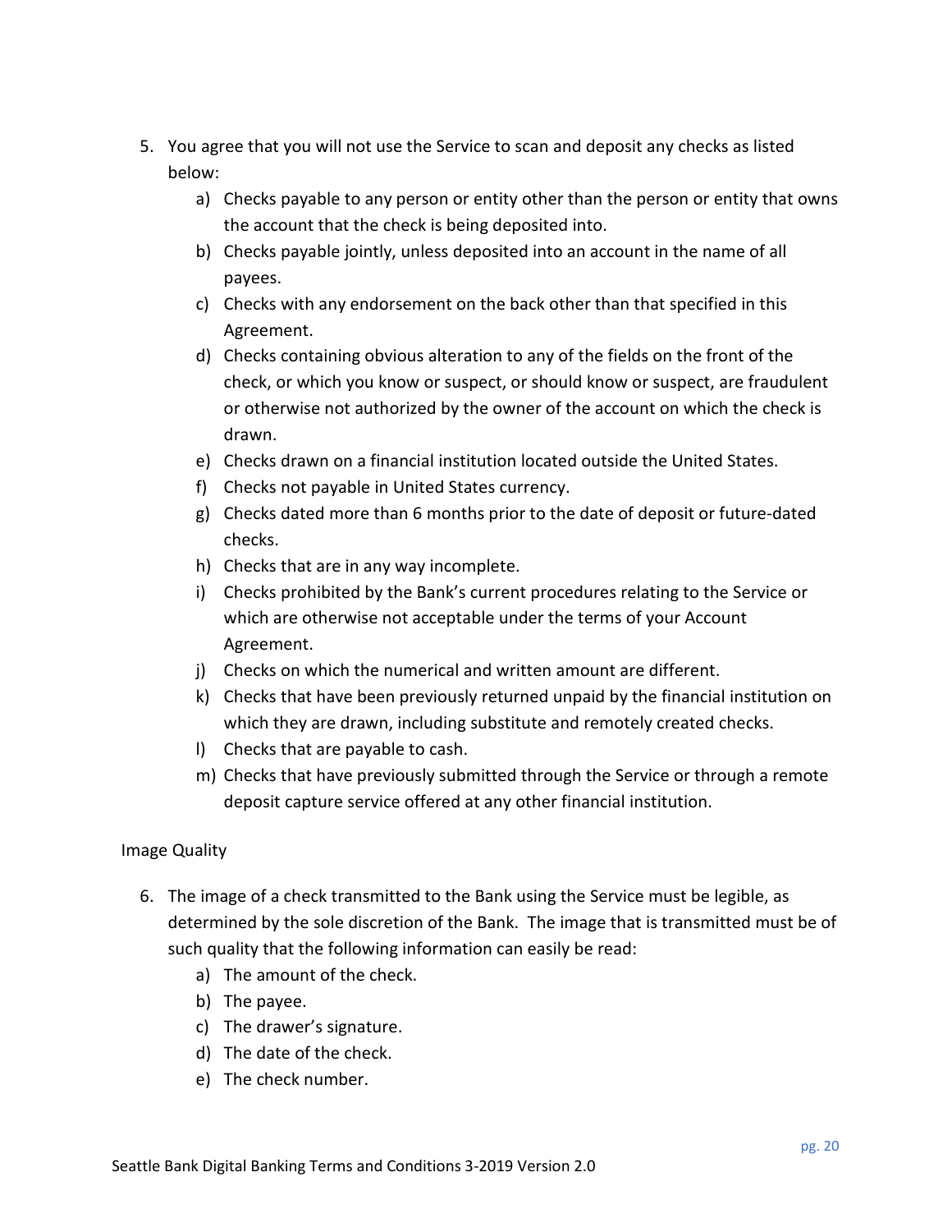5. You agree that you will not use the Service to scan and deposit any checks as listed below:
    a) Checks payable to any person or entity other than the person or entity that owns the account that the check is being deposited into.
    b) Checks payable jointly, unless deposited into an account in the name of all payees.
    c) Checks with any endorsement on the back other than that specified in this Agreement.
    d) Checks containing obvious alteration to any of the fields on the front of the check, or which you know or suspect, or should know or suspect, are fraudulent or otherwise not authorized by the owner of the account on which the check is drawn.
    e) Checks drawn on a financial institution located outside the United States.
    f) Checks not payable in United States currency.
    g) Checks dated more than 6 months prior to the date of deposit or future-dated checks.
    h) Checks that are in any way incomplete.
    i) Checks prohibited by the Bank's current procedures relating to the Service or which are otherwise not acceptable under the terms of your Account Agreement.
    j) Checks on which the numerical and written amount are different.
    k) Checks that have been previously returned unpaid by the financial institution on which they are drawn, including substitute and remotely created checks.
    l) Checks that are payable to cash.
    m) Checks that have previously submitted through the Service or through a remote deposit capture service offered at any other financial institution.

Image Quality

6. The image of a check transmitted to the Bank using the Service must be legible, as determined by the sole discretion of the Bank. The image that is transmitted must be of such quality that the following information can easily be read:
    a) The amount of the check.
    b) The payee.
    c) The drawer's signature.
    d) The date of the check.
    e) The check number.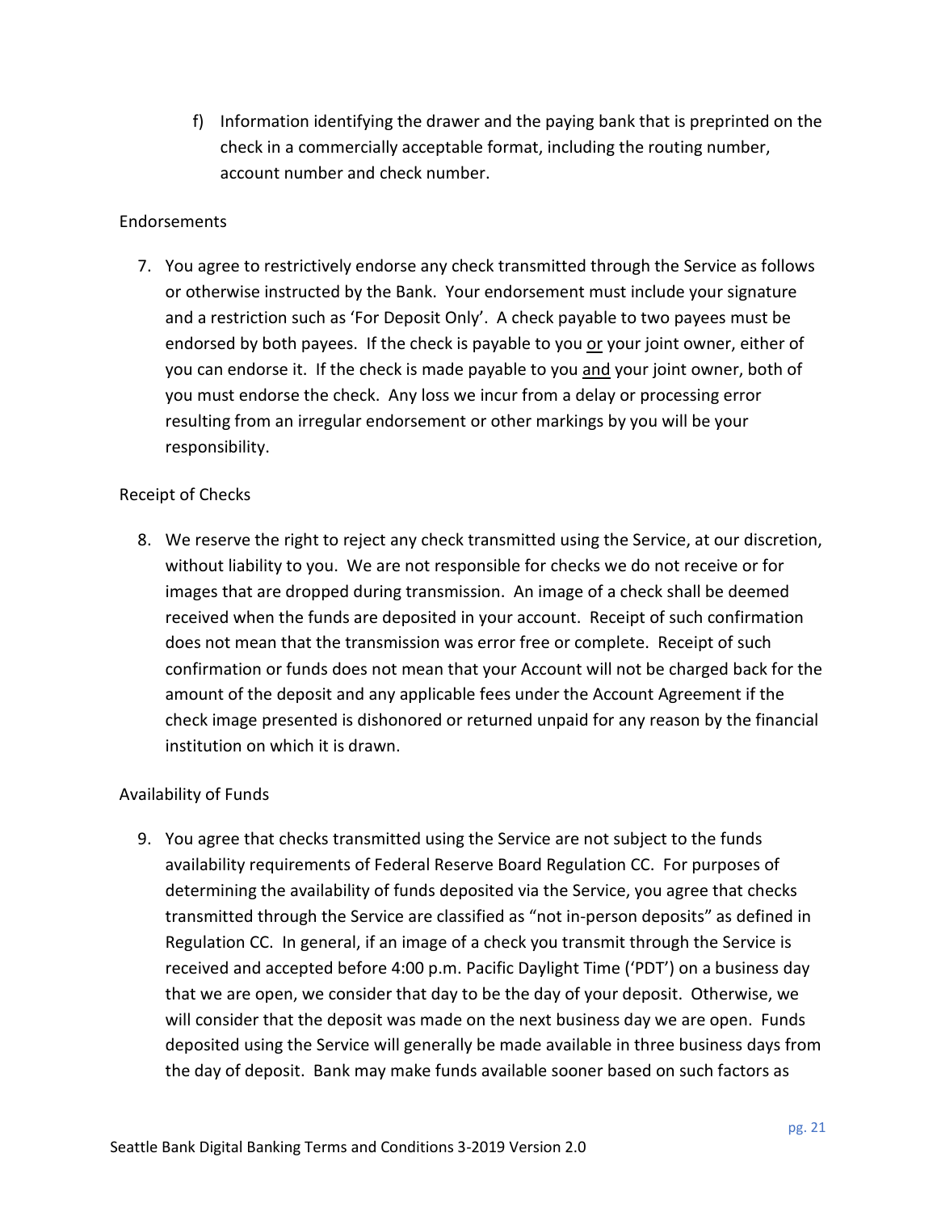f) Information identifying the drawer and the paying bank that is preprinted on the check in a commercially acceptable format, including the routing number, account number and check number.

Endorsements

7. You agree to restrictively endorse any check transmitted through the Service as follows or otherwise instructed by the Bank. Your endorsement must include your signature and a restriction such as 'For Deposit Only'. A check payable to two payees must be endorsed by both payees. If the check is payable to you <u>or</u> your joint owner, either of you can endorse it. If the check is made payable to you <u>and</u> your joint owner, both of you must endorse the check. Any loss we incur from a delay or processing error resulting from an irregular endorsement or other markings by you will be your responsibility.

Receipt of Checks

8. We reserve the right to reject any check transmitted using the Service, at our discretion, without liability to you. We are not responsible for checks we do not receive or for images that are dropped during transmission. An image of a check shall be deemed received when the funds are deposited in your account. Receipt of such confirmation does not mean that the transmission was error free or complete. Receipt of such confirmation or funds does not mean that your Account will not be charged back for the amount of the deposit and any applicable fees under the Account Agreement if the check image presented is dishonored or returned unpaid for any reason by the financial institution on which it is drawn.

Availability of Funds

9. You agree that checks transmitted using the Service are not subject to the funds availability requirements of Federal Reserve Board Regulation CC. For purposes of determining the availability of funds deposited via the Service, you agree that checks transmitted through the Service are classified as "not in-person deposits" as defined in Regulation CC. In general, if an image of a check you transmit through the Service is received and accepted before 4:00 p.m. Pacific Daylight Time ('PDT') on a business day that we are open, we consider that day to be the day of your deposit. Otherwise, we will consider that the deposit was made on the next business day we are open. Funds deposited using the Service will generally be made available in three business days from the day of deposit. Bank may make funds available sooner based on such factors as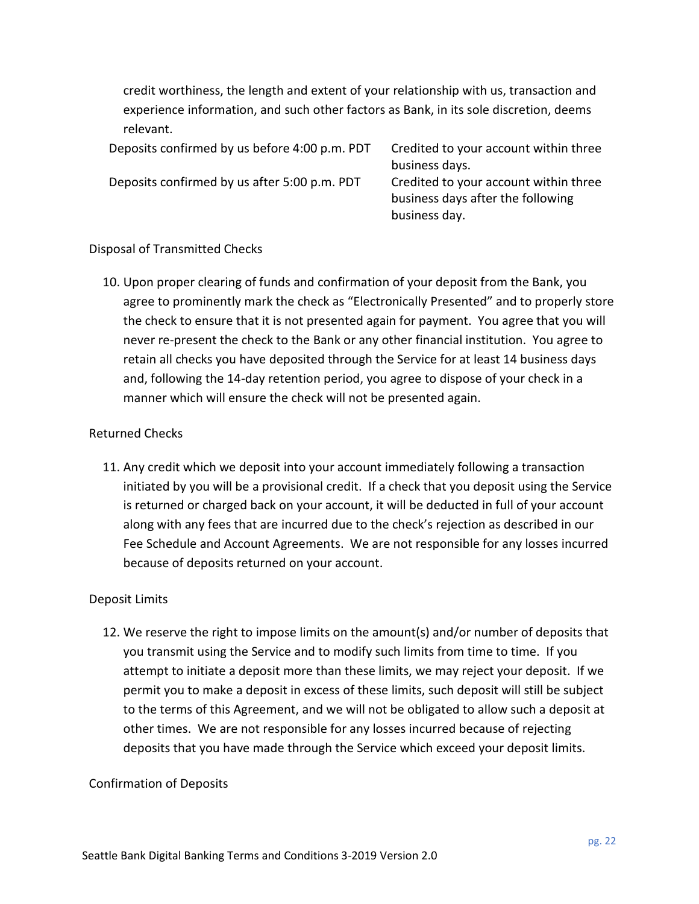credit worthiness, the length and extent of your relationship with us, transaction and experience information, and such other factors as Bank, in its sole discretion, deems relevant.

| | |
|---|---|
| Deposits confirmed by us before 4:00 p.m. PDT | Credited to your account within three business days. |
| Deposits confirmed by us after 5:00 p.m. PDT | Credited to your account within three business days after the following business day. |

Disposal of Transmitted Checks

10. Upon proper clearing of funds and confirmation of your deposit from the Bank, you agree to prominently mark the check as "Electronically Presented" and to properly store the check to ensure that it is not presented again for payment. You agree that you will never re-present the check to the Bank or any other financial institution. You agree to retain all checks you have deposited through the Service for at least 14 business days and, following the 14-day retention period, you agree to dispose of your check in a manner which will ensure the check will not be presented again.

Returned Checks

11. Any credit which we deposit into your account immediately following a transaction initiated by you will be a provisional credit. If a check that you deposit using the Service is returned or charged back on your account, it will be deducted in full of your account along with any fees that are incurred due to the check's rejection as described in our Fee Schedule and Account Agreements. We are not responsible for any losses incurred because of deposits returned on your account.

Deposit Limits

12. We reserve the right to impose limits on the amount(s) and/or number of deposits that you transmit using the Service and to modify such limits from time to time. If you attempt to initiate a deposit more than these limits, we may reject your deposit. If we permit you to make a deposit in excess of these limits, such deposit will still be subject to the terms of this Agreement, and we will not be obligated to allow such a deposit at other times. We are not responsible for any losses incurred because of rejecting deposits that you have made through the Service which exceed your deposit limits.

Confirmation of Deposits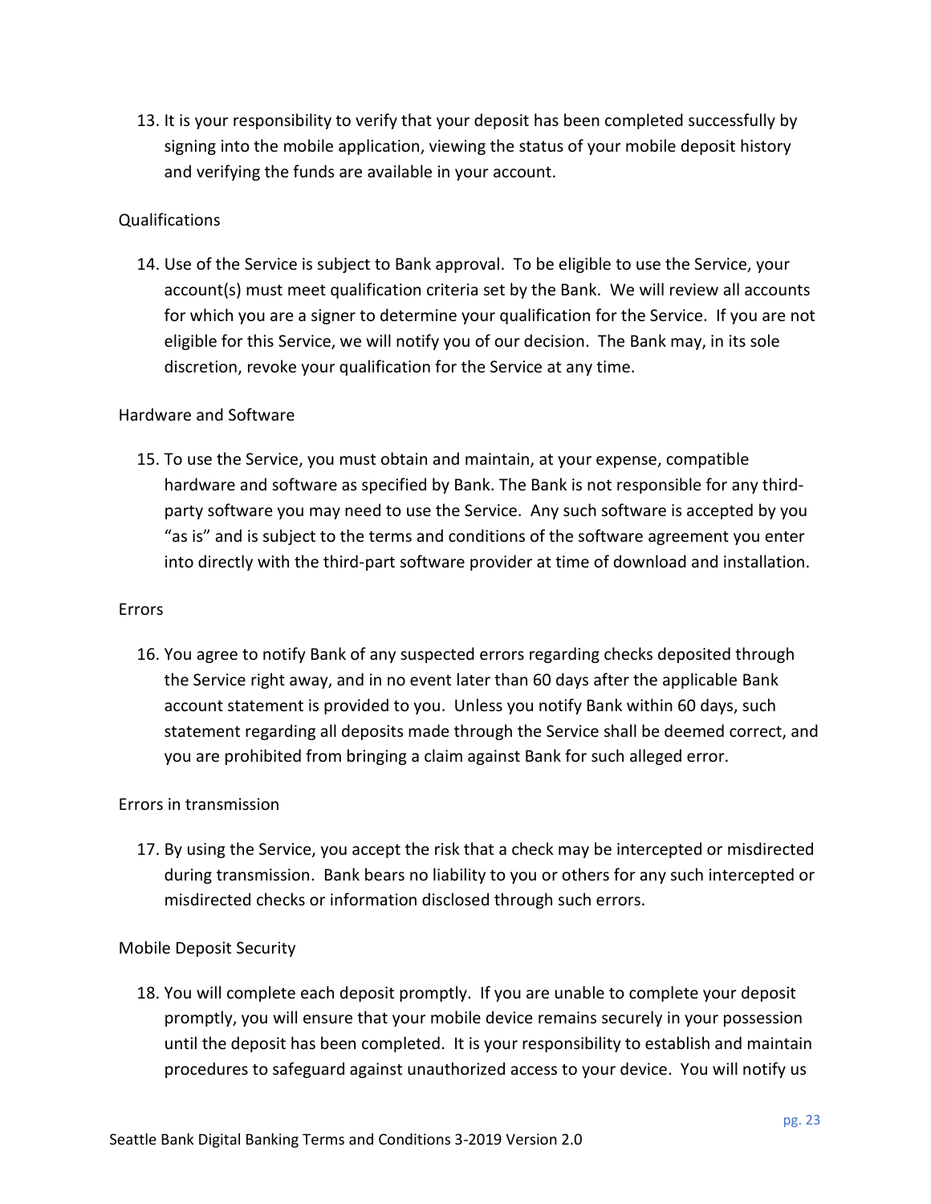13. It is your responsibility to verify that your deposit has been completed successfully by signing into the mobile application, viewing the status of your mobile deposit history and verifying the funds are available in your account.

Qualifications

14. Use of the Service is subject to Bank approval. To be eligible to use the Service, your account(s) must meet qualification criteria set by the Bank. We will review all accounts for which you are a signer to determine your qualification for the Service. If you are not eligible for this Service, we will notify you of our decision. The Bank may, in its sole discretion, revoke your qualification for the Service at any time.

Hardware and Software

15. To use the Service, you must obtain and maintain, at your expense, compatible hardware and software as specified by Bank. The Bank is not responsible for any third-party software you may need to use the Service. Any such software is accepted by you "as is" and is subject to the terms and conditions of the software agreement you enter into directly with the third-part software provider at time of download and installation.

Errors

16. You agree to notify Bank of any suspected errors regarding checks deposited through the Service right away, and in no event later than 60 days after the applicable Bank account statement is provided to you. Unless you notify Bank within 60 days, such statement regarding all deposits made through the Service shall be deemed correct, and you are prohibited from bringing a claim against Bank for such alleged error.

Errors in transmission

17. By using the Service, you accept the risk that a check may be intercepted or misdirected during transmission. Bank bears no liability to you or others for any such intercepted or misdirected checks or information disclosed through such errors.

Mobile Deposit Security

18. You will complete each deposit promptly. If you are unable to complete your deposit promptly, you will ensure that your mobile device remains securely in your possession until the deposit has been completed. It is your responsibility to establish and maintain procedures to safeguard against unauthorized access to your device. You will notify us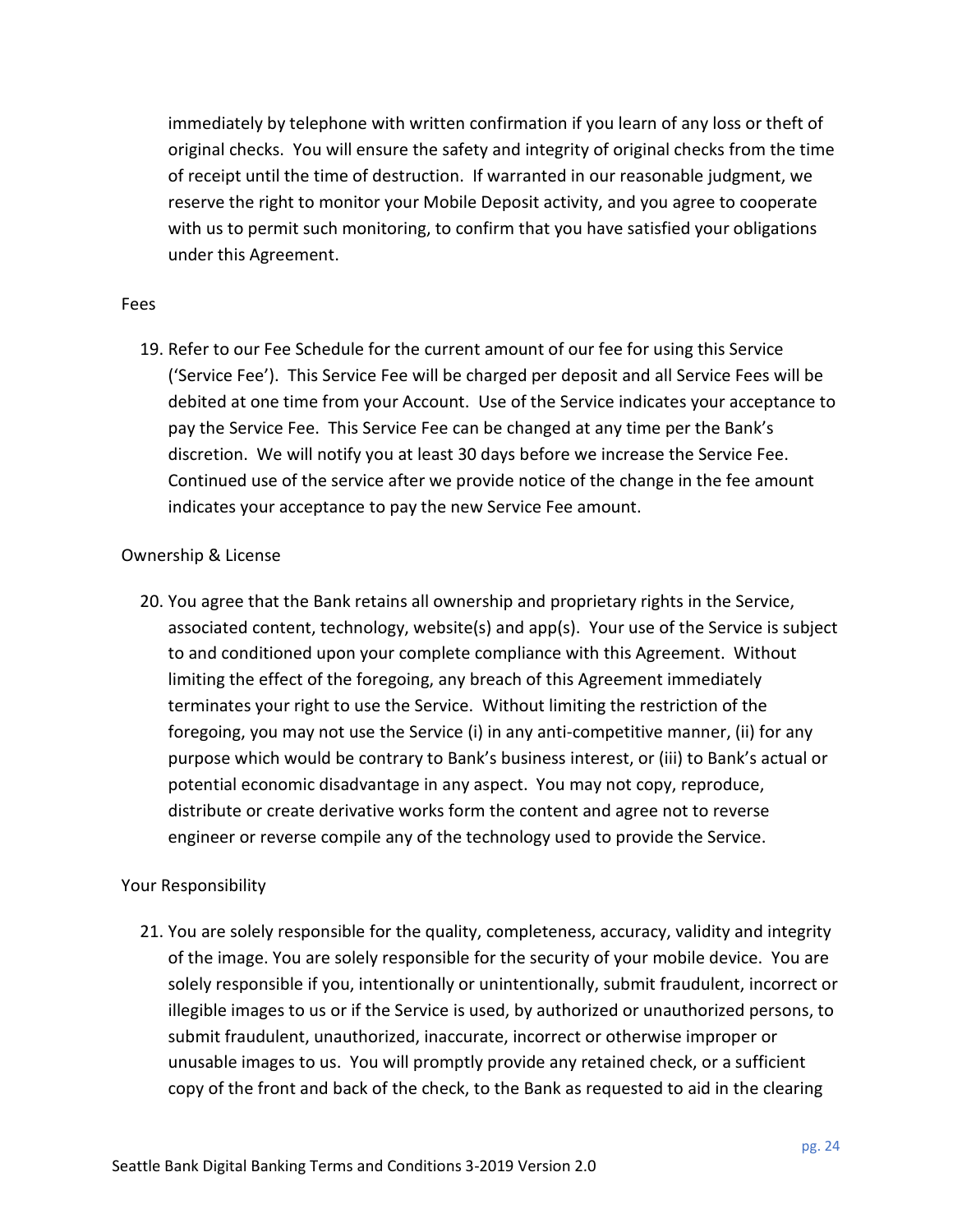immediately by telephone with written confirmation if you learn of any loss or theft of original checks. You will ensure the safety and integrity of original checks from the time of receipt until the time of destruction. If warranted in our reasonable judgment, we reserve the right to monitor your Mobile Deposit activity, and you agree to cooperate with us to permit such monitoring, to confirm that you have satisfied your obligations under this Agreement.

Fees

19. Refer to our Fee Schedule for the current amount of our fee for using this Service ('Service Fee'). This Service Fee will be charged per deposit and all Service Fees will be debited at one time from your Account. Use of the Service indicates your acceptance to pay the Service Fee. This Service Fee can be changed at any time per the Bank's discretion. We will notify you at least 30 days before we increase the Service Fee. Continued use of the service after we provide notice of the change in the fee amount indicates your acceptance to pay the new Service Fee amount.

Ownership & License

20. You agree that the Bank retains all ownership and proprietary rights in the Service, associated content, technology, website(s) and app(s). Your use of the Service is subject to and conditioned upon your complete compliance with this Agreement. Without limiting the effect of the foregoing, any breach of this Agreement immediately terminates your right to use the Service. Without limiting the restriction of the foregoing, you may not use the Service (i) in any anti-competitive manner, (ii) for any purpose which would be contrary to Bank's business interest, or (iii) to Bank's actual or potential economic disadvantage in any aspect. You may not copy, reproduce, distribute or create derivative works form the content and agree not to reverse engineer or reverse compile any of the technology used to provide the Service.

Your Responsibility

21. You are solely responsible for the quality, completeness, accuracy, validity and integrity of the image. You are solely responsible for the security of your mobile device. You are solely responsible if you, intentionally or unintentionally, submit fraudulent, incorrect or illegible images to us or if the Service is used, by authorized or unauthorized persons, to submit fraudulent, unauthorized, inaccurate, incorrect or otherwise improper or unusable images to us. You will promptly provide any retained check, or a sufficient copy of the front and back of the check, to the Bank as requested to aid in the clearing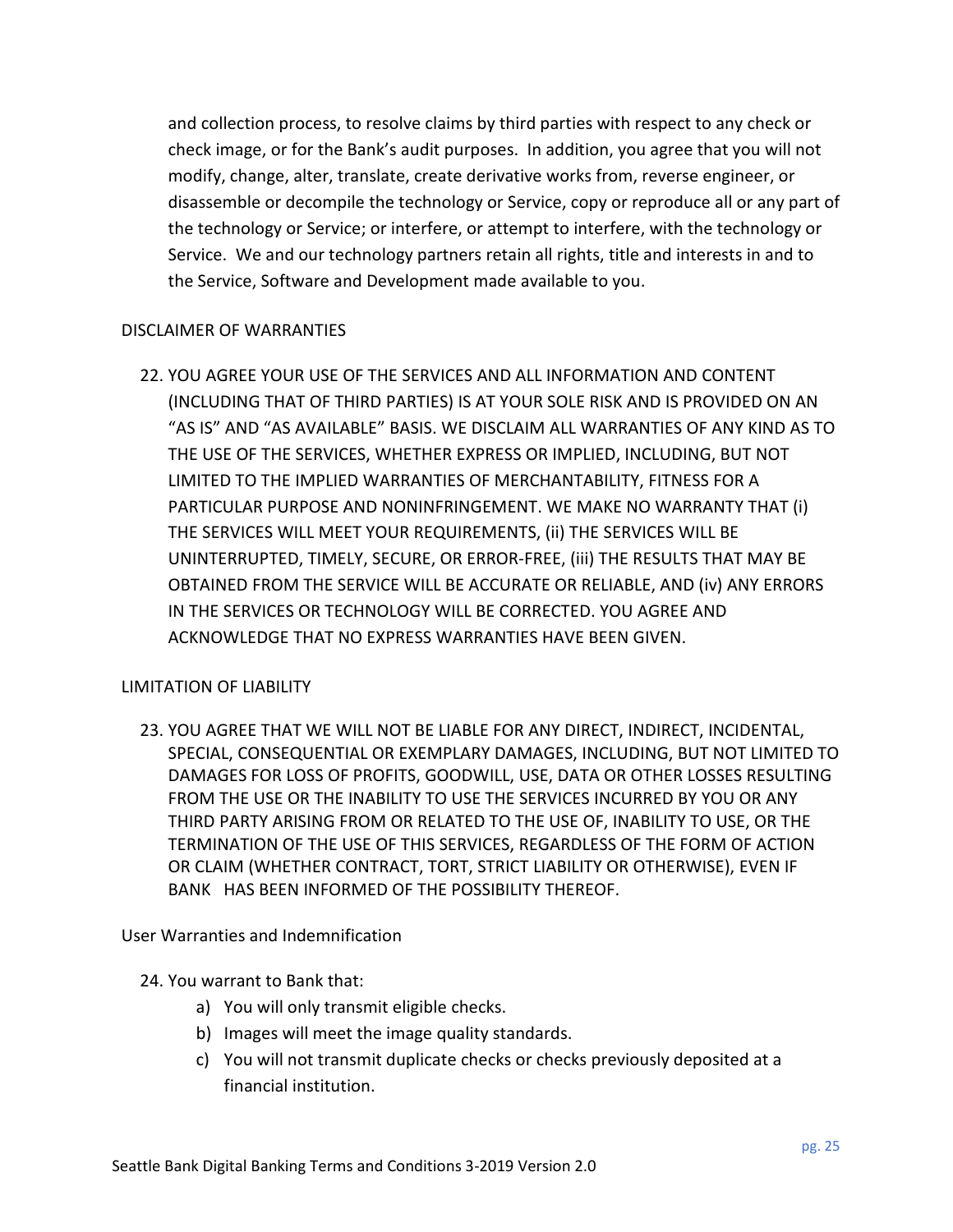and collection process, to resolve claims by third parties with respect to any check or check image, or for the Bank's audit purposes. In addition, you agree that you will not modify, change, alter, translate, create derivative works from, reverse engineer, or disassemble or decompile the technology or Service, copy or reproduce all or any part of the technology or Service; or interfere, or attempt to interfere, with the technology or Service. We and our technology partners retain all rights, title and interests in and to the Service, Software and Development made available to you.

DISCLAIMER OF WARRANTIES

22. YOU AGREE YOUR USE OF THE SERVICES AND ALL INFORMATION AND CONTENT (INCLUDING THAT OF THIRD PARTIES) IS AT YOUR SOLE RISK AND IS PROVIDED ON AN "AS IS" AND "AS AVAILABLE" BASIS. WE DISCLAIM ALL WARRANTIES OF ANY KIND AS TO THE USE OF THE SERVICES, WHETHER EXPRESS OR IMPLIED, INCLUDING, BUT NOT LIMITED TO THE IMPLIED WARRANTIES OF MERCHANTABILITY, FITNESS FOR A PARTICULAR PURPOSE AND NONINFRINGEMENT. WE MAKE NO WARRANTY THAT (i) THE SERVICES WILL MEET YOUR REQUIREMENTS, (ii) THE SERVICES WILL BE UNINTERRUPTED, TIMELY, SECURE, OR ERROR-FREE, (iii) THE RESULTS THAT MAY BE OBTAINED FROM THE SERVICE WILL BE ACCURATE OR RELIABLE, AND (iv) ANY ERRORS IN THE SERVICES OR TECHNOLOGY WILL BE CORRECTED. YOU AGREE AND ACKNOWLEDGE THAT NO EXPRESS WARRANTIES HAVE BEEN GIVEN.

LIMITATION OF LIABILITY

23. YOU AGREE THAT WE WILL NOT BE LIABLE FOR ANY DIRECT, INDIRECT, INCIDENTAL, SPECIAL, CONSEQUENTIAL OR EXEMPLARY DAMAGES, INCLUDING, BUT NOT LIMITED TO DAMAGES FOR LOSS OF PROFITS, GOODWILL, USE, DATA OR OTHER LOSSES RESULTING FROM THE USE OR THE INABILITY TO USE THE SERVICES INCURRED BY YOU OR ANY THIRD PARTY ARISING FROM OR RELATED TO THE USE OF, INABILITY TO USE, OR THE TERMINATION OF THE USE OF THIS SERVICES, REGARDLESS OF THE FORM OF ACTION OR CLAIM (WHETHER CONTRACT, TORT, STRICT LIABILITY OR OTHERWISE), EVEN IF BANK HAS BEEN INFORMED OF THE POSSIBILITY THEREOF.

User Warranties and Indemnification

24. You warrant to Bank that:
    a) You will only transmit eligible checks.
    b) Images will meet the image quality standards.
    c) You will not transmit duplicate checks or checks previously deposited at a financial institution.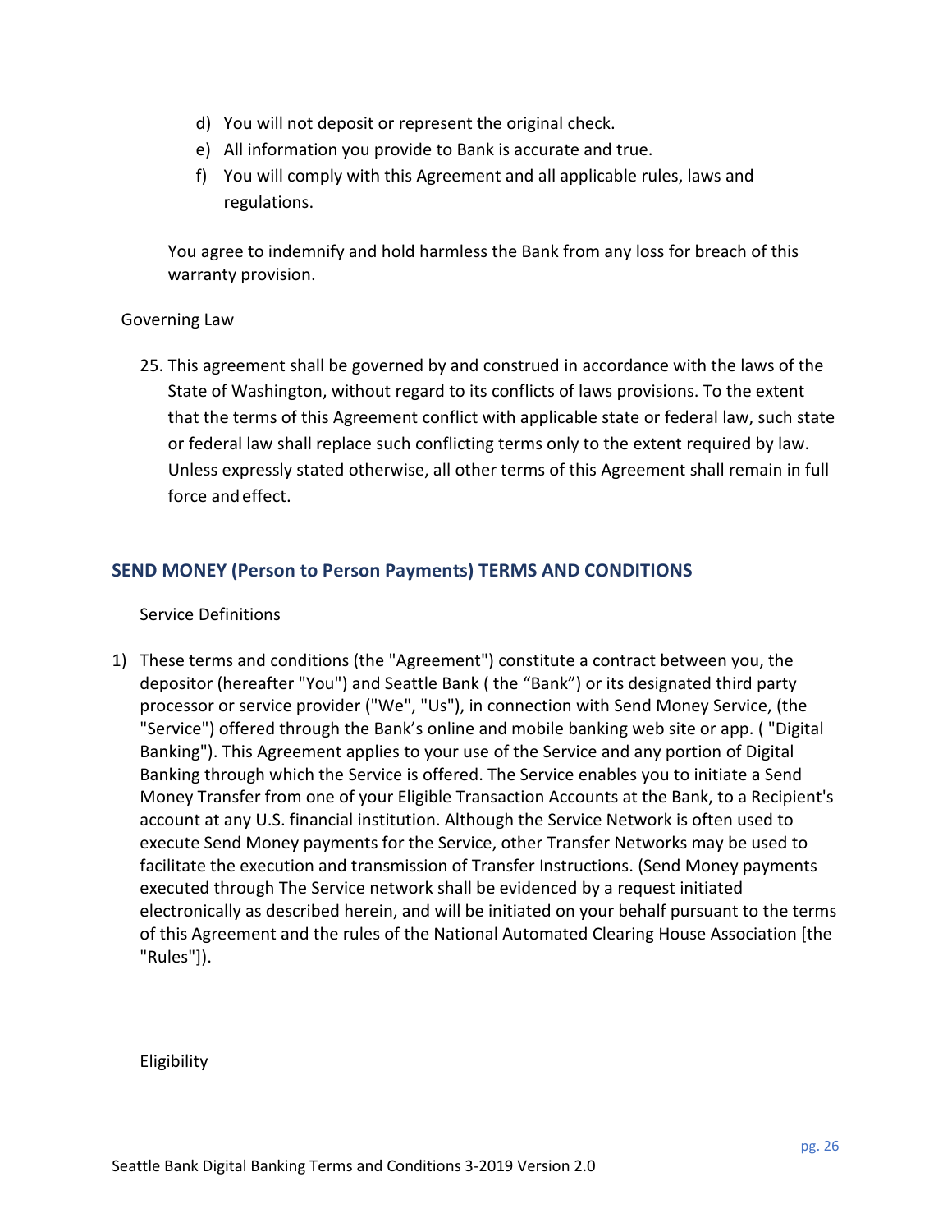d) You will not deposit or represent the original check.
e) All information you provide to Bank is accurate and true.
f) You will comply with this Agreement and all applicable rules, laws and regulations.

You agree to indemnify and hold harmless the Bank from any loss for breach of this warranty provision.

Governing Law

25. This agreement shall be governed by and construed in accordance with the laws of the State of Washington, without regard to its conflicts of laws provisions. To the extent that the terms of this Agreement conflict with applicable state or federal law, such state or federal law shall replace such conflicting terms only to the extent required by law. Unless expressly stated otherwise, all other terms of this Agreement shall remain in full force and effect.

## SEND MONEY (Person to Person Payments) TERMS AND CONDITIONS

Service Definitions

1) These terms and conditions (the "Agreement") constitute a contract between you, the depositor (hereafter "You") and Seattle Bank ( the "Bank") or its designated third party processor or service provider ("We", "Us"), in connection with Send Money Service, (the "Service") offered through the Bank's online and mobile banking web site or app. ( "Digital Banking"). This Agreement applies to your use of the Service and any portion of Digital Banking through which the Service is offered. The Service enables you to initiate a Send Money Transfer from one of your Eligible Transaction Accounts at the Bank, to a Recipient's account at any U.S. financial institution. Although the Service Network is often used to execute Send Money payments for the Service, other Transfer Networks may be used to facilitate the execution and transmission of Transfer Instructions. (Send Money payments executed through The Service network shall be evidenced by a request initiated electronically as described herein, and will be initiated on your behalf pursuant to the terms of this Agreement and the rules of the National Automated Clearing House Association [the "Rules"]).

Eligibility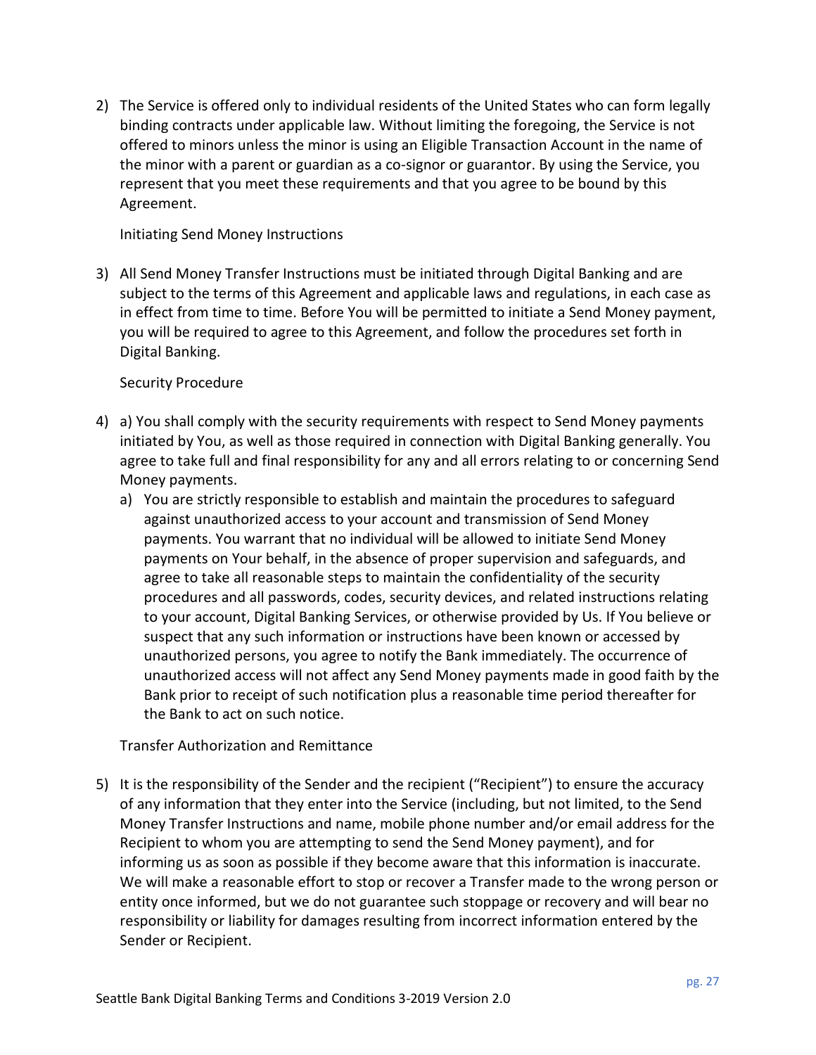2) The Service is offered only to individual residents of the United States who can form legally binding contracts under applicable law. Without limiting the foregoing, the Service is not offered to minors unless the minor is using an Eligible Transaction Account in the name of the minor with a parent or guardian as a co-signor or guarantor. By using the Service, you represent that you meet these requirements and that you agree to be bound by this Agreement.

Initiating Send Money Instructions

3) All Send Money Transfer Instructions must be initiated through Digital Banking and are subject to the terms of this Agreement and applicable laws and regulations, in each case as in effect from time to time. Before You will be permitted to initiate a Send Money payment, you will be required to agree to this Agreement, and follow the procedures set forth in Digital Banking.

Security Procedure

4) a) You shall comply with the security requirements with respect to Send Money payments initiated by You, as well as those required in connection with Digital Banking generally. You agree to take full and final responsibility for any and all errors relating to or concerning Send Money payments.

   a) You are strictly responsible to establish and maintain the procedures to safeguard against unauthorized access to your account and transmission of Send Money payments. You warrant that no individual will be allowed to initiate Send Money payments on Your behalf, in the absence of proper supervision and safeguards, and agree to take all reasonable steps to maintain the confidentiality of the security procedures and all passwords, codes, security devices, and related instructions relating to your account, Digital Banking Services, or otherwise provided by Us. If You believe or suspect that any such information or instructions have been known or accessed by unauthorized persons, you agree to notify the Bank immediately. The occurrence of unauthorized access will not affect any Send Money payments made in good faith by the Bank prior to receipt of such notification plus a reasonable time period thereafter for the Bank to act on such notice.

Transfer Authorization and Remittance

5) It is the responsibility of the Sender and the recipient ("Recipient") to ensure the accuracy of any information that they enter into the Service (including, but not limited, to the Send Money Transfer Instructions and name, mobile phone number and/or email address for the Recipient to whom you are attempting to send the Send Money payment), and for informing us as soon as possible if they become aware that this information is inaccurate. We will make a reasonable effort to stop or recover a Transfer made to the wrong person or entity once informed, but we do not guarantee such stoppage or recovery and will bear no responsibility or liability for damages resulting from incorrect information entered by the Sender or Recipient.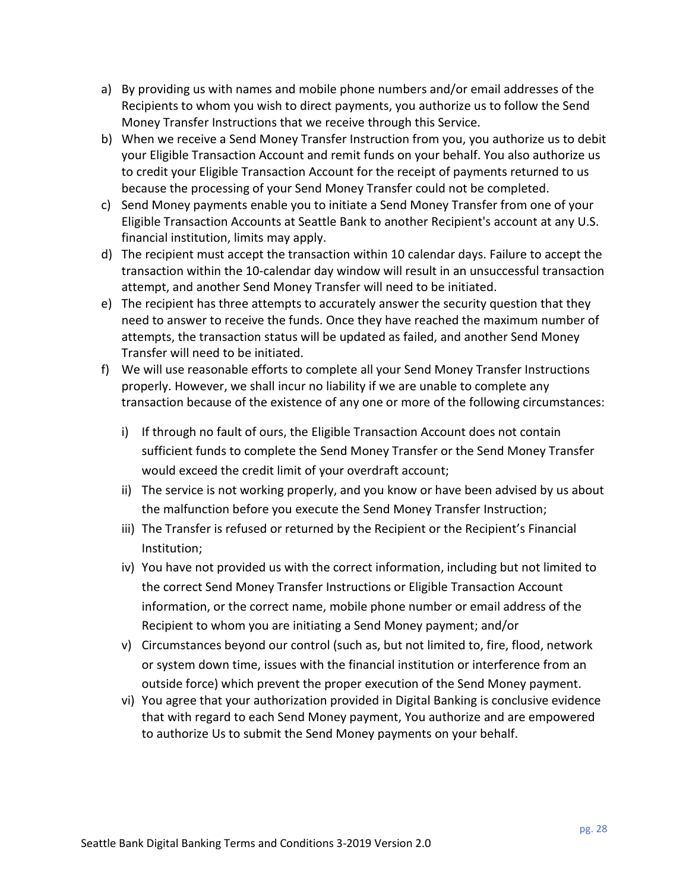a) By providing us with names and mobile phone numbers and/or email addresses of the Recipients to whom you wish to direct payments, you authorize us to follow the Send Money Transfer Instructions that we receive through this Service.
b) When we receive a Send Money Transfer Instruction from you, you authorize us to debit your Eligible Transaction Account and remit funds on your behalf. You also authorize us to credit your Eligible Transaction Account for the receipt of payments returned to us because the processing of your Send Money Transfer could not be completed.
c) Send Money payments enable you to initiate a Send Money Transfer from one of your Eligible Transaction Accounts at Seattle Bank to another Recipient's account at any U.S. financial institution, limits may apply.
d) The recipient must accept the transaction within 10 calendar days. Failure to accept the transaction within the 10-calendar day window will result in an unsuccessful transaction attempt, and another Send Money Transfer will need to be initiated.
e) The recipient has three attempts to accurately answer the security question that they need to answer to receive the funds. Once they have reached the maximum number of attempts, the transaction status will be updated as failed, and another Send Money Transfer will need to be initiated.
f) We will use reasonable efforts to complete all your Send Money Transfer Instructions properly. However, we shall incur no liability if we are unable to complete any transaction because of the existence of any one or more of the following circumstances:
   i) If through no fault of ours, the Eligible Transaction Account does not contain sufficient funds to complete the Send Money Transfer or the Send Money Transfer would exceed the credit limit of your overdraft account;
   ii) The service is not working properly, and you know or have been advised by us about the malfunction before you execute the Send Money Transfer Instruction;
   iii) The Transfer is refused or returned by the Recipient or the Recipient's Financial Institution;
   iv) You have not provided us with the correct information, including but not limited to the correct Send Money Transfer Instructions or Eligible Transaction Account information, or the correct name, mobile phone number or email address of the Recipient to whom you are initiating a Send Money payment; and/or
   v) Circumstances beyond our control (such as, but not limited to, fire, flood, network or system down time, issues with the financial institution or interference from an outside force) which prevent the proper execution of the Send Money payment.
   vi) You agree that your authorization provided in Digital Banking is conclusive evidence that with regard to each Send Money payment, You authorize and are empowered to authorize Us to submit the Send Money payments on your behalf.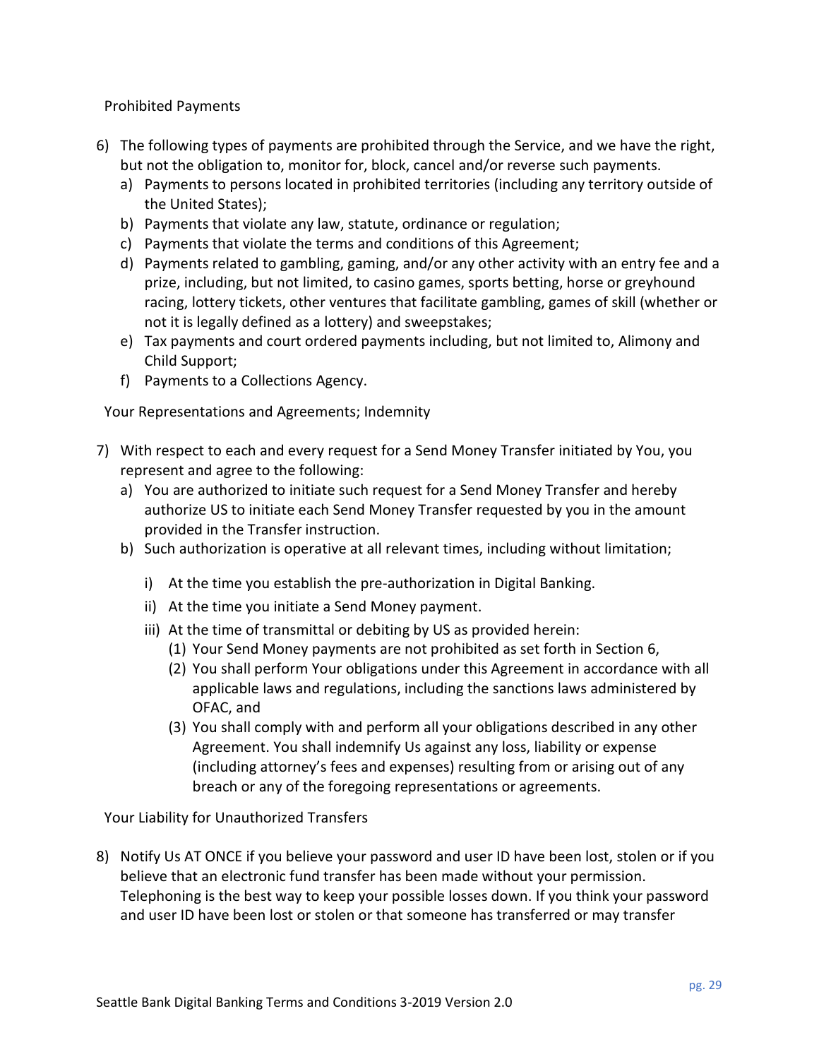Prohibited Payments

6) The following types of payments are prohibited through the Service, and we have the right, but not the obligation to, monitor for, block, cancel and/or reverse such payments.
   a) Payments to persons located in prohibited territories (including any territory outside of the United States);
   b) Payments that violate any law, statute, ordinance or regulation;
   c) Payments that violate the terms and conditions of this Agreement;
   d) Payments related to gambling, gaming, and/or any other activity with an entry fee and a prize, including, but not limited, to casino games, sports betting, horse or greyhound racing, lottery tickets, other ventures that facilitate gambling, games of skill (whether or not it is legally defined as a lottery) and sweepstakes;
   e) Tax payments and court ordered payments including, but not limited to, Alimony and Child Support;
   f) Payments to a Collections Agency.

Your Representations and Agreements; Indemnity

7) With respect to each and every request for a Send Money Transfer initiated by You, you represent and agree to the following:
   a) You are authorized to initiate such request for a Send Money Transfer and hereby authorize US to initiate each Send Money Transfer requested by you in the amount provided in the Transfer instruction.
   b) Such authorization is operative at all relevant times, including without limitation;
      i) At the time you establish the pre-authorization in Digital Banking.
      ii) At the time you initiate a Send Money payment.
      iii) At the time of transmittal or debiting by US as provided herein:
         (1) Your Send Money payments are not prohibited as set forth in Section 6,
         (2) You shall perform Your obligations under this Agreement in accordance with all applicable laws and regulations, including the sanctions laws administered by OFAC, and
         (3) You shall comply with and perform all your obligations described in any other Agreement. You shall indemnify Us against any loss, liability or expense (including attorney's fees and expenses) resulting from or arising out of any breach or any of the foregoing representations or agreements.

Your Liability for Unauthorized Transfers

8) Notify Us AT ONCE if you believe your password and user ID have been lost, stolen or if you believe that an electronic fund transfer has been made without your permission. Telephoning is the best way to keep your possible losses down. If you think your password and user ID have been lost or stolen or that someone has transferred or may transfer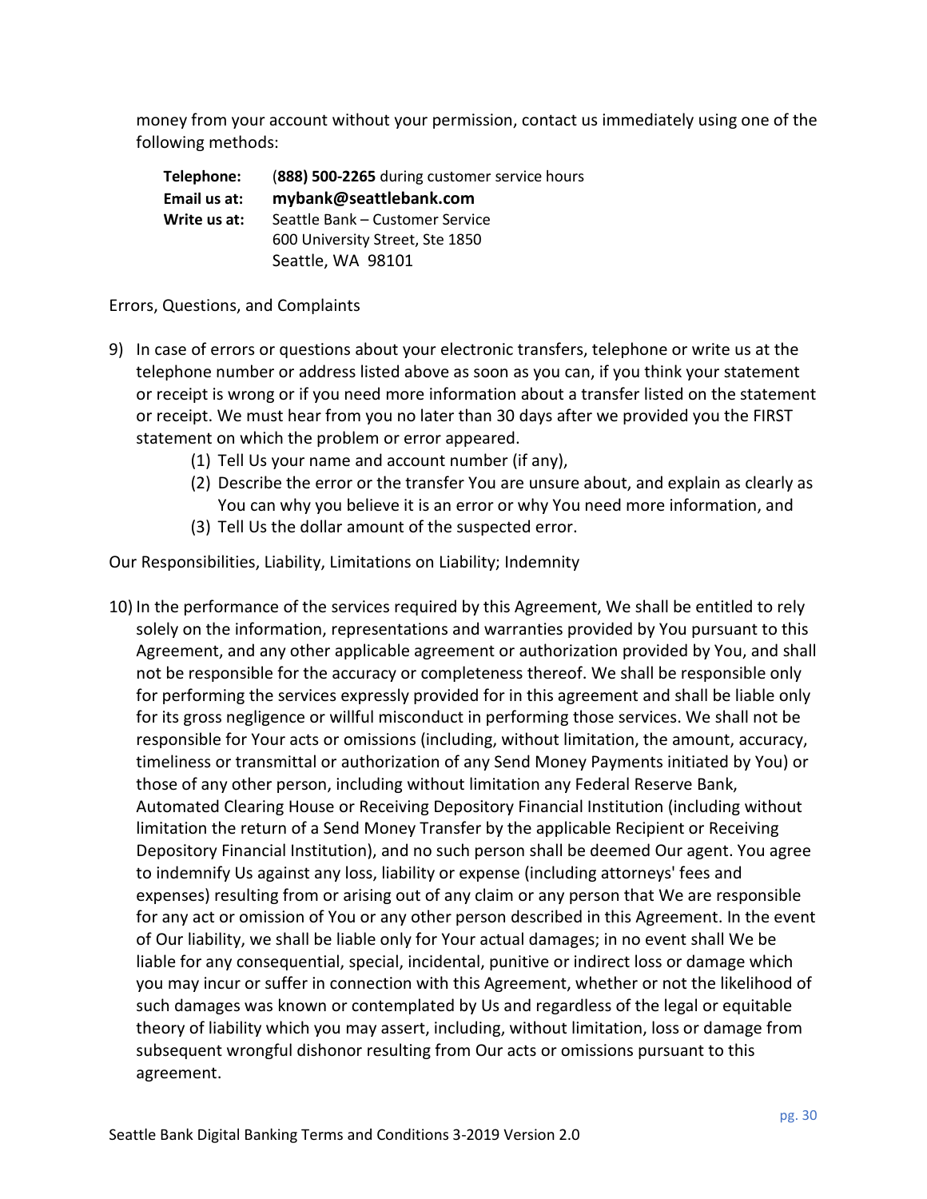money from your account without your permission, contact us immediately using one of the following methods:

**Telephone:** (**888) 500-2265** during customer service hours
**Email us at:** **mybank@seattlebank.com**
**Write us at:** Seattle Bank – Customer Service
600 University Street, Ste 1850
Seattle, WA 98101

Errors, Questions, and Complaints

9) In case of errors or questions about your electronic transfers, telephone or write us at the telephone number or address listed above as soon as you can, if you think your statement or receipt is wrong or if you need more information about a transfer listed on the statement or receipt. We must hear from you no later than 30 days after we provided you the FIRST statement on which the problem or error appeared.
   (1) Tell Us your name and account number (if any),
   (2) Describe the error or the transfer You are unsure about, and explain as clearly as You can why you believe it is an error or why You need more information, and
   (3) Tell Us the dollar amount of the suspected error.

Our Responsibilities, Liability, Limitations on Liability; Indemnity

10) In the performance of the services required by this Agreement, We shall be entitled to rely solely on the information, representations and warranties provided by You pursuant to this Agreement, and any other applicable agreement or authorization provided by You, and shall not be responsible for the accuracy or completeness thereof. We shall be responsible only for performing the services expressly provided for in this agreement and shall be liable only for its gross negligence or willful misconduct in performing those services. We shall not be responsible for Your acts or omissions (including, without limitation, the amount, accuracy, timeliness or transmittal or authorization of any Send Money Payments initiated by You) or those of any other person, including without limitation any Federal Reserve Bank, Automated Clearing House or Receiving Depository Financial Institution (including without limitation the return of a Send Money Transfer by the applicable Recipient or Receiving Depository Financial Institution), and no such person shall be deemed Our agent. You agree to indemnify Us against any loss, liability or expense (including attorneys' fees and expenses) resulting from or arising out of any claim or any person that We are responsible for any act or omission of You or any other person described in this Agreement. In the event of Our liability, we shall be liable only for Your actual damages; in no event shall We be liable for any consequential, special, incidental, punitive or indirect loss or damage which you may incur or suffer in connection with this Agreement, whether or not the likelihood of such damages was known or contemplated by Us and regardless of the legal or equitable theory of liability which you may assert, including, without limitation, loss or damage from subsequent wrongful dishonor resulting from Our acts or omissions pursuant to this agreement.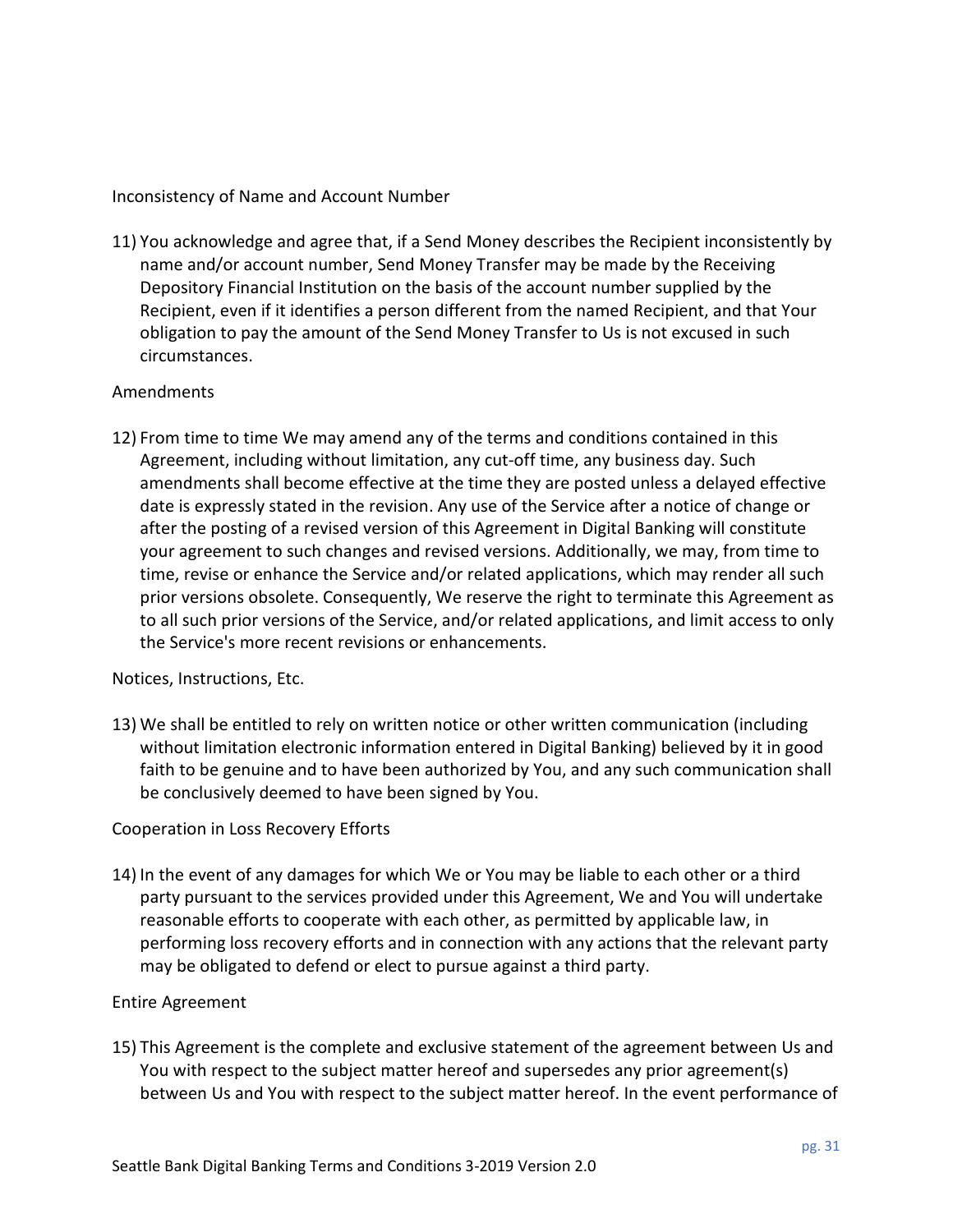Inconsistency of Name and Account Number

11) You acknowledge and agree that, if a Send Money describes the Recipient inconsistently by name and/or account number, Send Money Transfer may be made by the Receiving Depository Financial Institution on the basis of the account number supplied by the Recipient, even if it identifies a person different from the named Recipient, and that Your obligation to pay the amount of the Send Money Transfer to Us is not excused in such circumstances.

Amendments

12) From time to time We may amend any of the terms and conditions contained in this Agreement, including without limitation, any cut-off time, any business day. Such amendments shall become effective at the time they are posted unless a delayed effective date is expressly stated in the revision. Any use of the Service after a notice of change or after the posting of a revised version of this Agreement in Digital Banking will constitute your agreement to such changes and revised versions. Additionally, we may, from time to time, revise or enhance the Service and/or related applications, which may render all such prior versions obsolete. Consequently, We reserve the right to terminate this Agreement as to all such prior versions of the Service, and/or related applications, and limit access to only the Service's more recent revisions or enhancements.

Notices, Instructions, Etc.

13) We shall be entitled to rely on written notice or other written communication (including without limitation electronic information entered in Digital Banking) believed by it in good faith to be genuine and to have been authorized by You, and any such communication shall be conclusively deemed to have been signed by You.

Cooperation in Loss Recovery Efforts

14) In the event of any damages for which We or You may be liable to each other or a third party pursuant to the services provided under this Agreement, We and You will undertake reasonable efforts to cooperate with each other, as permitted by applicable law, in performing loss recovery efforts and in connection with any actions that the relevant party may be obligated to defend or elect to pursue against a third party.

Entire Agreement

15) This Agreement is the complete and exclusive statement of the agreement between Us and You with respect to the subject matter hereof and supersedes any prior agreement(s) between Us and You with respect to the subject matter hereof. In the event performance of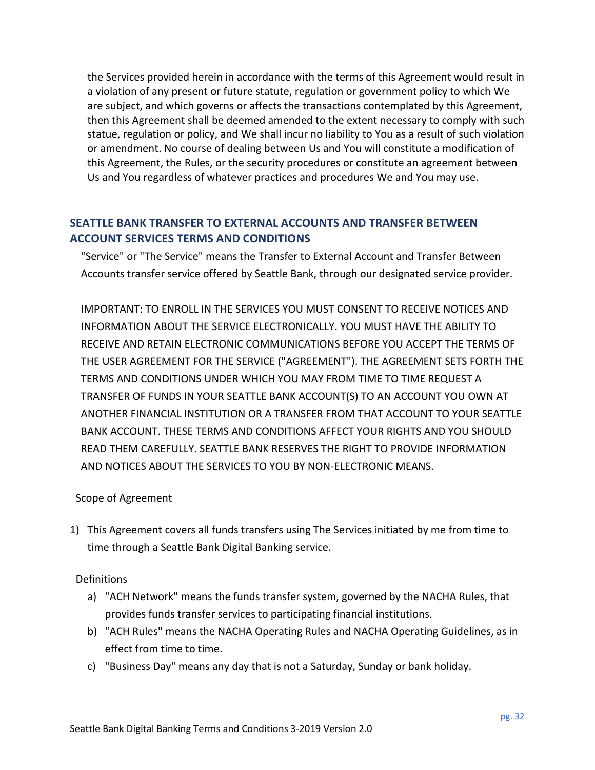the Services provided herein in accordance with the terms of this Agreement would result in a violation of any present or future statute, regulation or government policy to which We are subject, and which governs or affects the transactions contemplated by this Agreement, then this Agreement shall be deemed amended to the extent necessary to comply with such statue, regulation or policy, and We shall incur no liability to You as a result of such violation or amendment. No course of dealing between Us and You will constitute a modification of this Agreement, the Rules, or the security procedures or constitute an agreement between Us and You regardless of whatever practices and procedures We and You may use.

## SEATTLE BANK TRANSFER TO EXTERNAL ACCOUNTS AND TRANSFER BETWEEN ACCOUNT SERVICES TERMS AND CONDITIONS

"Service" or "The Service" means the Transfer to External Account and Transfer Between Accounts transfer service offered by Seattle Bank, through our designated service provider.

IMPORTANT: TO ENROLL IN THE SERVICES YOU MUST CONSENT TO RECEIVE NOTICES AND INFORMATION ABOUT THE SERVICE ELECTRONICALLY. YOU MUST HAVE THE ABILITY TO RECEIVE AND RETAIN ELECTRONIC COMMUNICATIONS BEFORE YOU ACCEPT THE TERMS OF THE USER AGREEMENT FOR THE SERVICE ("AGREEMENT"). THE AGREEMENT SETS FORTH THE TERMS AND CONDITIONS UNDER WHICH YOU MAY FROM TIME TO TIME REQUEST A TRANSFER OF FUNDS IN YOUR SEATTLE BANK ACCOUNT(S) TO AN ACCOUNT YOU OWN AT ANOTHER FINANCIAL INSTITUTION OR A TRANSFER FROM THAT ACCOUNT TO YOUR SEATTLE BANK ACCOUNT. THESE TERMS AND CONDITIONS AFFECT YOUR RIGHTS AND YOU SHOULD READ THEM CAREFULLY. SEATTLE BANK RESERVES THE RIGHT TO PROVIDE INFORMATION AND NOTICES ABOUT THE SERVICES TO YOU BY NON-ELECTRONIC MEANS.

Scope of Agreement

1) This Agreement covers all funds transfers using The Services initiated by me from time to time through a Seattle Bank Digital Banking service.

Definitions

a) "ACH Network" means the funds transfer system, governed by the NACHA Rules, that provides funds transfer services to participating financial institutions.
b) "ACH Rules" means the NACHA Operating Rules and NACHA Operating Guidelines, as in effect from time to time.
c) "Business Day" means any day that is not a Saturday, Sunday or bank holiday.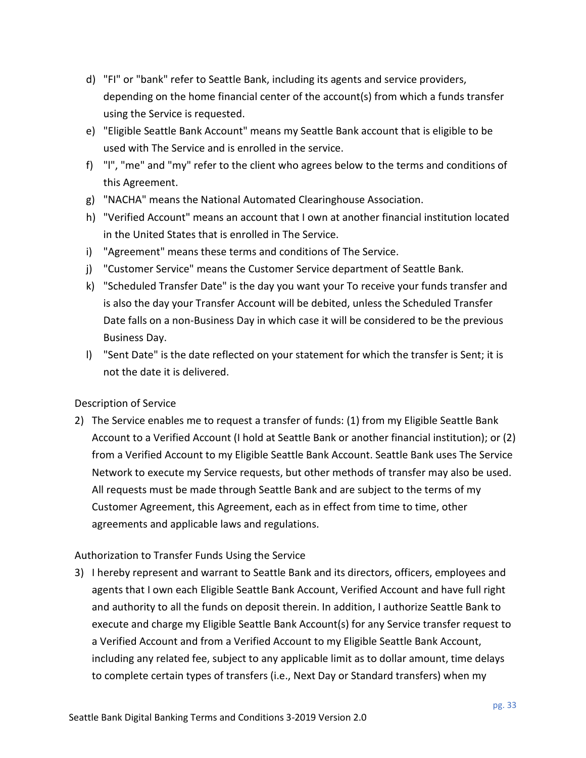d) "FI" or "bank" refer to Seattle Bank, including its agents and service providers, depending on the home financial center of the account(s) from which a funds transfer using the Service is requested.

e) "Eligible Seattle Bank Account" means my Seattle Bank account that is eligible to be used with The Service and is enrolled in the service.

f) "I", "me" and "my" refer to the client who agrees below to the terms and conditions of this Agreement.

g) "NACHA" means the National Automated Clearinghouse Association.

h) "Verified Account" means an account that I own at another financial institution located in the United States that is enrolled in The Service.

i) "Agreement" means these terms and conditions of The Service.

j) "Customer Service" means the Customer Service department of Seattle Bank.

k) "Scheduled Transfer Date" is the day you want your To receive your funds transfer and is also the day your Transfer Account will be debited, unless the Scheduled Transfer Date falls on a non-Business Day in which case it will be considered to be the previous Business Day.

l) "Sent Date" is the date reflected on your statement for which the transfer is Sent; it is not the date it is delivered.

Description of Service

2) The Service enables me to request a transfer of funds: (1) from my Eligible Seattle Bank Account to a Verified Account (I hold at Seattle Bank or another financial institution); or (2) from a Verified Account to my Eligible Seattle Bank Account. Seattle Bank uses The Service Network to execute my Service requests, but other methods of transfer may also be used. All requests must be made through Seattle Bank and are subject to the terms of my Customer Agreement, this Agreement, each as in effect from time to time, other agreements and applicable laws and regulations.

Authorization to Transfer Funds Using the Service

3) I hereby represent and warrant to Seattle Bank and its directors, officers, employees and agents that I own each Eligible Seattle Bank Account, Verified Account and have full right and authority to all the funds on deposit therein. In addition, I authorize Seattle Bank to execute and charge my Eligible Seattle Bank Account(s) for any Service transfer request to a Verified Account and from a Verified Account to my Eligible Seattle Bank Account, including any related fee, subject to any applicable limit as to dollar amount, time delays to complete certain types of transfers (i.e., Next Day or Standard transfers) when my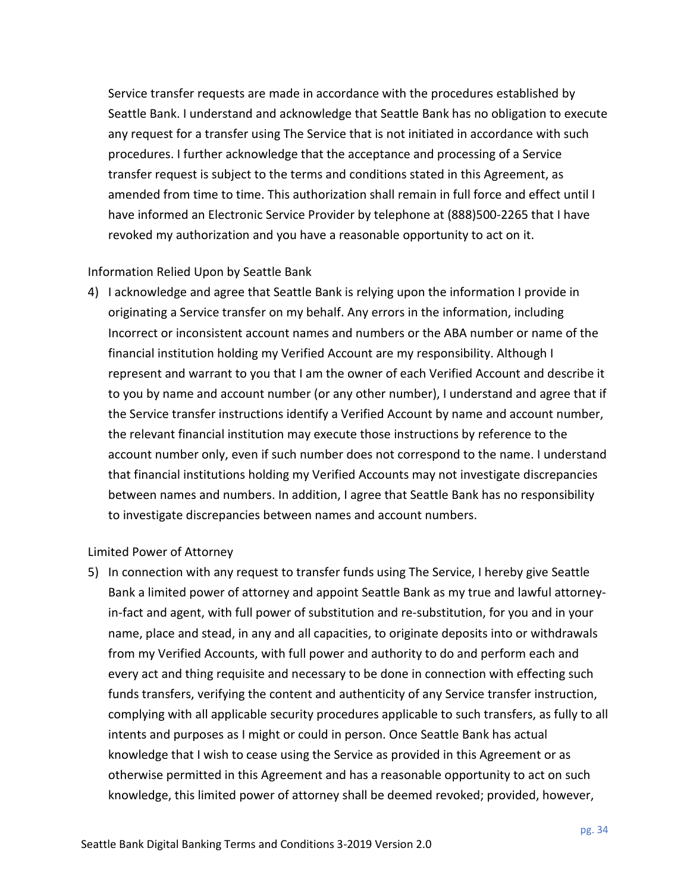Service transfer requests are made in accordance with the procedures established by Seattle Bank. I understand and acknowledge that Seattle Bank has no obligation to execute any request for a transfer using The Service that is not initiated in accordance with such procedures. I further acknowledge that the acceptance and processing of a Service transfer request is subject to the terms and conditions stated in this Agreement, as amended from time to time. This authorization shall remain in full force and effect until I have informed an Electronic Service Provider by telephone at (888)500-2265 that I have revoked my authorization and you have a reasonable opportunity to act on it.

Information Relied Upon by Seattle Bank

4) I acknowledge and agree that Seattle Bank is relying upon the information I provide in originating a Service transfer on my behalf. Any errors in the information, including Incorrect or inconsistent account names and numbers or the ABA number or name of the financial institution holding my Verified Account are my responsibility. Although I represent and warrant to you that I am the owner of each Verified Account and describe it to you by name and account number (or any other number), I understand and agree that if the Service transfer instructions identify a Verified Account by name and account number, the relevant financial institution may execute those instructions by reference to the account number only, even if such number does not correspond to the name. I understand that financial institutions holding my Verified Accounts may not investigate discrepancies between names and numbers. In addition, I agree that Seattle Bank has no responsibility to investigate discrepancies between names and account numbers.

Limited Power of Attorney

5) In connection with any request to transfer funds using The Service, I hereby give Seattle Bank a limited power of attorney and appoint Seattle Bank as my true and lawful attorney-in-fact and agent, with full power of substitution and re-substitution, for you and in your name, place and stead, in any and all capacities, to originate deposits into or withdrawals from my Verified Accounts, with full power and authority to do and perform each and every act and thing requisite and necessary to be done in connection with effecting such funds transfers, verifying the content and authenticity of any Service transfer instruction, complying with all applicable security procedures applicable to such transfers, as fully to all intents and purposes as I might or could in person. Once Seattle Bank has actual knowledge that I wish to cease using the Service as provided in this Agreement or as otherwise permitted in this Agreement and has a reasonable opportunity to act on such knowledge, this limited power of attorney shall be deemed revoked; provided, however,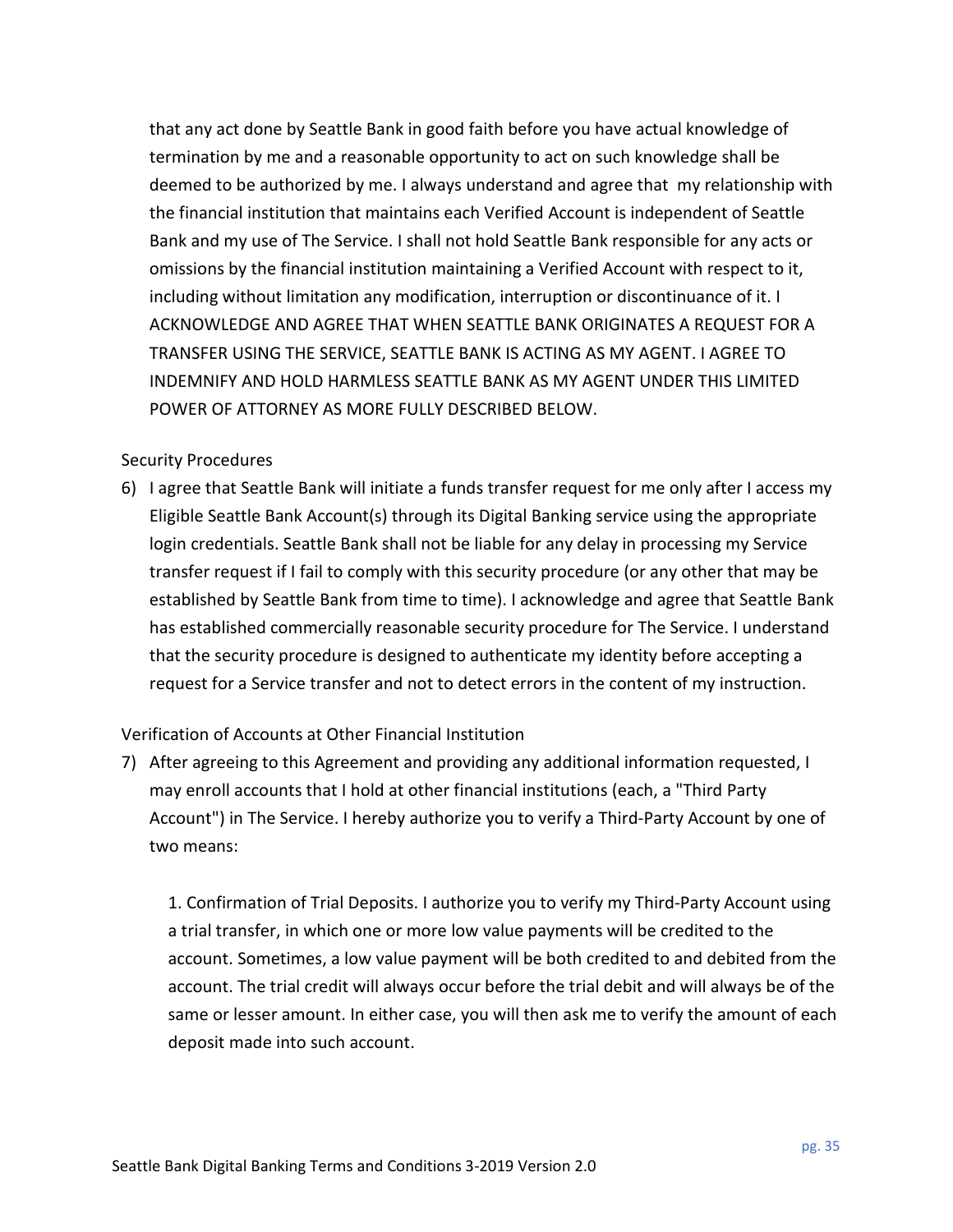that any act done by Seattle Bank in good faith before you have actual knowledge of termination by me and a reasonable opportunity to act on such knowledge shall be deemed to be authorized by me. I always understand and agree that my relationship with the financial institution that maintains each Verified Account is independent of Seattle Bank and my use of The Service. I shall not hold Seattle Bank responsible for any acts or omissions by the financial institution maintaining a Verified Account with respect to it, including without limitation any modification, interruption or discontinuance of it. I ACKNOWLEDGE AND AGREE THAT WHEN SEATTLE BANK ORIGINATES A REQUEST FOR A TRANSFER USING THE SERVICE, SEATTLE BANK IS ACTING AS MY AGENT. I AGREE TO INDEMNIFY AND HOLD HARMLESS SEATTLE BANK AS MY AGENT UNDER THIS LIMITED POWER OF ATTORNEY AS MORE FULLY DESCRIBED BELOW.

Security Procedures

6) I agree that Seattle Bank will initiate a funds transfer request for me only after I access my Eligible Seattle Bank Account(s) through its Digital Banking service using the appropriate login credentials. Seattle Bank shall not be liable for any delay in processing my Service transfer request if I fail to comply with this security procedure (or any other that may be established by Seattle Bank from time to time). I acknowledge and agree that Seattle Bank has established commercially reasonable security procedure for The Service. I understand that the security procedure is designed to authenticate my identity before accepting a request for a Service transfer and not to detect errors in the content of my instruction.

Verification of Accounts at Other Financial Institution

7) After agreeing to this Agreement and providing any additional information requested, I may enroll accounts that I hold at other financial institutions (each, a "Third Party Account") in The Service. I hereby authorize you to verify a Third-Party Account by one of two means:

   1. Confirmation of Trial Deposits. I authorize you to verify my Third-Party Account using a trial transfer, in which one or more low value payments will be credited to the account. Sometimes, a low value payment will be both credited to and debited from the account. The trial credit will always occur before the trial debit and will always be of the same or lesser amount. In either case, you will then ask me to verify the amount of each deposit made into such account.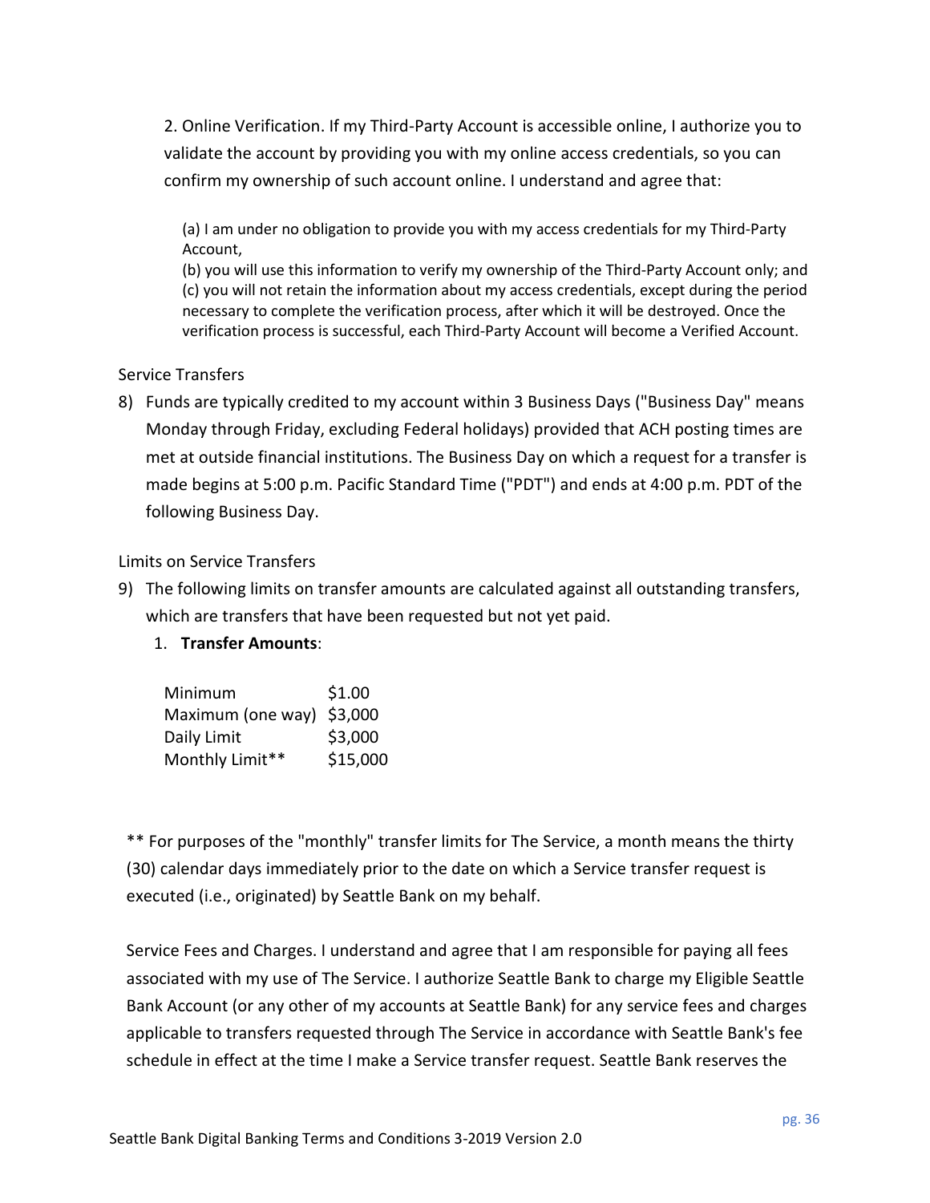2. Online Verification. If my Third-Party Account is accessible online, I authorize you to validate the account by providing you with my online access credentials, so you can confirm my ownership of such account online. I understand and agree that:

(a) I am under no obligation to provide you with my access credentials for my Third-Party Account,
(b) you will use this information to verify my ownership of the Third-Party Account only; and
(c) you will not retain the information about my access credentials, except during the period necessary to complete the verification process, after which it will be destroyed. Once the verification process is successful, each Third-Party Account will become a Verified Account.

Service Transfers

8) Funds are typically credited to my account within 3 Business Days ("Business Day" means Monday through Friday, excluding Federal holidays) provided that ACH posting times are met at outside financial institutions. The Business Day on which a request for a transfer is made begins at 5:00 p.m. Pacific Standard Time ("PDT") and ends at 4:00 p.m. PDT of the following Business Day.

Limits on Service Transfers

9) The following limits on transfer amounts are calculated against all outstanding transfers, which are transfers that have been requested but not yet paid.
   1. **Transfer Amounts**:

| | |
|---|---|
| Minimum | $1.00 |
| Maximum (one way) | $3,000 |
| Daily Limit | $3,000 |
| Monthly Limit** | $15,000 |

** For purposes of the "monthly" transfer limits for The Service, a month means the thirty (30) calendar days immediately prior to the date on which a Service transfer request is executed (i.e., originated) by Seattle Bank on my behalf.

Service Fees and Charges. I understand and agree that I am responsible for paying all fees associated with my use of The Service. I authorize Seattle Bank to charge my Eligible Seattle Bank Account (or any other of my accounts at Seattle Bank) for any service fees and charges applicable to transfers requested through The Service in accordance with Seattle Bank's fee schedule in effect at the time I make a Service transfer request. Seattle Bank reserves the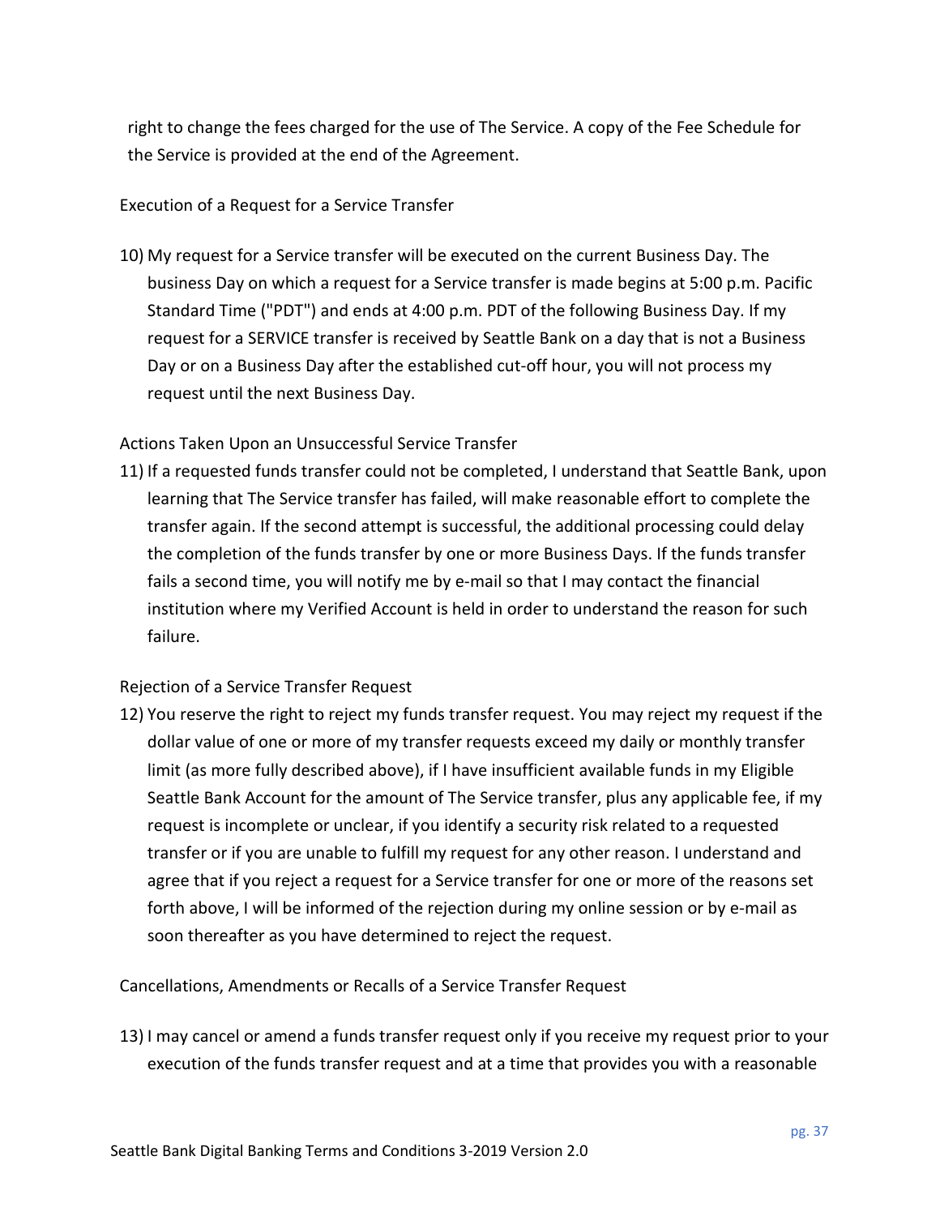right to change the fees charged for the use of The Service. A copy of the Fee Schedule for the Service is provided at the end of the Agreement.

Execution of a Request for a Service Transfer

10) My request for a Service transfer will be executed on the current Business Day. The business Day on which a request for a Service transfer is made begins at 5:00 p.m. Pacific Standard Time ("PDT") and ends at 4:00 p.m. PDT of the following Business Day. If my request for a SERVICE transfer is received by Seattle Bank on a day that is not a Business Day or on a Business Day after the established cut-off hour, you will not process my request until the next Business Day.

Actions Taken Upon an Unsuccessful Service Transfer

11) If a requested funds transfer could not be completed, I understand that Seattle Bank, upon learning that The Service transfer has failed, will make reasonable effort to complete the transfer again. If the second attempt is successful, the additional processing could delay the completion of the funds transfer by one or more Business Days. If the funds transfer fails a second time, you will notify me by e-mail so that I may contact the financial institution where my Verified Account is held in order to understand the reason for such failure.

Rejection of a Service Transfer Request

12) You reserve the right to reject my funds transfer request. You may reject my request if the dollar value of one or more of my transfer requests exceed my daily or monthly transfer limit (as more fully described above), if I have insufficient available funds in my Eligible Seattle Bank Account for the amount of The Service transfer, plus any applicable fee, if my request is incomplete or unclear, if you identify a security risk related to a requested transfer or if you are unable to fulfill my request for any other reason. I understand and agree that if you reject a request for a Service transfer for one or more of the reasons set forth above, I will be informed of the rejection during my online session or by e-mail as soon thereafter as you have determined to reject the request.

Cancellations, Amendments or Recalls of a Service Transfer Request

13) I may cancel or amend a funds transfer request only if you receive my request prior to your execution of the funds transfer request and at a time that provides you with a reasonable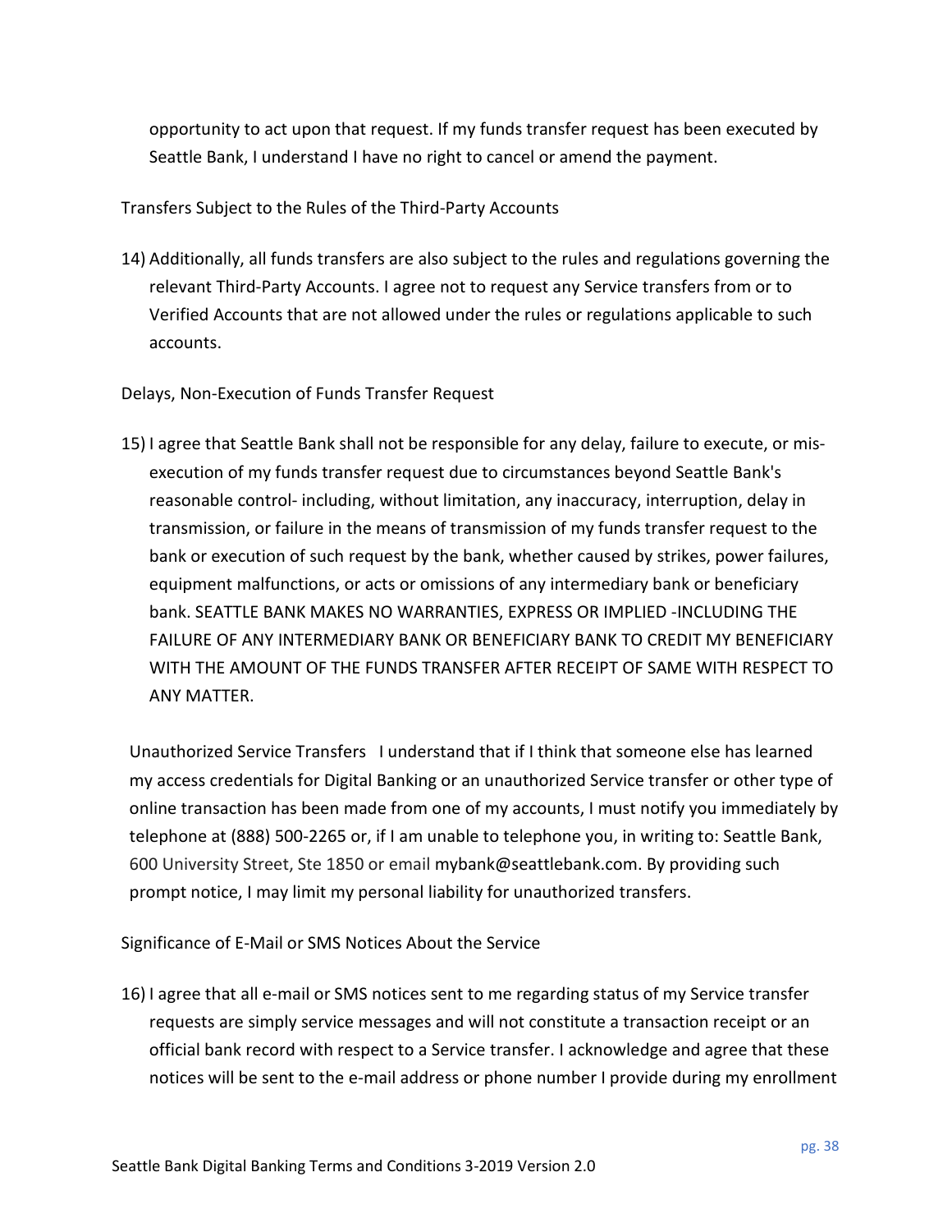opportunity to act upon that request. If my funds transfer request has been executed by Seattle Bank, I understand I have no right to cancel or amend the payment.

Transfers Subject to the Rules of the Third-Party Accounts

14) Additionally, all funds transfers are also subject to the rules and regulations governing the relevant Third-Party Accounts. I agree not to request any Service transfers from or to Verified Accounts that are not allowed under the rules or regulations applicable to such accounts.

Delays, Non-Execution of Funds Transfer Request

15) I agree that Seattle Bank shall not be responsible for any delay, failure to execute, or mis-execution of my funds transfer request due to circumstances beyond Seattle Bank's reasonable control- including, without limitation, any inaccuracy, interruption, delay in transmission, or failure in the means of transmission of my funds transfer request to the bank or execution of such request by the bank, whether caused by strikes, power failures, equipment malfunctions, or acts or omissions of any intermediary bank or beneficiary bank. SEATTLE BANK MAKES NO WARRANTIES, EXPRESS OR IMPLIED -INCLUDING THE FAILURE OF ANY INTERMEDIARY BANK OR BENEFICIARY BANK TO CREDIT MY BENEFICIARY WITH THE AMOUNT OF THE FUNDS TRANSFER AFTER RECEIPT OF SAME WITH RESPECT TO ANY MATTER.

Unauthorized Service Transfers I understand that if I think that someone else has learned my access credentials for Digital Banking or an unauthorized Service transfer or other type of online transaction has been made from one of my accounts, I must notify you immediately by telephone at (888) 500-2265 or, if I am unable to telephone you, in writing to: Seattle Bank, 600 University Street, Ste 1850 or email mybank@seattlebank.com. By providing such prompt notice, I may limit my personal liability for unauthorized transfers.

Significance of E-Mail or SMS Notices About the Service

16) I agree that all e-mail or SMS notices sent to me regarding status of my Service transfer requests are simply service messages and will not constitute a transaction receipt or an official bank record with respect to a Service transfer. I acknowledge and agree that these notices will be sent to the e-mail address or phone number I provide during my enrollment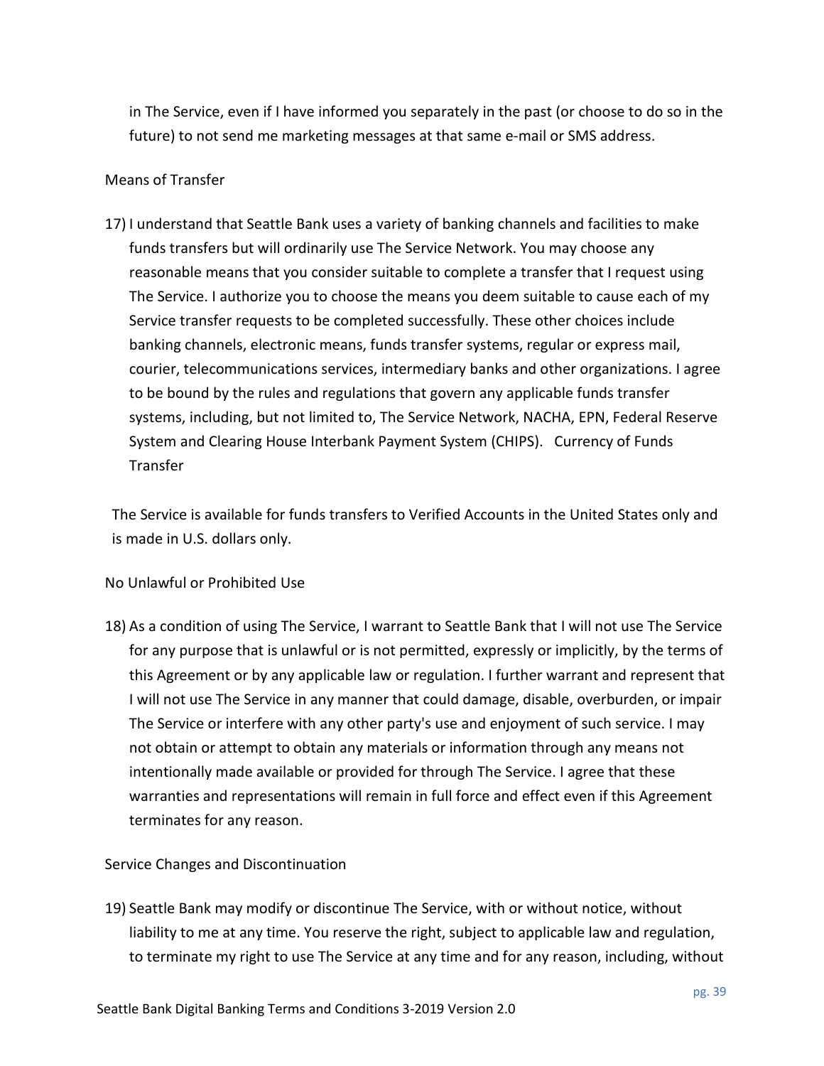in The Service, even if I have informed you separately in the past (or choose to do so in the future) to not send me marketing messages at that same e-mail or SMS address.

Means of Transfer

17) I understand that Seattle Bank uses a variety of banking channels and facilities to make funds transfers but will ordinarily use The Service Network. You may choose any reasonable means that you consider suitable to complete a transfer that I request using The Service. I authorize you to choose the means you deem suitable to cause each of my Service transfer requests to be completed successfully. These other choices include banking channels, electronic means, funds transfer systems, regular or express mail, courier, telecommunications services, intermediary banks and other organizations. I agree to be bound by the rules and regulations that govern any applicable funds transfer systems, including, but not limited to, The Service Network, NACHA, EPN, Federal Reserve System and Clearing House Interbank Payment System (CHIPS). Currency of Funds Transfer

The Service is available for funds transfers to Verified Accounts in the United States only and is made in U.S. dollars only.

No Unlawful or Prohibited Use

18) As a condition of using The Service, I warrant to Seattle Bank that I will not use The Service for any purpose that is unlawful or is not permitted, expressly or implicitly, by the terms of this Agreement or by any applicable law or regulation. I further warrant and represent that I will not use The Service in any manner that could damage, disable, overburden, or impair The Service or interfere with any other party's use and enjoyment of such service. I may not obtain or attempt to obtain any materials or information through any means not intentionally made available or provided for through The Service. I agree that these warranties and representations will remain in full force and effect even if this Agreement terminates for any reason.

Service Changes and Discontinuation

19) Seattle Bank may modify or discontinue The Service, with or without notice, without liability to me at any time. You reserve the right, subject to applicable law and regulation, to terminate my right to use The Service at any time and for any reason, including, without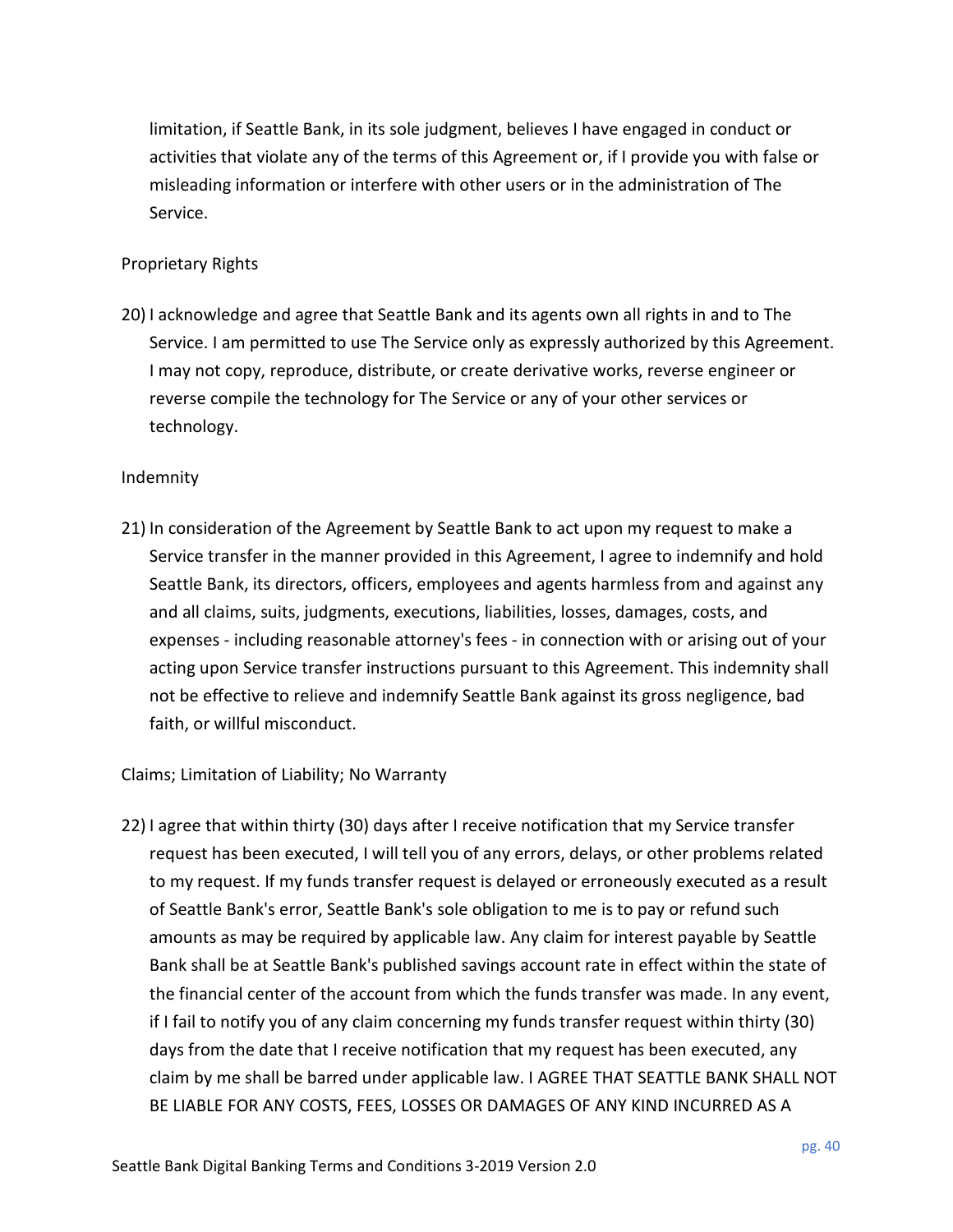limitation, if Seattle Bank, in its sole judgment, believes I have engaged in conduct or activities that violate any of the terms of this Agreement or, if I provide you with false or misleading information or interfere with other users or in the administration of The Service.

Proprietary Rights

20) I acknowledge and agree that Seattle Bank and its agents own all rights in and to The Service. I am permitted to use The Service only as expressly authorized by this Agreement. I may not copy, reproduce, distribute, or create derivative works, reverse engineer or reverse compile the technology for The Service or any of your other services or technology.

Indemnity

21) In consideration of the Agreement by Seattle Bank to act upon my request to make a Service transfer in the manner provided in this Agreement, I agree to indemnify and hold Seattle Bank, its directors, officers, employees and agents harmless from and against any and all claims, suits, judgments, executions, liabilities, losses, damages, costs, and expenses - including reasonable attorney's fees - in connection with or arising out of your acting upon Service transfer instructions pursuant to this Agreement. This indemnity shall not be effective to relieve and indemnify Seattle Bank against its gross negligence, bad faith, or willful misconduct.

Claims; Limitation of Liability; No Warranty

22) I agree that within thirty (30) days after I receive notification that my Service transfer request has been executed, I will tell you of any errors, delays, or other problems related to my request. If my funds transfer request is delayed or erroneously executed as a result of Seattle Bank's error, Seattle Bank's sole obligation to me is to pay or refund such amounts as may be required by applicable law. Any claim for interest payable by Seattle Bank shall be at Seattle Bank's published savings account rate in effect within the state of the financial center of the account from which the funds transfer was made. In any event, if I fail to notify you of any claim concerning my funds transfer request within thirty (30) days from the date that I receive notification that my request has been executed, any claim by me shall be barred under applicable law. I AGREE THAT SEATTLE BANK SHALL NOT BE LIABLE FOR ANY COSTS, FEES, LOSSES OR DAMAGES OF ANY KIND INCURRED AS A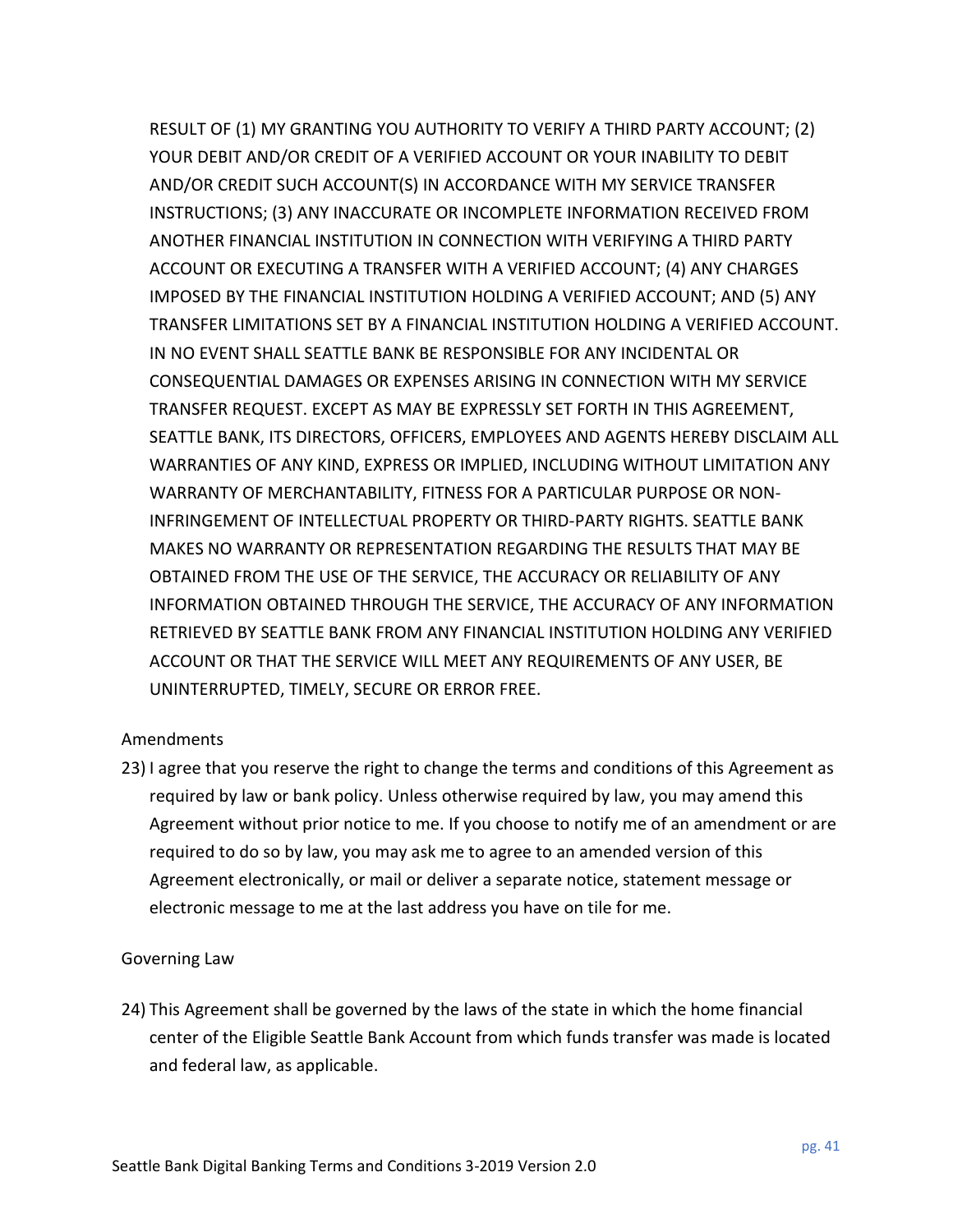RESULT OF (1) MY GRANTING YOU AUTHORITY TO VERIFY A THIRD PARTY ACCOUNT; (2) YOUR DEBIT AND/OR CREDIT OF A VERIFIED ACCOUNT OR YOUR INABILITY TO DEBIT AND/OR CREDIT SUCH ACCOUNT(S) IN ACCORDANCE WITH MY SERVICE TRANSFER INSTRUCTIONS; (3) ANY INACCURATE OR INCOMPLETE INFORMATION RECEIVED FROM ANOTHER FINANCIAL INSTITUTION IN CONNECTION WITH VERIFYING A THIRD PARTY ACCOUNT OR EXECUTING A TRANSFER WITH A VERIFIED ACCOUNT; (4) ANY CHARGES IMPOSED BY THE FINANCIAL INSTITUTION HOLDING A VERIFIED ACCOUNT; AND (5) ANY TRANSFER LIMITATIONS SET BY A FINANCIAL INSTITUTION HOLDING A VERIFIED ACCOUNT. IN NO EVENT SHALL SEATTLE BANK BE RESPONSIBLE FOR ANY INCIDENTAL OR CONSEQUENTIAL DAMAGES OR EXPENSES ARISING IN CONNECTION WITH MY SERVICE TRANSFER REQUEST. EXCEPT AS MAY BE EXPRESSLY SET FORTH IN THIS AGREEMENT, SEATTLE BANK, ITS DIRECTORS, OFFICERS, EMPLOYEES AND AGENTS HEREBY DISCLAIM ALL WARRANTIES OF ANY KIND, EXPRESS OR IMPLIED, INCLUDING WITHOUT LIMITATION ANY WARRANTY OF MERCHANTABILITY, FITNESS FOR A PARTICULAR PURPOSE OR NON-INFRINGEMENT OF INTELLECTUAL PROPERTY OR THIRD-PARTY RIGHTS. SEATTLE BANK MAKES NO WARRANTY OR REPRESENTATION REGARDING THE RESULTS THAT MAY BE OBTAINED FROM THE USE OF THE SERVICE, THE ACCURACY OR RELIABILITY OF ANY INFORMATION OBTAINED THROUGH THE SERVICE, THE ACCURACY OF ANY INFORMATION RETRIEVED BY SEATTLE BANK FROM ANY FINANCIAL INSTITUTION HOLDING ANY VERIFIED ACCOUNT OR THAT THE SERVICE WILL MEET ANY REQUIREMENTS OF ANY USER, BE UNINTERRUPTED, TIMELY, SECURE OR ERROR FREE.

Amendments

23) I agree that you reserve the right to change the terms and conditions of this Agreement as required by law or bank policy. Unless otherwise required by law, you may amend this Agreement without prior notice to me. If you choose to notify me of an amendment or are required to do so by law, you may ask me to agree to an amended version of this Agreement electronically, or mail or deliver a separate notice, statement message or electronic message to me at the last address you have on tile for me.

Governing Law

24) This Agreement shall be governed by the laws of the state in which the home financial center of the Eligible Seattle Bank Account from which funds transfer was made is located and federal law, as applicable.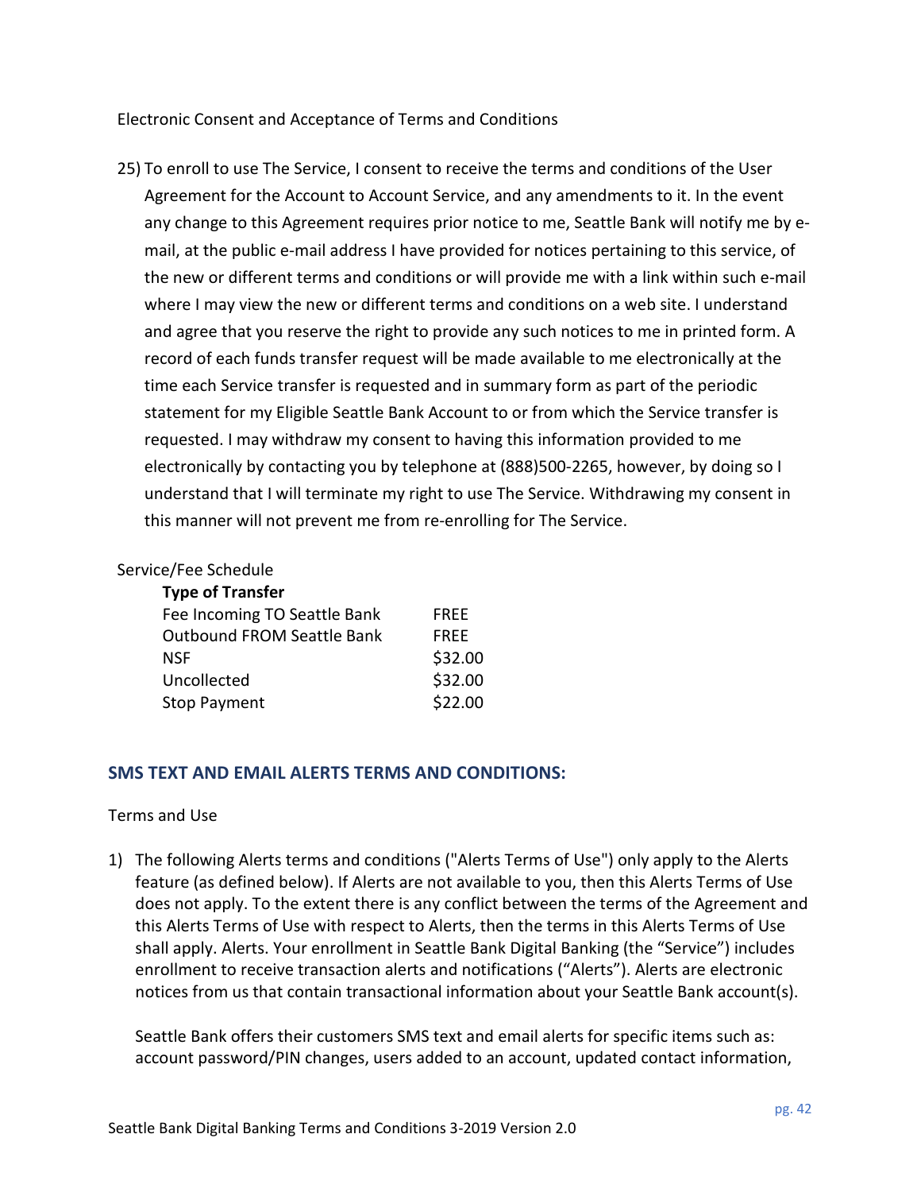Electronic Consent and Acceptance of Terms and Conditions

25) To enroll to use The Service, I consent to receive the terms and conditions of the User Agreement for the Account to Account Service, and any amendments to it. In the event any change to this Agreement requires prior notice to me, Seattle Bank will notify me by e-mail, at the public e-mail address I have provided for notices pertaining to this service, of the new or different terms and conditions or will provide me with a link within such e-mail where I may view the new or different terms and conditions on a web site. I understand and agree that you reserve the right to provide any such notices to me in printed form. A record of each funds transfer request will be made available to me electronically at the time each Service transfer is requested and in summary form as part of the periodic statement for my Eligible Seattle Bank Account to or from which the Service transfer is requested. I may withdraw my consent to having this information provided to me electronically by contacting you by telephone at (888)500-2265, however, by doing so I understand that I will terminate my right to use The Service. Withdrawing my consent in this manner will not prevent me from re-enrolling for The Service.

Service/Fee Schedule

| **Type of Transfer** | |
|---|---|
| Fee Incoming TO Seattle Bank | FREE |
| Outbound FROM Seattle Bank | FREE |
| NSF | $32.00 |
| Uncollected | $32.00 |
| Stop Payment | $22.00 |

## SMS TEXT AND EMAIL ALERTS TERMS AND CONDITIONS:

Terms and Use

1) The following Alerts terms and conditions ("Alerts Terms of Use") only apply to the Alerts feature (as defined below). If Alerts are not available to you, then this Alerts Terms of Use does not apply. To the extent there is any conflict between the terms of the Agreement and this Alerts Terms of Use with respect to Alerts, then the terms in this Alerts Terms of Use shall apply. Alerts. Your enrollment in Seattle Bank Digital Banking (the "Service") includes enrollment to receive transaction alerts and notifications ("Alerts"). Alerts are electronic notices from us that contain transactional information about your Seattle Bank account(s).

   Seattle Bank offers their customers SMS text and email alerts for specific items such as: account password/PIN changes, users added to an account, updated contact information,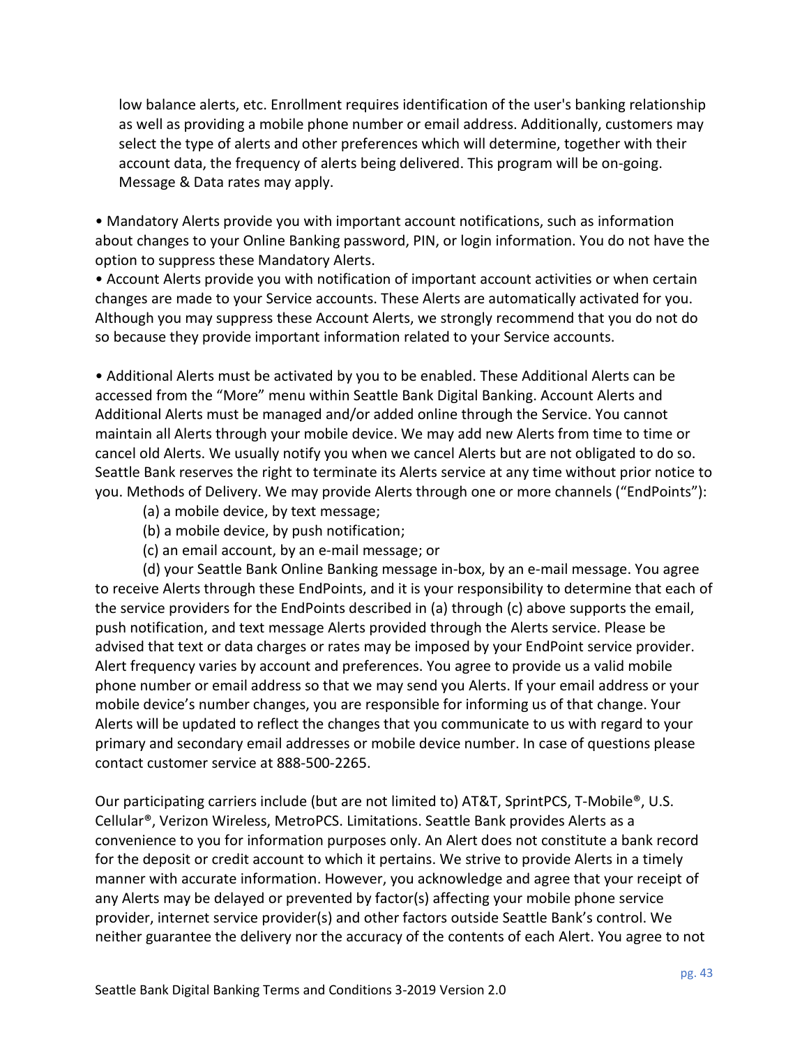low balance alerts, etc. Enrollment requires identification of the user's banking relationship as well as providing a mobile phone number or email address. Additionally, customers may select the type of alerts and other preferences which will determine, together with their account data, the frequency of alerts being delivered. This program will be on-going. Message & Data rates may apply.

• Mandatory Alerts provide you with important account notifications, such as information about changes to your Online Banking password, PIN, or login information. You do not have the option to suppress these Mandatory Alerts.

• Account Alerts provide you with notification of important account activities or when certain changes are made to your Service accounts. These Alerts are automatically activated for you. Although you may suppress these Account Alerts, we strongly recommend that you do not do so because they provide important information related to your Service accounts.

• Additional Alerts must be activated by you to be enabled. These Additional Alerts can be accessed from the "More" menu within Seattle Bank Digital Banking. Account Alerts and Additional Alerts must be managed and/or added online through the Service. You cannot maintain all Alerts through your mobile device. We may add new Alerts from time to time or cancel old Alerts. We usually notify you when we cancel Alerts but are not obligated to do so. Seattle Bank reserves the right to terminate its Alerts service at any time without prior notice to you. Methods of Delivery. We may provide Alerts through one or more channels ("EndPoints"):

(a) a mobile device, by text message;

(b) a mobile device, by push notification;

(c) an email account, by an e-mail message; or

(d) your Seattle Bank Online Banking message in-box, by an e-mail message. You agree to receive Alerts through these EndPoints, and it is your responsibility to determine that each of the service providers for the EndPoints described in (a) through (c) above supports the email, push notification, and text message Alerts provided through the Alerts service. Please be advised that text or data charges or rates may be imposed by your EndPoint service provider. Alert frequency varies by account and preferences. You agree to provide us a valid mobile phone number or email address so that we may send you Alerts. If your email address or your mobile device's number changes, you are responsible for informing us of that change. Your Alerts will be updated to reflect the changes that you communicate to us with regard to your primary and secondary email addresses or mobile device number. In case of questions please contact customer service at 888-500-2265.

Our participating carriers include (but are not limited to) AT&T, SprintPCS, T-Mobile®, U.S. Cellular®, Verizon Wireless, MetroPCS. Limitations. Seattle Bank provides Alerts as a convenience to you for information purposes only. An Alert does not constitute a bank record for the deposit or credit account to which it pertains. We strive to provide Alerts in a timely manner with accurate information. However, you acknowledge and agree that your receipt of any Alerts may be delayed or prevented by factor(s) affecting your mobile phone service provider, internet service provider(s) and other factors outside Seattle Bank's control. We neither guarantee the delivery nor the accuracy of the contents of each Alert. You agree to not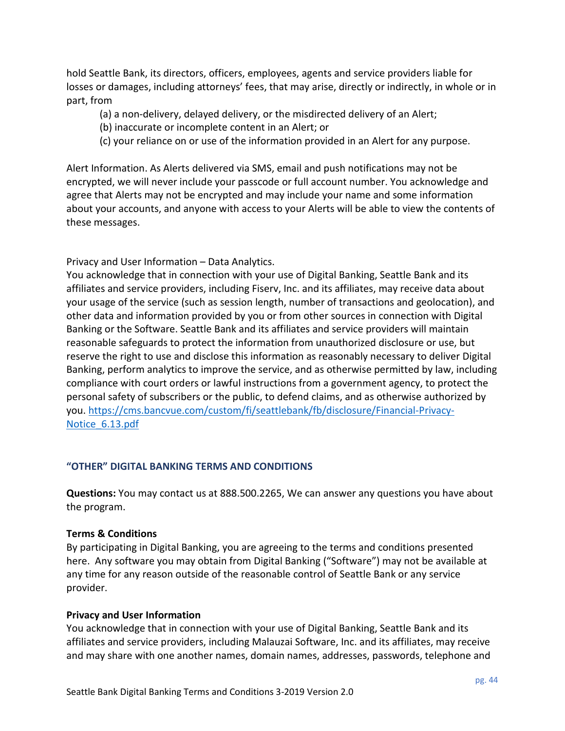hold Seattle Bank, its directors, officers, employees, agents and service providers liable for losses or damages, including attorneys' fees, that may arise, directly or indirectly, in whole or in part, from

(a) a non-delivery, delayed delivery, or the misdirected delivery of an Alert;
(b) inaccurate or incomplete content in an Alert; or
(c) your reliance on or use of the information provided in an Alert for any purpose.

Alert Information. As Alerts delivered via SMS, email and push notifications may not be encrypted, we will never include your passcode or full account number. You acknowledge and agree that Alerts may not be encrypted and may include your name and some information about your accounts, and anyone with access to your Alerts will be able to view the contents of these messages.

Privacy and User Information – Data Analytics.
You acknowledge that in connection with your use of Digital Banking, Seattle Bank and its affiliates and service providers, including Fiserv, Inc. and its affiliates, may receive data about your usage of the service (such as session length, number of transactions and geolocation), and other data and information provided by you or from other sources in connection with Digital Banking or the Software. Seattle Bank and its affiliates and service providers will maintain reasonable safeguards to protect the information from unauthorized disclosure or use, but reserve the right to use and disclose this information as reasonably necessary to deliver Digital Banking, perform analytics to improve the service, and as otherwise permitted by law, including compliance with court orders or lawful instructions from a government agency, to protect the personal safety of subscribers or the public, to defend claims, and as otherwise authorized by you. https://cms.bancvue.com/custom/fi/seattlebank/fb/disclosure/Financial-Privacy-Notice_6.13.pdf

## "OTHER" DIGITAL BANKING TERMS AND CONDITIONS

**Questions:** You may contact us at 888.500.2265, We can answer any questions you have about the program.

**Terms & Conditions**
By participating in Digital Banking, you are agreeing to the terms and conditions presented here. Any software you may obtain from Digital Banking ("Software") may not be available at any time for any reason outside of the reasonable control of Seattle Bank or any service provider.

**Privacy and User Information**
You acknowledge that in connection with your use of Digital Banking, Seattle Bank and its affiliates and service providers, including Malauzai Software, Inc. and its affiliates, may receive and may share with one another names, domain names, addresses, passwords, telephone and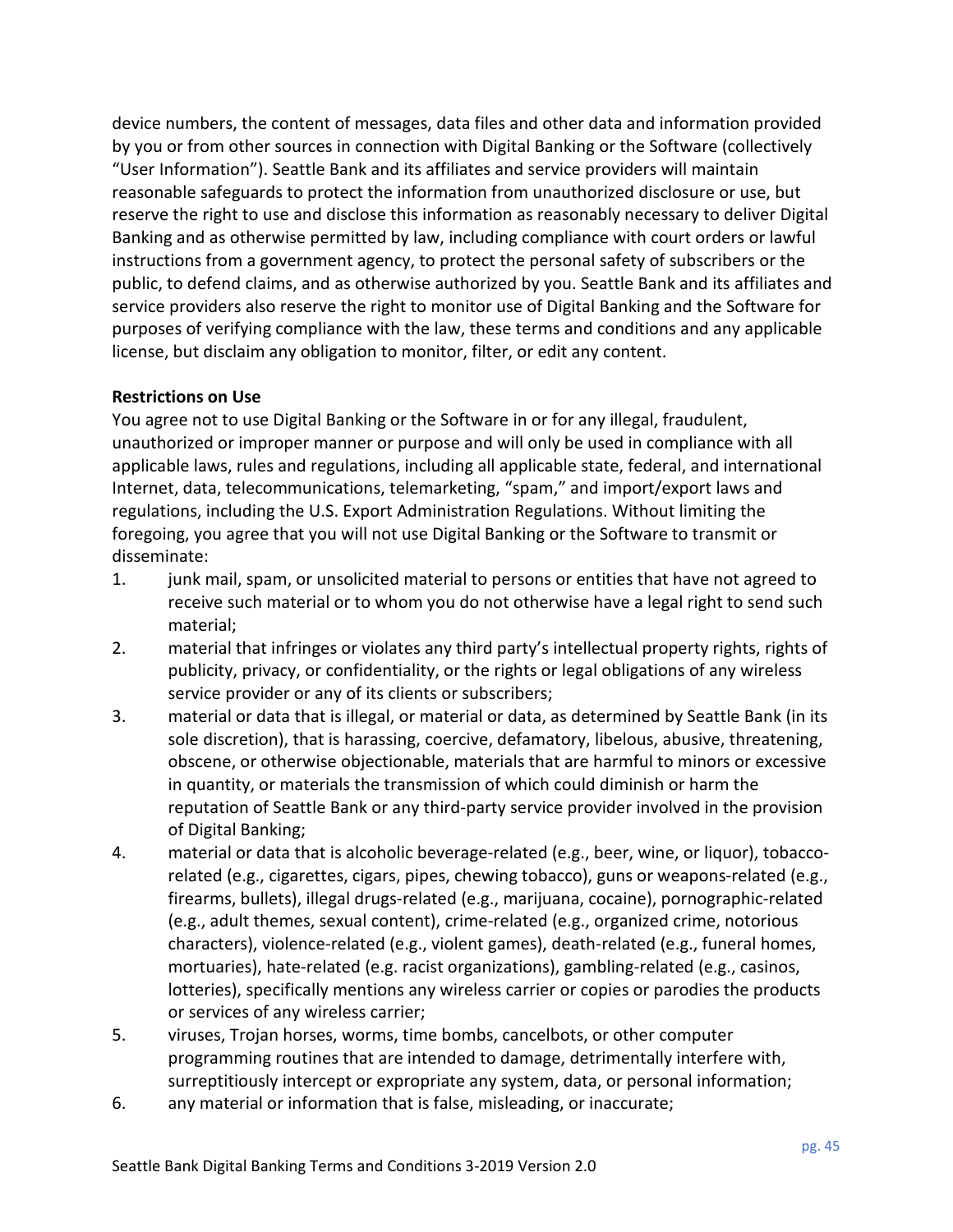device numbers, the content of messages, data files and other data and information provided by you or from other sources in connection with Digital Banking or the Software (collectively "User Information"). Seattle Bank and its affiliates and service providers will maintain reasonable safeguards to protect the information from unauthorized disclosure or use, but reserve the right to use and disclose this information as reasonably necessary to deliver Digital Banking and as otherwise permitted by law, including compliance with court orders or lawful instructions from a government agency, to protect the personal safety of subscribers or the public, to defend claims, and as otherwise authorized by you. Seattle Bank and its affiliates and service providers also reserve the right to monitor use of Digital Banking and the Software for purposes of verifying compliance with the law, these terms and conditions and any applicable license, but disclaim any obligation to monitor, filter, or edit any content.

**Restrictions on Use**

You agree not to use Digital Banking or the Software in or for any illegal, fraudulent, unauthorized or improper manner or purpose and will only be used in compliance with all applicable laws, rules and regulations, including all applicable state, federal, and international Internet, data, telecommunications, telemarketing, "spam," and import/export laws and regulations, including the U.S. Export Administration Regulations. Without limiting the foregoing, you agree that you will not use Digital Banking or the Software to transmit or disseminate:

1. junk mail, spam, or unsolicited material to persons or entities that have not agreed to receive such material or to whom you do not otherwise have a legal right to send such material;
2. material that infringes or violates any third party's intellectual property rights, rights of publicity, privacy, or confidentiality, or the rights or legal obligations of any wireless service provider or any of its clients or subscribers;
3. material or data that is illegal, or material or data, as determined by Seattle Bank (in its sole discretion), that is harassing, coercive, defamatory, libelous, abusive, threatening, obscene, or otherwise objectionable, materials that are harmful to minors or excessive in quantity, or materials the transmission of which could diminish or harm the reputation of Seattle Bank or any third-party service provider involved in the provision of Digital Banking;
4. material or data that is alcoholic beverage-related (e.g., beer, wine, or liquor), tobacco-related (e.g., cigarettes, cigars, pipes, chewing tobacco), guns or weapons-related (e.g., firearms, bullets), illegal drugs-related (e.g., marijuana, cocaine), pornographic-related (e.g., adult themes, sexual content), crime-related (e.g., organized crime, notorious characters), violence-related (e.g., violent games), death-related (e.g., funeral homes, mortuaries), hate-related (e.g. racist organizations), gambling-related (e.g., casinos, lotteries), specifically mentions any wireless carrier or copies or parodies the products or services of any wireless carrier;
5. viruses, Trojan horses, worms, time bombs, cancelbots, or other computer programming routines that are intended to damage, detrimentally interfere with, surreptitiously intercept or expropriate any system, data, or personal information;
6. any material or information that is false, misleading, or inaccurate;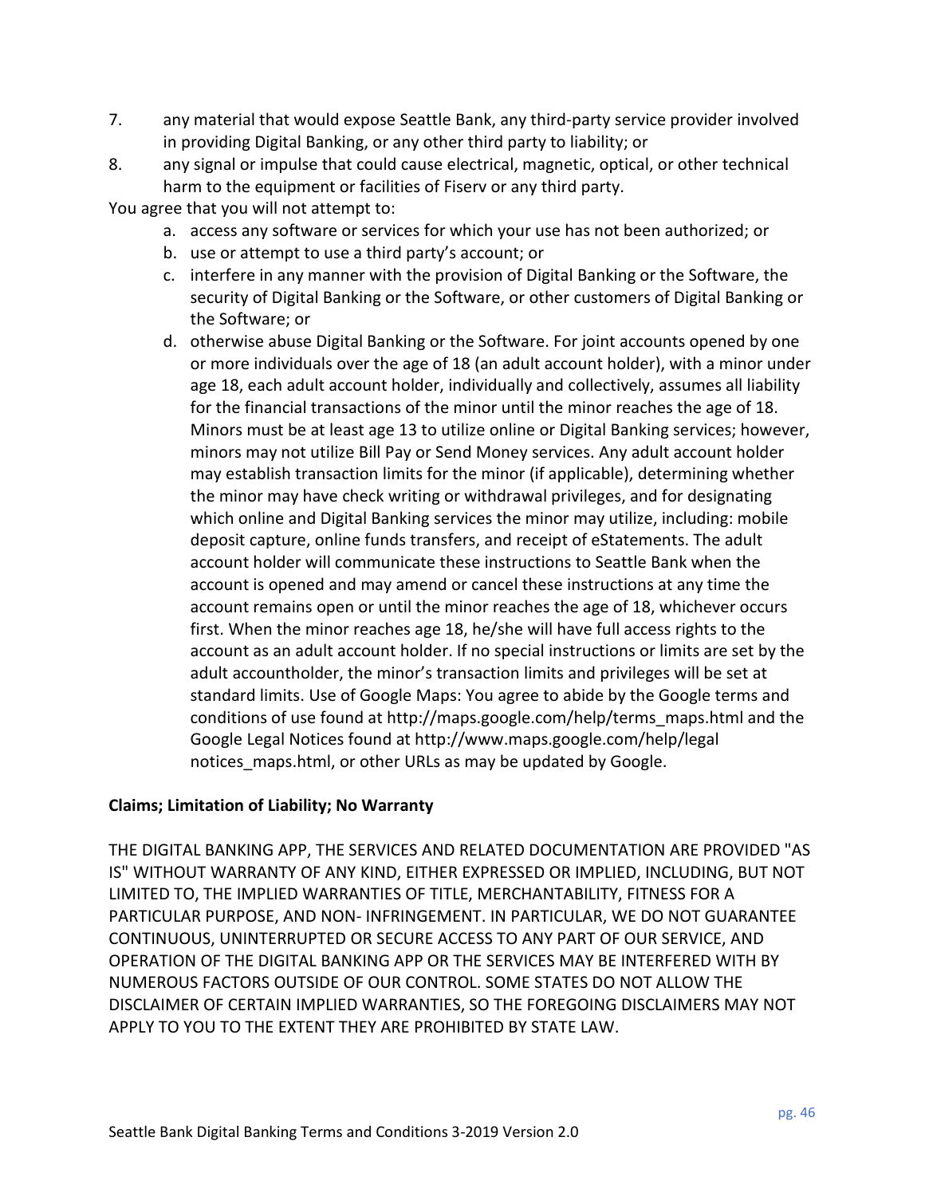7. any material that would expose Seattle Bank, any third-party service provider involved in providing Digital Banking, or any other third party to liability; or
8. any signal or impulse that could cause electrical, magnetic, optical, or other technical harm to the equipment or facilities of Fiserv or any third party.

You agree that you will not attempt to:

a. access any software or services for which your use has not been authorized; or
b. use or attempt to use a third party's account; or
c. interfere in any manner with the provision of Digital Banking or the Software, the security of Digital Banking or the Software, or other customers of Digital Banking or the Software; or
d. otherwise abuse Digital Banking or the Software. For joint accounts opened by one or more individuals over the age of 18 (an adult account holder), with a minor under age 18, each adult account holder, individually and collectively, assumes all liability for the financial transactions of the minor until the minor reaches the age of 18. Minors must be at least age 13 to utilize online or Digital Banking services; however, minors may not utilize Bill Pay or Send Money services. Any adult account holder may establish transaction limits for the minor (if applicable), determining whether the minor may have check writing or withdrawal privileges, and for designating which online and Digital Banking services the minor may utilize, including: mobile deposit capture, online funds transfers, and receipt of eStatements. The adult account holder will communicate these instructions to Seattle Bank when the account is opened and may amend or cancel these instructions at any time the account remains open or until the minor reaches the age of 18, whichever occurs first. When the minor reaches age 18, he/she will have full access rights to the account as an adult account holder. If no special instructions or limits are set by the adult accountholder, the minor's transaction limits and privileges will be set at standard limits. Use of Google Maps: You agree to abide by the Google terms and conditions of use found at http://maps.google.com/help/terms_maps.html and the Google Legal Notices found at http://www.maps.google.com/help/legal notices_maps.html, or other URLs as may be updated by Google.

**Claims; Limitation of Liability; No Warranty**

THE DIGITAL BANKING APP, THE SERVICES AND RELATED DOCUMENTATION ARE PROVIDED "AS IS" WITHOUT WARRANTY OF ANY KIND, EITHER EXPRESSED OR IMPLIED, INCLUDING, BUT NOT LIMITED TO, THE IMPLIED WARRANTIES OF TITLE, MERCHANTABILITY, FITNESS FOR A PARTICULAR PURPOSE, AND NON- INFRINGEMENT. IN PARTICULAR, WE DO NOT GUARANTEE CONTINUOUS, UNINTERRUPTED OR SECURE ACCESS TO ANY PART OF OUR SERVICE, AND OPERATION OF THE DIGITAL BANKING APP OR THE SERVICES MAY BE INTERFERED WITH BY NUMEROUS FACTORS OUTSIDE OF OUR CONTROL. SOME STATES DO NOT ALLOW THE DISCLAIMER OF CERTAIN IMPLIED WARRANTIES, SO THE FOREGOING DISCLAIMERS MAY NOT APPLY TO YOU TO THE EXTENT THEY ARE PROHIBITED BY STATE LAW.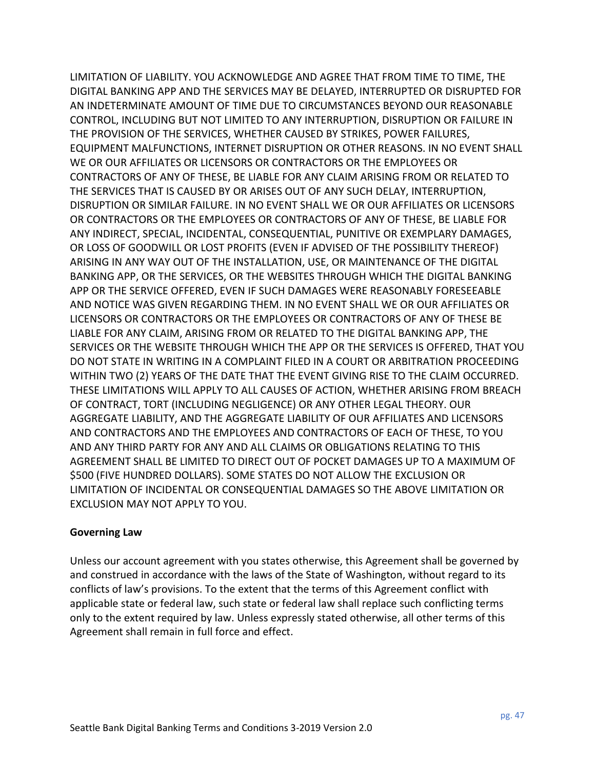LIMITATION OF LIABILITY. YOU ACKNOWLEDGE AND AGREE THAT FROM TIME TO TIME, THE DIGITAL BANKING APP AND THE SERVICES MAY BE DELAYED, INTERRUPTED OR DISRUPTED FOR AN INDETERMINATE AMOUNT OF TIME DUE TO CIRCUMSTANCES BEYOND OUR REASONABLE CONTROL, INCLUDING BUT NOT LIMITED TO ANY INTERRUPTION, DISRUPTION OR FAILURE IN THE PROVISION OF THE SERVICES, WHETHER CAUSED BY STRIKES, POWER FAILURES, EQUIPMENT MALFUNCTIONS, INTERNET DISRUPTION OR OTHER REASONS. IN NO EVENT SHALL WE OR OUR AFFILIATES OR LICENSORS OR CONTRACTORS OR THE EMPLOYEES OR CONTRACTORS OF ANY OF THESE, BE LIABLE FOR ANY CLAIM ARISING FROM OR RELATED TO THE SERVICES THAT IS CAUSED BY OR ARISES OUT OF ANY SUCH DELAY, INTERRUPTION, DISRUPTION OR SIMILAR FAILURE. IN NO EVENT SHALL WE OR OUR AFFILIATES OR LICENSORS OR CONTRACTORS OR THE EMPLOYEES OR CONTRACTORS OF ANY OF THESE, BE LIABLE FOR ANY INDIRECT, SPECIAL, INCIDENTAL, CONSEQUENTIAL, PUNITIVE OR EXEMPLARY DAMAGES, OR LOSS OF GOODWILL OR LOST PROFITS (EVEN IF ADVISED OF THE POSSIBILITY THEREOF) ARISING IN ANY WAY OUT OF THE INSTALLATION, USE, OR MAINTENANCE OF THE DIGITAL BANKING APP, OR THE SERVICES, OR THE WEBSITES THROUGH WHICH THE DIGITAL BANKING APP OR THE SERVICE OFFERED, EVEN IF SUCH DAMAGES WERE REASONABLY FORESEEABLE AND NOTICE WAS GIVEN REGARDING THEM. IN NO EVENT SHALL WE OR OUR AFFILIATES OR LICENSORS OR CONTRACTORS OR THE EMPLOYEES OR CONTRACTORS OF ANY OF THESE BE LIABLE FOR ANY CLAIM, ARISING FROM OR RELATED TO THE DIGITAL BANKING APP, THE SERVICES OR THE WEBSITE THROUGH WHICH THE APP OR THE SERVICES IS OFFERED, THAT YOU DO NOT STATE IN WRITING IN A COMPLAINT FILED IN A COURT OR ARBITRATION PROCEEDING WITHIN TWO (2) YEARS OF THE DATE THAT THE EVENT GIVING RISE TO THE CLAIM OCCURRED. THESE LIMITATIONS WILL APPLY TO ALL CAUSES OF ACTION, WHETHER ARISING FROM BREACH OF CONTRACT, TORT (INCLUDING NEGLIGENCE) OR ANY OTHER LEGAL THEORY. OUR AGGREGATE LIABILITY, AND THE AGGREGATE LIABILITY OF OUR AFFILIATES AND LICENSORS AND CONTRACTORS AND THE EMPLOYEES AND CONTRACTORS OF EACH OF THESE, TO YOU AND ANY THIRD PARTY FOR ANY AND ALL CLAIMS OR OBLIGATIONS RELATING TO THIS AGREEMENT SHALL BE LIMITED TO DIRECT OUT OF POCKET DAMAGES UP TO A MAXIMUM OF $500 (FIVE HUNDRED DOLLARS). SOME STATES DO NOT ALLOW THE EXCLUSION OR LIMITATION OF INCIDENTAL OR CONSEQUENTIAL DAMAGES SO THE ABOVE LIMITATION OR EXCLUSION MAY NOT APPLY TO YOU.

**Governing Law**

Unless our account agreement with you states otherwise, this Agreement shall be governed by and construed in accordance with the laws of the State of Washington, without regard to its conflicts of law's provisions. To the extent that the terms of this Agreement conflict with applicable state or federal law, such state or federal law shall replace such conflicting terms only to the extent required by law. Unless expressly stated otherwise, all other terms of this Agreement shall remain in full force and effect.